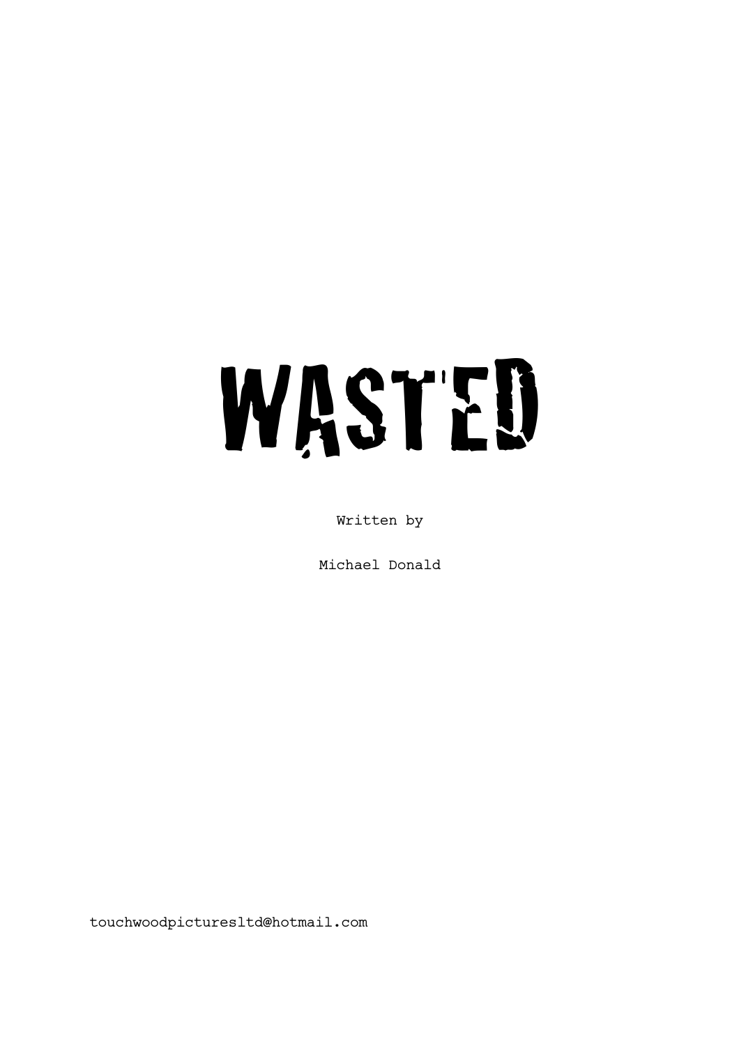# WASTED

Written by

Michael Donald

touchwoodpicturesltd@hotmail.com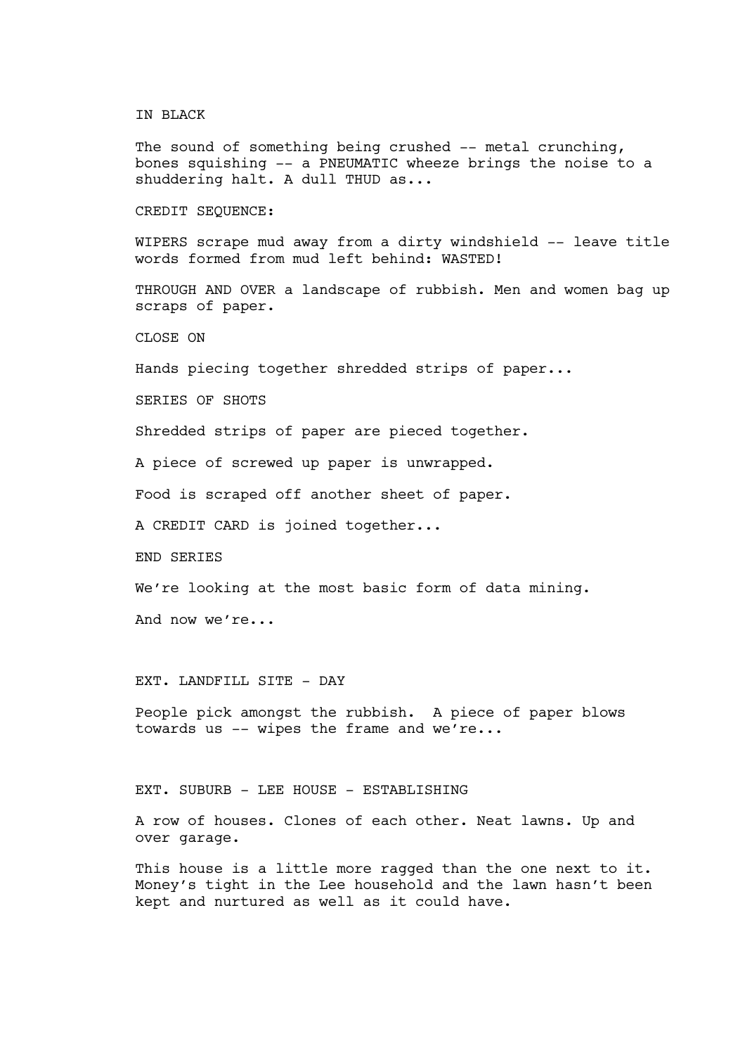IN BLACK

The sound of something being crushed -- metal crunching, bones squishing -- a PNEUMATIC wheeze brings the noise to a shuddering halt. A dull THUD as...

CREDIT SEQUENCE:

WIPERS scrape mud away from a dirty windshield -- leave title words formed from mud left behind: WASTED!

THROUGH AND OVER a landscape of rubbish. Men and women bag up scraps of paper.

CLOSE ON

Hands piecing together shredded strips of paper...

SERIES OF SHOTS

Shredded strips of paper are pieced together.

A piece of screwed up paper is unwrapped.

Food is scraped off another sheet of paper.

A CREDIT CARD is joined together...

END SERIES

We're looking at the most basic form of data mining.

And now we're...

EXT. LANDFILL SITE - DAY

People pick amongst the rubbish. A piece of paper blows towards us -- wipes the frame and we're...

EXT. SUBURB - LEE HOUSE - ESTABLISHING

A row of houses. Clones of each other. Neat lawns. Up and over garage.

This house is a little more ragged than the one next to it. Money's tight in the Lee household and the lawn hasn't been kept and nurtured as well as it could have.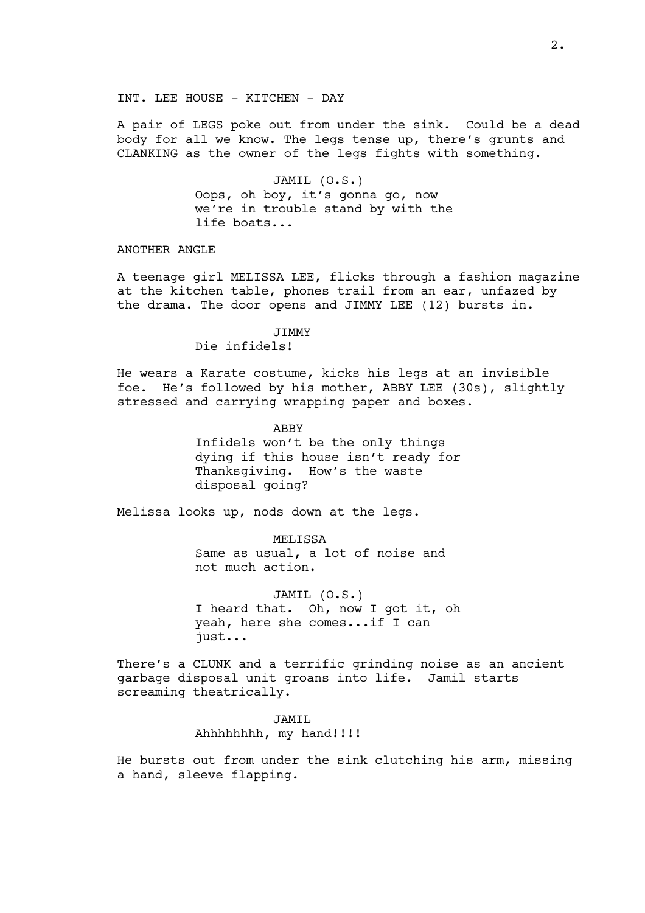INT. LEE HOUSE - KITCHEN - DAY

A pair of LEGS poke out from under the sink. Could be a dead body for all we know. The legs tense up, there's grunts and CLANKING as the owner of the legs fights with something.

JAMIL (O.S.)
Oops, oh boy, it's gonna go, now we're in trouble stand by with the life boats...

ANOTHER ANGLE

A teenage girl MELISSA LEE, flicks through a fashion magazine at the kitchen table, phones trail from an ear, unfazed by the drama. The door opens and JIMMY LEE (12) bursts in.

JIMMY
Die infidels!

He wears a Karate costume, kicks his legs at an invisible foe. He's followed by his mother, ABBY LEE (30s), slightly stressed and carrying wrapping paper and boxes.

ABBY
Infidels won't be the only things dying if this house isn't ready for Thanksgiving. How's the waste disposal going?

Melissa looks up, nods down at the legs.

MELISSA
Same as usual, a lot of noise and not much action.

JAMIL (O.S.)
I heard that. Oh, now I got it, oh yeah, here she comes...if I can just...

There's a CLUNK and a terrific grinding noise as an ancient garbage disposal unit groans into life. Jamil starts screaming theatrically.

JAMIL
Ahhhhhhhh, my hand!!!!

He bursts out from under the sink clutching his arm, missing a hand, sleeve flapping.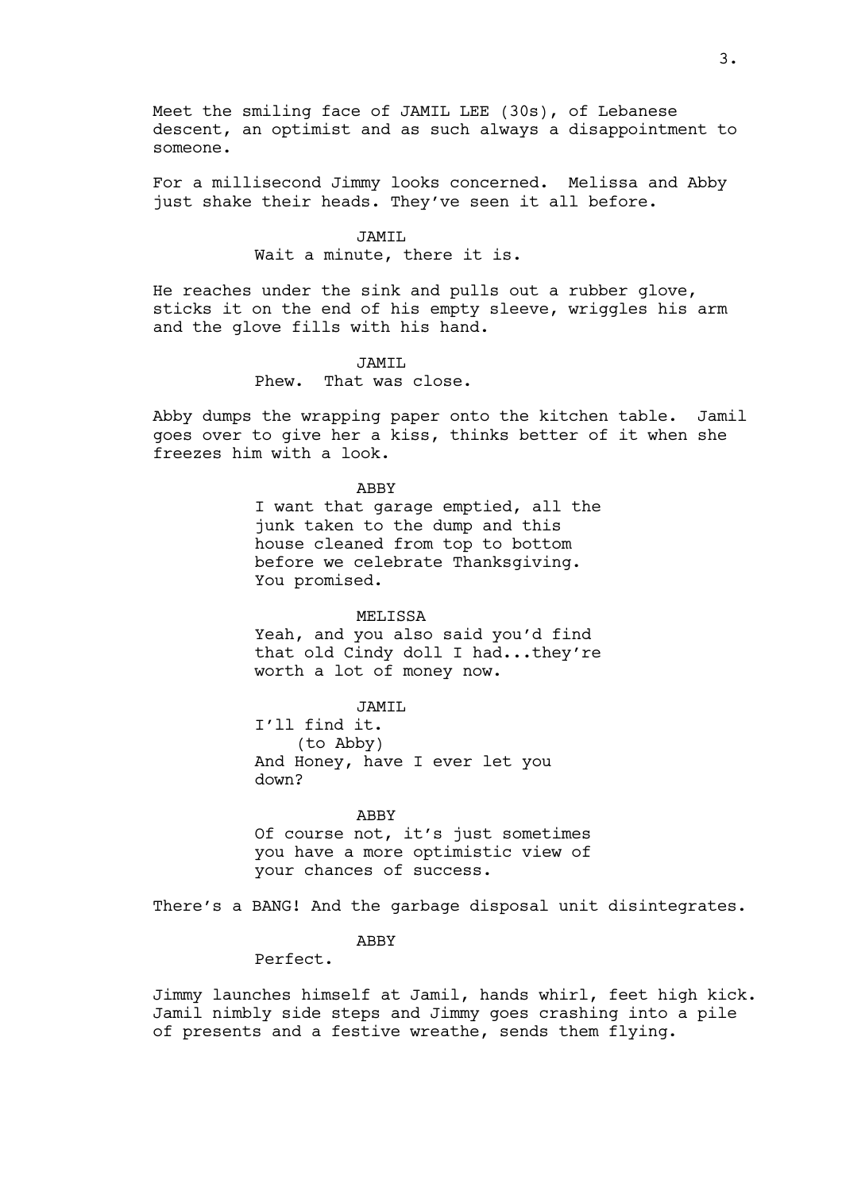Meet the smiling face of JAMIL LEE (30s), of Lebanese descent, an optimist and as such always a disappointment to someone.

For a millisecond Jimmy looks concerned. Melissa and Abby just shake their heads. They've seen it all before.

JAMIL
Wait a minute, there it is.

He reaches under the sink and pulls out a rubber glove, sticks it on the end of his empty sleeve, wriggles his arm and the glove fills with his hand.

JAMIL
Phew. That was close.

Abby dumps the wrapping paper onto the kitchen table. Jamil goes over to give her a kiss, thinks better of it when she freezes him with a look.

ABBY
I want that garage emptied, all the junk taken to the dump and this house cleaned from top to bottom before we celebrate Thanksgiving. You promised.

MELISSA
Yeah, and you also said you'd find that old Cindy doll I had...they're worth a lot of money now.

JAMIL
I'll find it.
(to Abby)
And Honey, have I ever let you down?

ABBY
Of course not, it's just sometimes you have a more optimistic view of your chances of success.

There's a BANG! And the garbage disposal unit disintegrates.

ABBY
Perfect.

Jimmy launches himself at Jamil, hands whirl, feet high kick. Jamil nimbly side steps and Jimmy goes crashing into a pile of presents and a festive wreathe, sends them flying.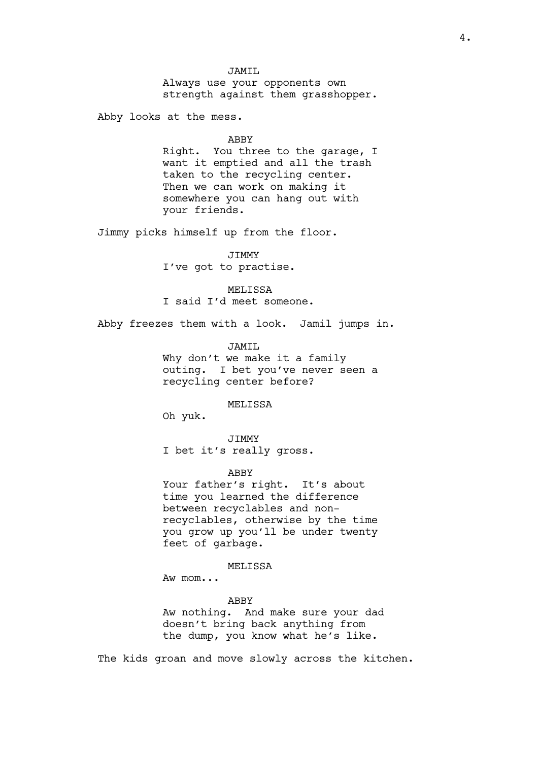JAMIL

Always use your opponents own strength against them grasshopper.

Abby looks at the mess.

ABBY

Right. You three to the garage, I want it emptied and all the trash taken to the recycling center. Then we can work on making it somewhere you can hang out with your friends.

Jimmy picks himself up from the floor.

JIMMY

I've got to practise.

MELISSA

I said I'd meet someone.

Abby freezes them with a look. Jamil jumps in.

JAMIL

Why don't we make it a family outing. I bet you've never seen a recycling center before?

MELISSA

Oh yuk.

JIMMY

I bet it's really gross.

ABBY

Your father's right. It's about time you learned the difference between recyclables and non-recyclables, otherwise by the time you grow up you'll be under twenty feet of garbage.

MELISSA

Aw mom...

ABBY

Aw nothing. And make sure your dad doesn't bring back anything from the dump, you know what he's like.

The kids groan and move slowly across the kitchen.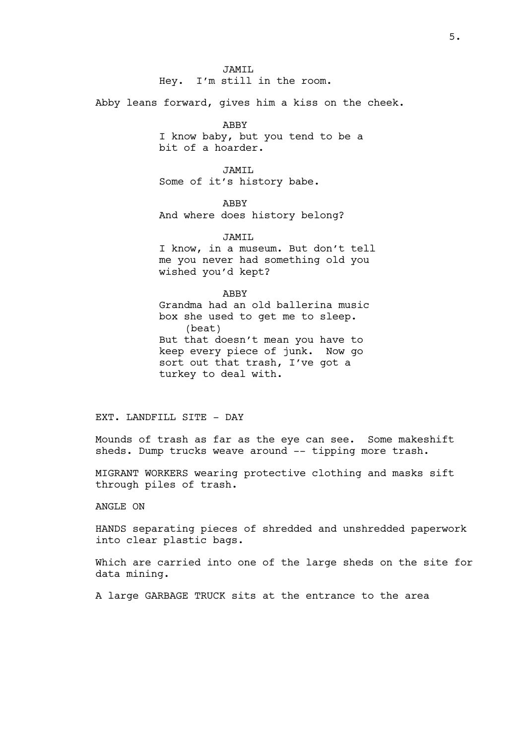JAMIL

Hey.  I'm still in the room.

Abby leans forward, gives him a kiss on the cheek.

ABBY

I know baby, but you tend to be a bit of a hoarder.

JAMIL

Some of it's history babe.

ABBY

And where does history belong?

JAMIL

I know, in a museum. But don't tell me you never had something old you wished you'd kept?

ABBY

Grandma had an old ballerina music box she used to get me to sleep.

(beat)

But that doesn't mean you have to keep every piece of junk.  Now go sort out that trash, I've got a turkey to deal with.

EXT. LANDFILL SITE - DAY

Mounds of trash as far as the eye can see.  Some makeshift sheds. Dump trucks weave around -- tipping more trash.

MIGRANT WORKERS wearing protective clothing and masks sift through piles of trash.

ANGLE ON

HANDS separating pieces of shredded and unshredded paperwork into clear plastic bags.

Which are carried into one of the large sheds on the site for data mining.

A large GARBAGE TRUCK sits at the entrance to the area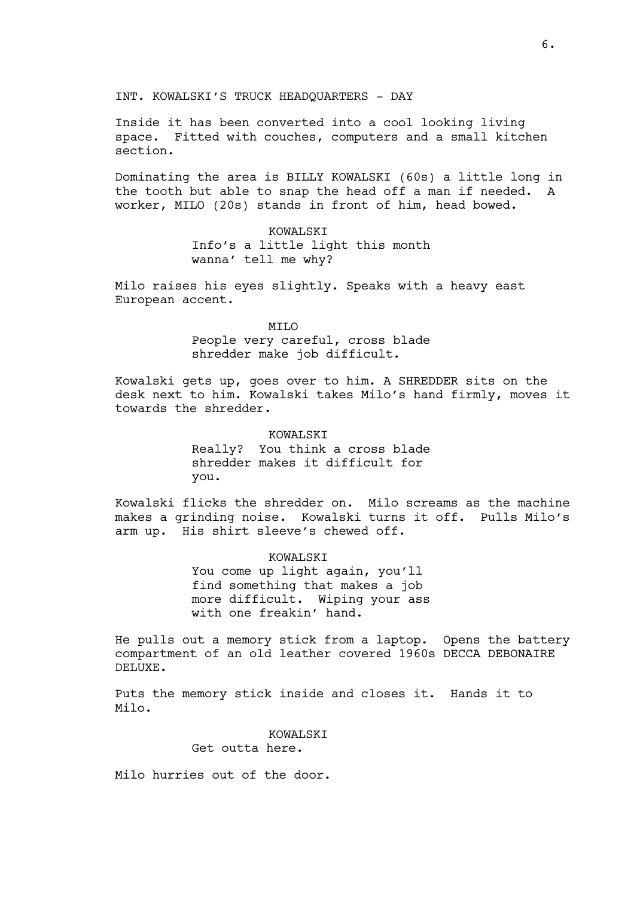INT. KOWALSKI’S TRUCK HEADQUARTERS - DAY

Inside it has been converted into a cool looking living space. Fitted with couches, computers and a small kitchen section.

Dominating the area is BILLY KOWALSKI (60s) a little long in the tooth but able to snap the head off a man if needed. A worker, MILO (20s) stands in front of him, head bowed.

KOWALSKI
Info’s a little light this month wanna’ tell me why?

Milo raises his eyes slightly. Speaks with a heavy east European accent.

MILO
People very careful, cross blade shredder make job difficult.

Kowalski gets up, goes over to him. A SHREDDER sits on the desk next to him. Kowalski takes Milo’s hand firmly, moves it towards the shredder.

KOWALSKI
Really? You think a cross blade shredder makes it difficult for you.

Kowalski flicks the shredder on. Milo screams as the machine makes a grinding noise. Kowalski turns it off. Pulls Milo’s arm up. His shirt sleeve’s chewed off.

KOWALSKI
You come up light again, you’ll find something that makes a job more difficult. Wiping your ass with one freakin’ hand.

He pulls out a memory stick from a laptop. Opens the battery compartment of an old leather covered 1960s DECCA DEBONAIRE DELUXE.

Puts the memory stick inside and closes it. Hands it to Milo.

KOWALSKI
Get outta here.

Milo hurries out of the door.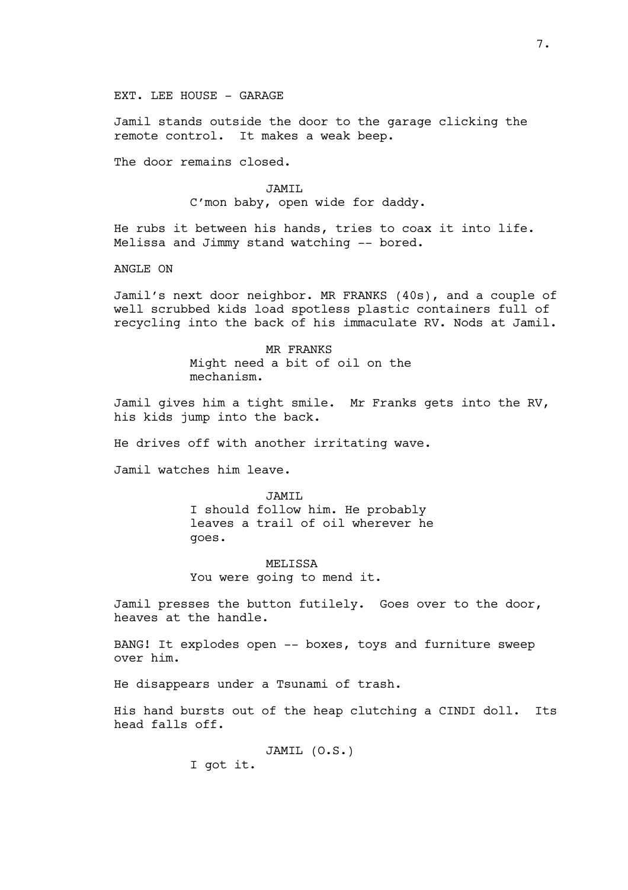EXT. LEE HOUSE - GARAGE

Jamil stands outside the door to the garage clicking the remote control. It makes a weak beep.

The door remains closed.

JAMIL
C'mon baby, open wide for daddy.

He rubs it between his hands, tries to coax it into life. Melissa and Jimmy stand watching -- bored.

ANGLE ON

Jamil's next door neighbor. MR FRANKS (40s), and a couple of well scrubbed kids load spotless plastic containers full of recycling into the back of his immaculate RV. Nods at Jamil.

MR FRANKS
Might need a bit of oil on the mechanism.

Jamil gives him a tight smile. Mr Franks gets into the RV, his kids jump into the back.

He drives off with another irritating wave.

Jamil watches him leave.

JAMIL
I should follow him. He probably leaves a trail of oil wherever he goes.

MELISSA
You were going to mend it.

Jamil presses the button futilely. Goes over to the door, heaves at the handle.

BANG! It explodes open -- boxes, toys and furniture sweep over him.

He disappears under a Tsunami of trash.

His hand bursts out of the heap clutching a CINDI doll. Its head falls off.

JAMIL (O.S.)
I got it.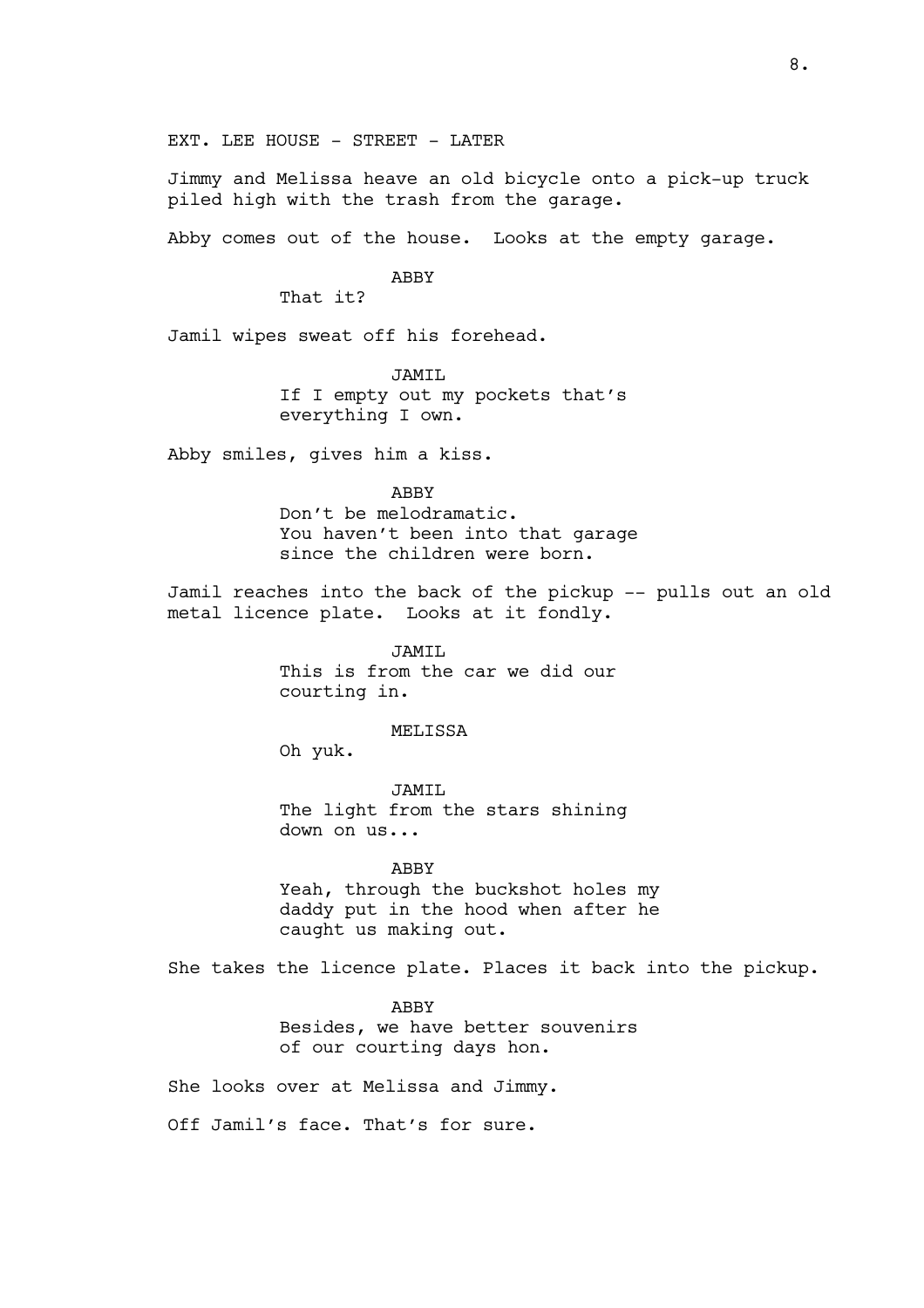EXT. LEE HOUSE - STREET - LATER

Jimmy and Melissa heave an old bicycle onto a pick-up truck piled high with the trash from the garage.

Abby comes out of the house. Looks at the empty garage.

ABBY

That it?

Jamil wipes sweat off his forehead.

JAMIL

If I empty out my pockets that's everything I own.

Abby smiles, gives him a kiss.

ABBY

Don't be melodramatic.
You haven't been into that garage since the children were born.

Jamil reaches into the back of the pickup -- pulls out an old metal licence plate. Looks at it fondly.

JAMIL

This is from the car we did our courting in.

MELISSA

Oh yuk.

JAMIL

The light from the stars shining down on us...

ABBY

Yeah, through the buckshot holes my daddy put in the hood when after he caught us making out.

She takes the licence plate. Places it back into the pickup.

ABBY

Besides, we have better souvenirs of our courting days hon.

She looks over at Melissa and Jimmy.

Off Jamil's face. That's for sure.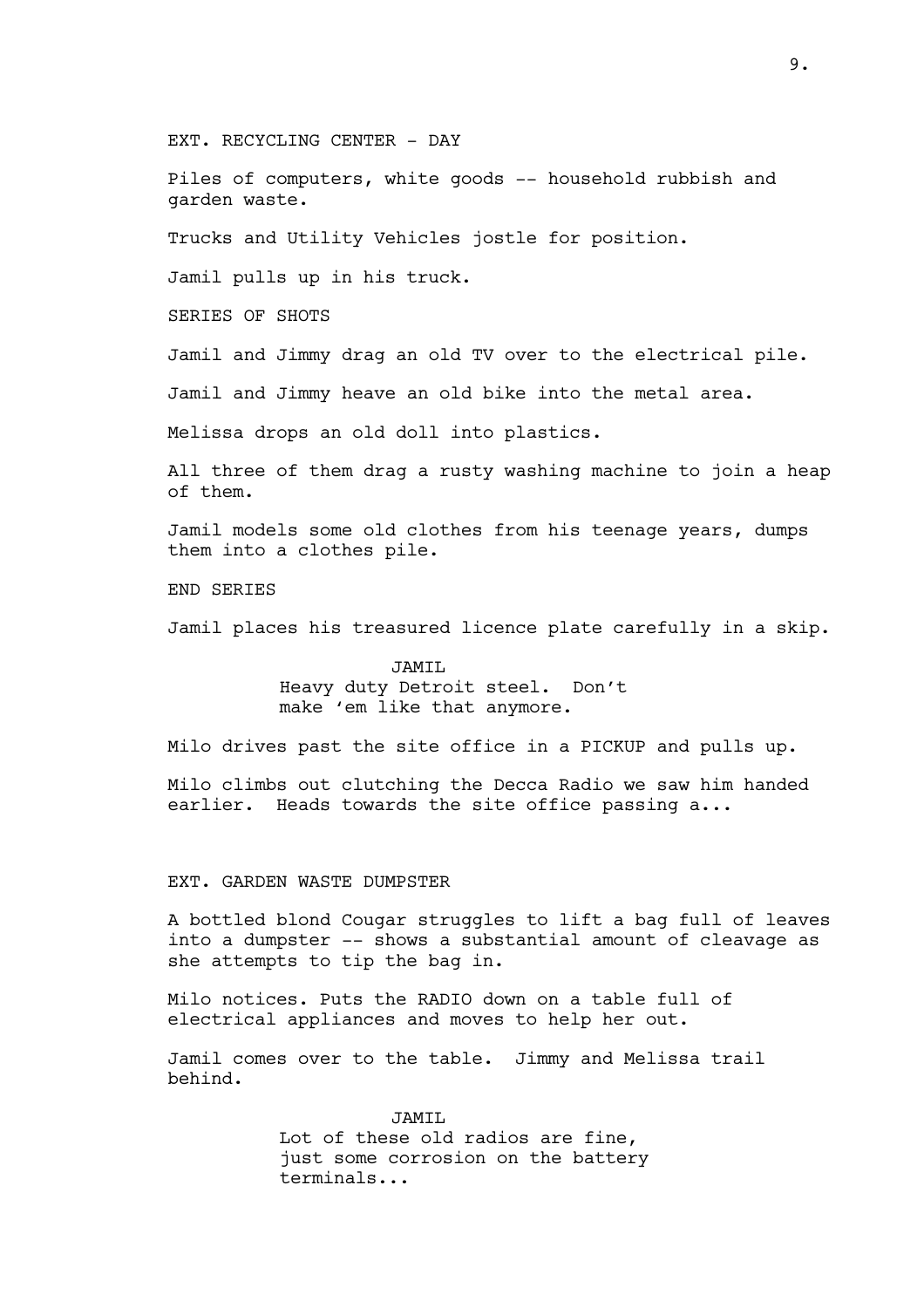EXT. RECYCLING CENTER - DAY

Piles of computers, white goods -- household rubbish and garden waste.

Trucks and Utility Vehicles jostle for position.

Jamil pulls up in his truck.

SERIES OF SHOTS

Jamil and Jimmy drag an old TV over to the electrical pile.

Jamil and Jimmy heave an old bike into the metal area.

Melissa drops an old doll into plastics.

All three of them drag a rusty washing machine to join a heap of them.

Jamil models some old clothes from his teenage years, dumps them into a clothes pile.

END SERIES

Jamil places his treasured licence plate carefully in a skip.

JAMIL
Heavy duty Detroit steel. Don't make 'em like that anymore.

Milo drives past the site office in a PICKUP and pulls up.

Milo climbs out clutching the Decca Radio we saw him handed earlier. Heads towards the site office passing a...

EXT. GARDEN WASTE DUMPSTER

A bottled blond Cougar struggles to lift a bag full of leaves into a dumpster -- shows a substantial amount of cleavage as she attempts to tip the bag in.

Milo notices. Puts the RADIO down on a table full of electrical appliances and moves to help her out.

Jamil comes over to the table. Jimmy and Melissa trail behind.

JAMIL
Lot of these old radios are fine, just some corrosion on the battery terminals...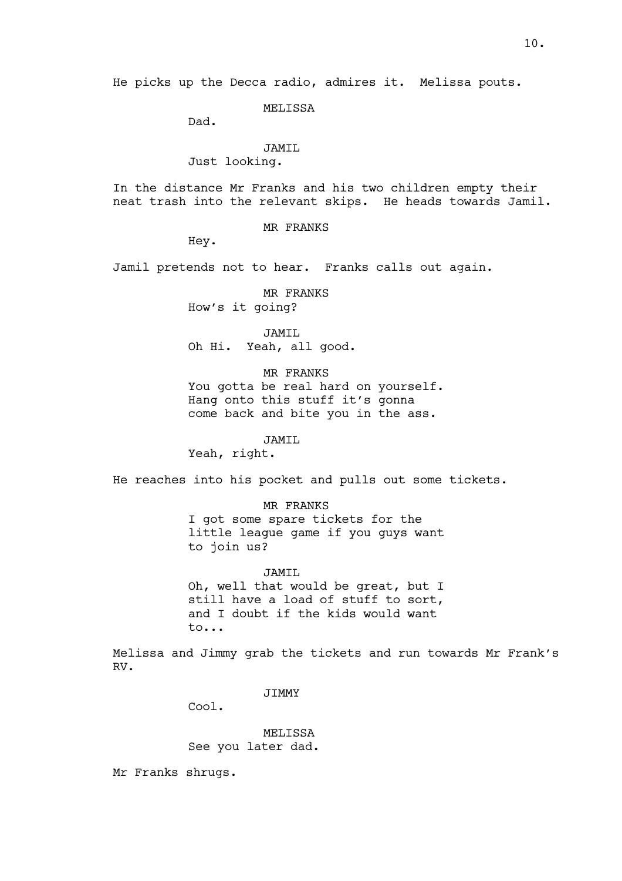He picks up the Decca radio, admires it. Melissa pouts.

MELISSA

Dad.

JAMIL

Just looking.

In the distance Mr Franks and his two children empty their neat trash into the relevant skips. He heads towards Jamil.

MR FRANKS

Hey.

Jamil pretends not to hear. Franks calls out again.

MR FRANKS

How's it going?

JAMIL

Oh Hi. Yeah, all good.

MR FRANKS

You gotta be real hard on yourself. Hang onto this stuff it's gonna come back and bite you in the ass.

JAMIL

Yeah, right.

He reaches into his pocket and pulls out some tickets.

MR FRANKS

I got some spare tickets for the little league game if you guys want to join us?

JAMIL

Oh, well that would be great, but I still have a load of stuff to sort, and I doubt if the kids would want to...

Melissa and Jimmy grab the tickets and run towards Mr Frank's RV.

JIMMY

Cool.

MELISSA

See you later dad.

Mr Franks shrugs.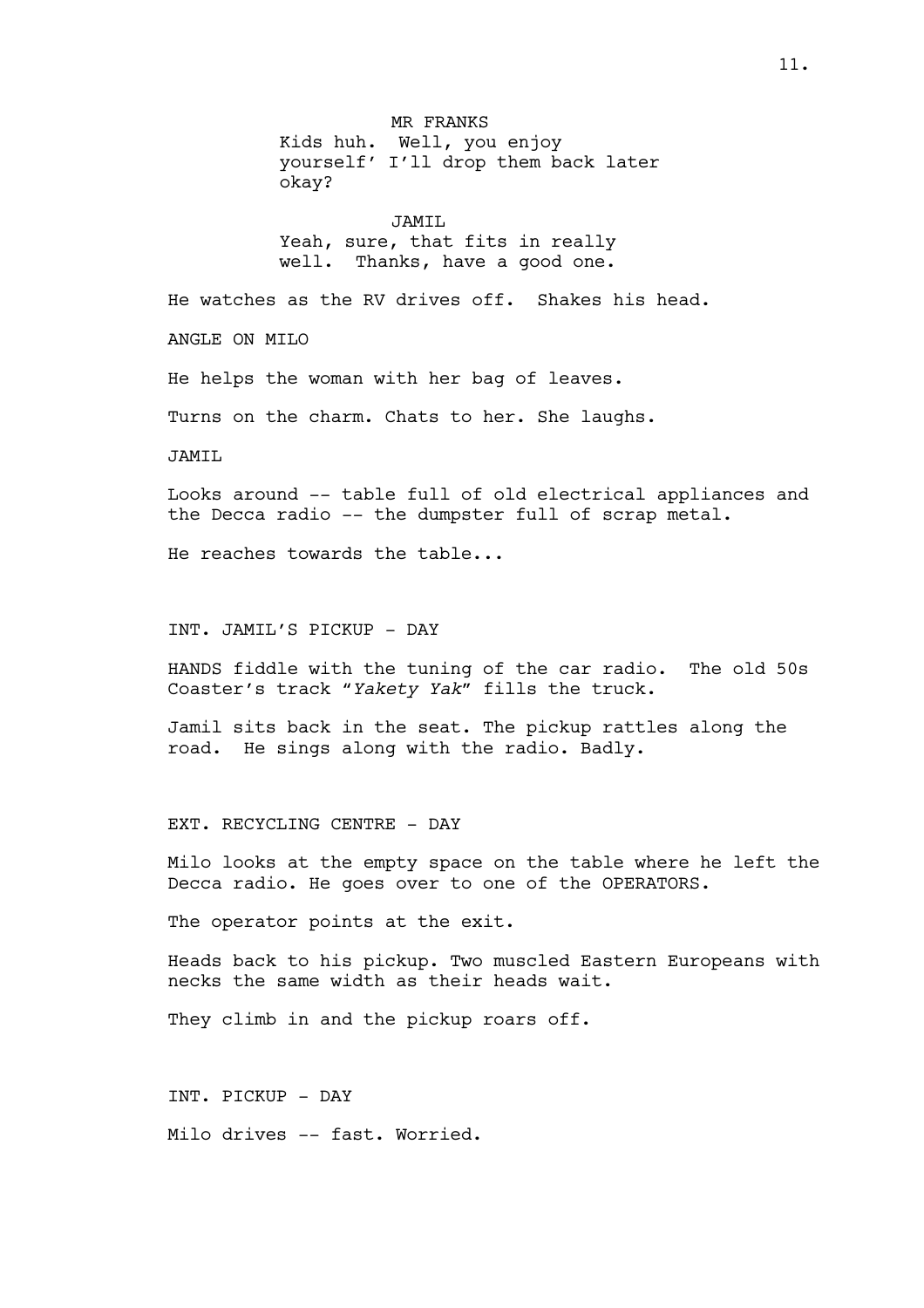MR FRANKS
Kids huh.  Well, you enjoy yourself' I'll drop them back later okay?

JAMIL
Yeah, sure, that fits in really well.  Thanks, have a good one.

He watches as the RV drives off.  Shakes his head.

ANGLE ON MILO

He helps the woman with her bag of leaves.

Turns on the charm. Chats to her. She laughs.

JAMIL

Looks around -- table full of old electrical appliances and the Decca radio -- the dumpster full of scrap metal.

He reaches towards the table...

INT. JAMIL'S PICKUP - DAY

HANDS fiddle with the tuning of the car radio.  The old 50s Coaster's track "*Yakety Yak*" fills the truck.

Jamil sits back in the seat. The pickup rattles along the road.  He sings along with the radio. Badly.

EXT. RECYCLING CENTRE - DAY

Milo looks at the empty space on the table where he left the Decca radio. He goes over to one of the OPERATORS.

The operator points at the exit.

Heads back to his pickup. Two muscled Eastern Europeans with necks the same width as their heads wait.

They climb in and the pickup roars off.

INT. PICKUP - DAY

Milo drives -- fast. Worried.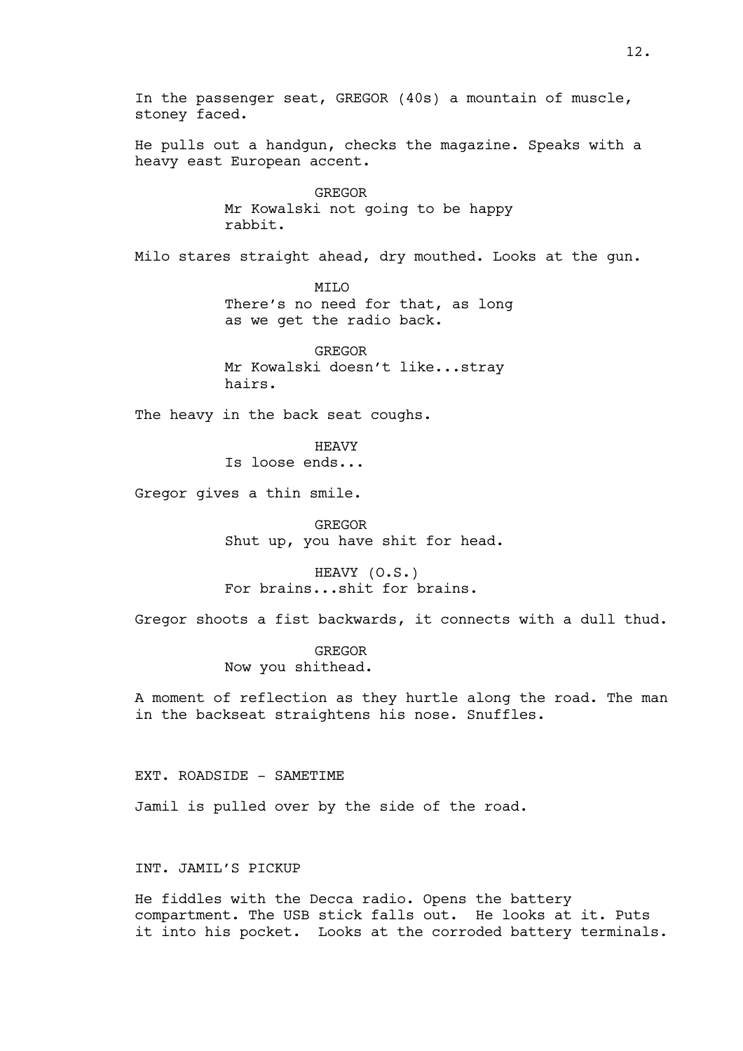In the passenger seat, GREGOR (40s) a mountain of muscle, stoney faced.

He pulls out a handgun, checks the magazine. Speaks with a heavy east European accent.

GREGOR
Mr Kowalski not going to be happy rabbit.

Milo stares straight ahead, dry mouthed. Looks at the gun.

MILO
There's no need for that, as long as we get the radio back.

GREGOR
Mr Kowalski doesn't like...stray hairs.

The heavy in the back seat coughs.

HEAVY
Is loose ends...

Gregor gives a thin smile.

GREGOR
Shut up, you have shit for head.

HEAVY (O.S.)
For brains...shit for brains.

Gregor shoots a fist backwards, it connects with a dull thud.

GREGOR
Now you shithead.

A moment of reflection as they hurtle along the road. The man in the backseat straightens his nose. Snuffles.

EXT. ROADSIDE - SAMETIME

Jamil is pulled over by the side of the road.

INT. JAMIL'S PICKUP

He fiddles with the Decca radio. Opens the battery compartment. The USB stick falls out. He looks at it. Puts it into his pocket. Looks at the corroded battery terminals.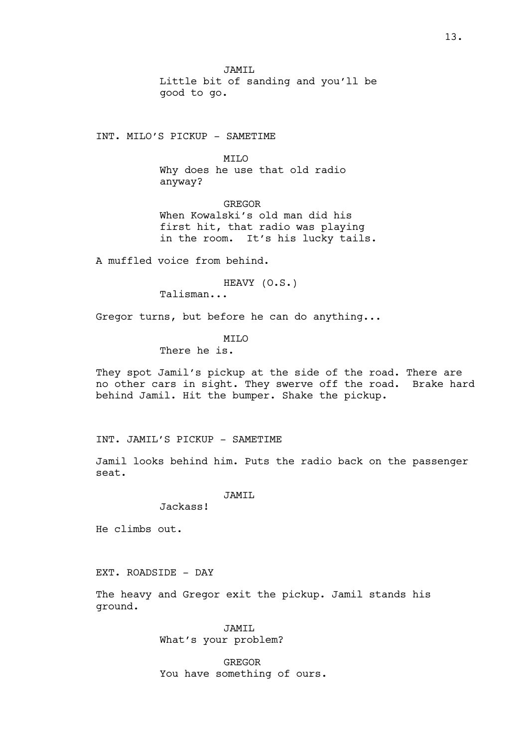JAMIL
Little bit of sanding and you'll be good to go.

INT. MILO'S PICKUP - SAMETIME

MILO
Why does he use that old radio anyway?

GREGOR
When Kowalski's old man did his first hit, that radio was playing in the room. It's his lucky tails.

A muffled voice from behind.

HEAVY (O.S.)
Talisman...

Gregor turns, but before he can do anything...

MILO
There he is.

They spot Jamil's pickup at the side of the road. There are no other cars in sight. They swerve off the road. Brake hard behind Jamil. Hit the bumper. Shake the pickup.

INT. JAMIL'S PICKUP - SAMETIME

Jamil looks behind him. Puts the radio back on the passenger seat.

JAMIL
Jackass!

He climbs out.

EXT. ROADSIDE - DAY

The heavy and Gregor exit the pickup. Jamil stands his ground.

JAMIL
What's your problem?

GREGOR
You have something of ours.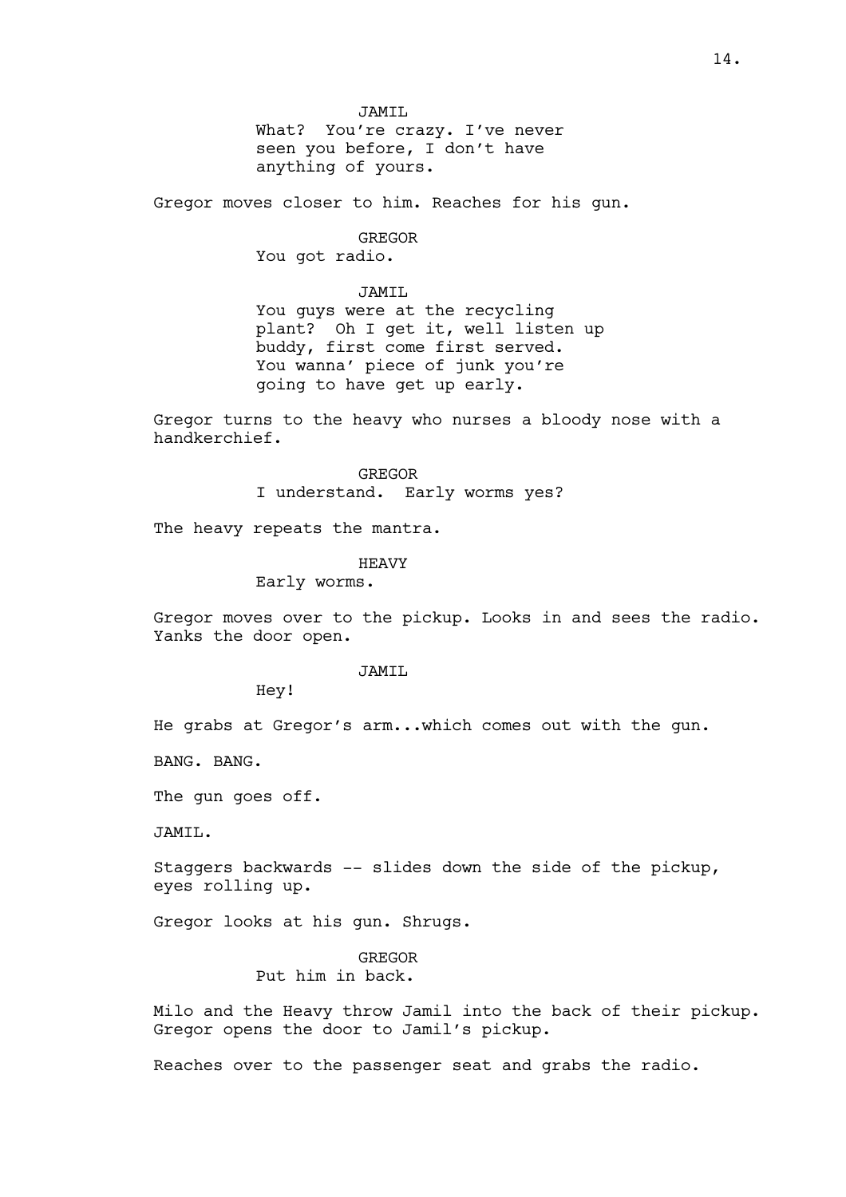JAMIL

What? You're crazy. I've never seen you before, I don't have anything of yours.

Gregor moves closer to him. Reaches for his gun.

GREGOR

You got radio.

JAMIL

You guys were at the recycling plant? Oh I get it, well listen up buddy, first come first served. You wanna' piece of junk you're going to have get up early.

Gregor turns to the heavy who nurses a bloody nose with a handkerchief.

GREGOR

I understand. Early worms yes?

The heavy repeats the mantra.

HEAVY

Early worms.

Gregor moves over to the pickup. Looks in and sees the radio. Yanks the door open.

JAMIL

Hey!

He grabs at Gregor's arm...which comes out with the gun.

BANG. BANG.

The gun goes off.

JAMIL.

Staggers backwards -- slides down the side of the pickup, eyes rolling up.

Gregor looks at his gun. Shrugs.

GREGOR

Put him in back.

Milo and the Heavy throw Jamil into the back of their pickup. Gregor opens the door to Jamil's pickup.

Reaches over to the passenger seat and grabs the radio.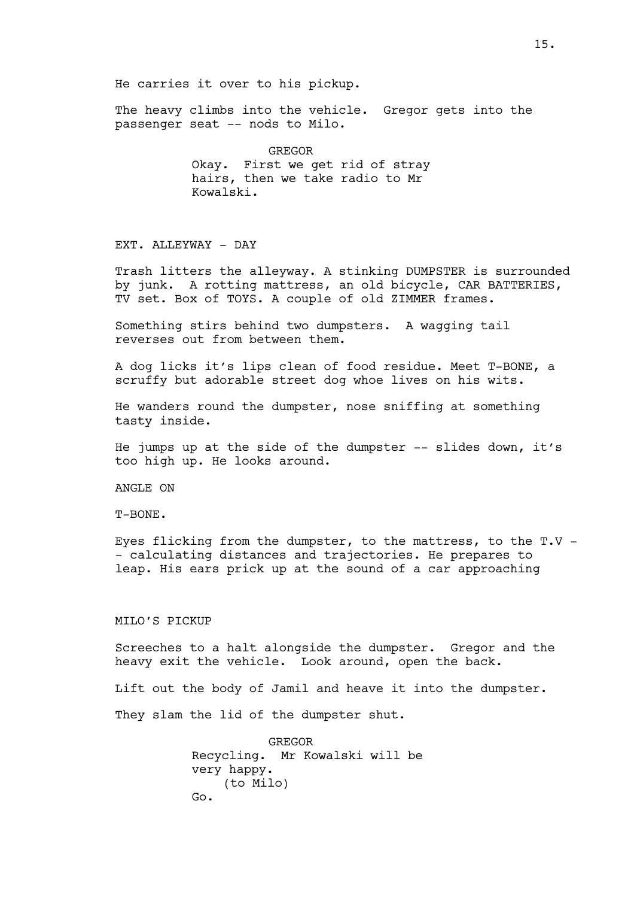He carries it over to his pickup.

The heavy climbs into the vehicle. Gregor gets into the passenger seat -- nods to Milo.

GREGOR
Okay. First we get rid of stray hairs, then we take radio to Mr Kowalski.

EXT. ALLEYWAY - DAY

Trash litters the alleyway. A stinking DUMPSTER is surrounded by junk. A rotting mattress, an old bicycle, CAR BATTERIES, TV set. Box of TOYS. A couple of old ZIMMER frames.

Something stirs behind two dumpsters. A wagging tail reverses out from between them.

A dog licks it's lips clean of food residue. Meet T-BONE, a scruffy but adorable street dog whoe lives on his wits.

He wanders round the dumpster, nose sniffing at something tasty inside.

He jumps up at the side of the dumpster -- slides down, it's too high up. He looks around.

ANGLE ON

T-BONE.

Eyes flicking from the dumpster, to the mattress, to the T.V -- calculating distances and trajectories. He prepares to leap. His ears prick up at the sound of a car approaching

MILO'S PICKUP

Screeches to a halt alongside the dumpster. Gregor and the heavy exit the vehicle. Look around, open the back.

Lift out the body of Jamil and heave it into the dumpster.

They slam the lid of the dumpster shut.

GREGOR
Recycling. Mr Kowalski will be very happy.
(to Milo)
Go.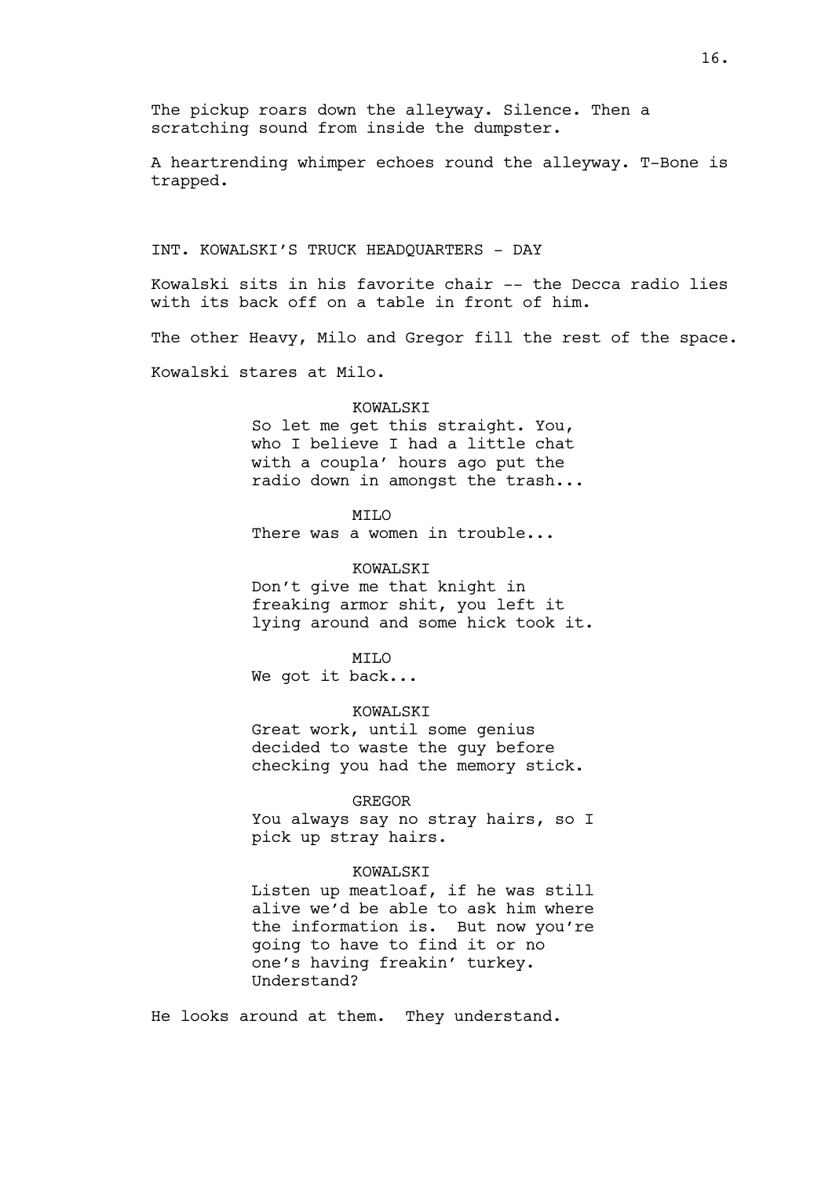The pickup roars down the alleyway. Silence. Then a scratching sound from inside the dumpster.

A heartrending whimper echoes round the alleyway. T-Bone is trapped.

INT. KOWALSKI'S TRUCK HEADQUARTERS - DAY

Kowalski sits in his favorite chair -- the Decca radio lies with its back off on a table in front of him.

The other Heavy, Milo and Gregor fill the rest of the space.

Kowalski stares at Milo.

KOWALSKI
So let me get this straight. You, who I believe I had a little chat with a coupla' hours ago put the radio down in amongst the trash...

MILO
There was a women in trouble...

KOWALSKI
Don't give me that knight in freaking armor shit, you left it lying around and some hick took it.

MILO
We got it back...

KOWALSKI
Great work, until some genius decided to waste the guy before checking you had the memory stick.

GREGOR
You always say no stray hairs, so I pick up stray hairs.

KOWALSKI
Listen up meatloaf, if he was still alive we'd be able to ask him where the information is. But now you're going to have to find it or no one's having freakin' turkey. Understand?

He looks around at them. They understand.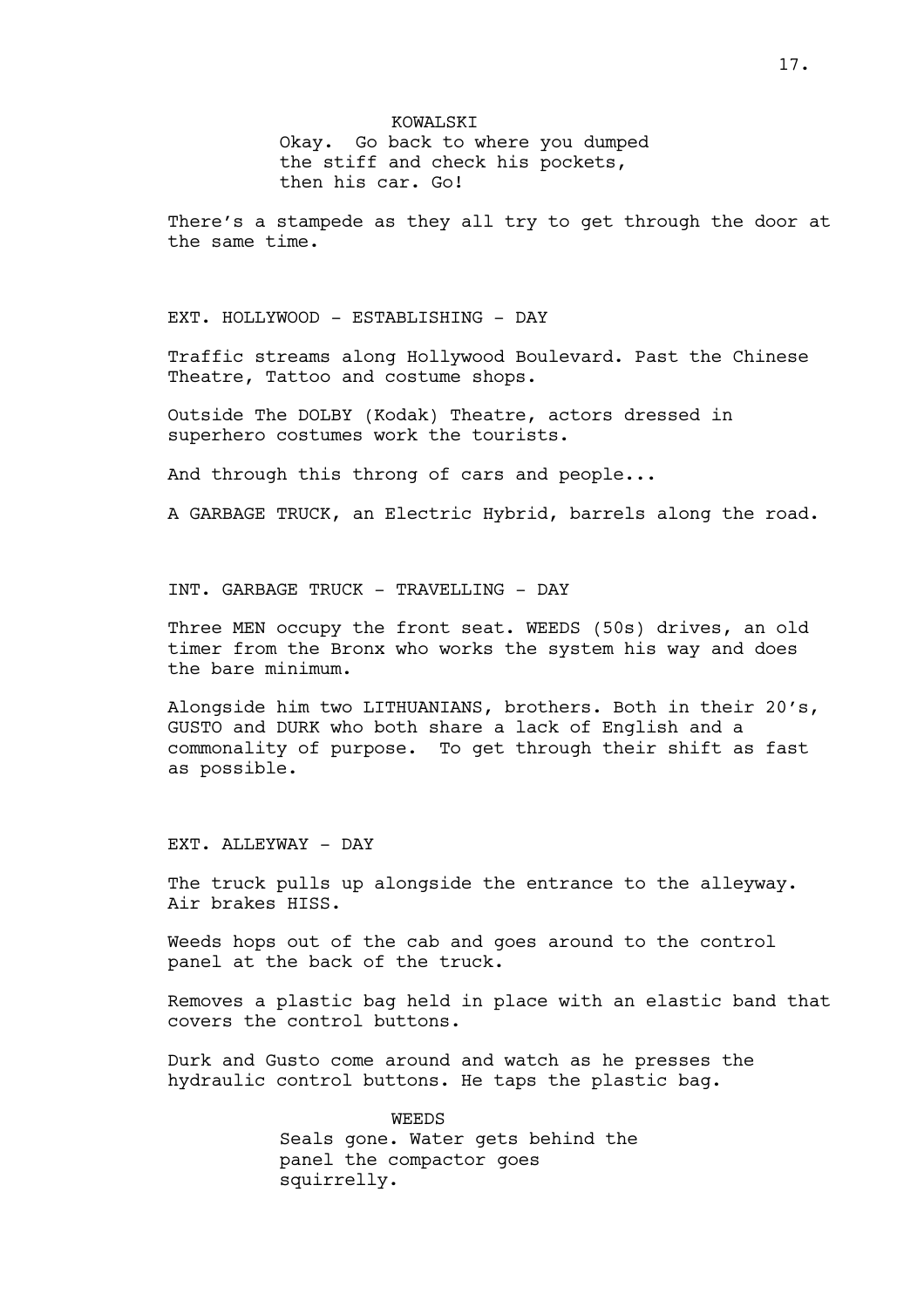KOWALSKI

Okay. Go back to where you dumped the stiff and check his pockets, then his car. Go!

There's a stampede as they all try to get through the door at the same time.

EXT. HOLLYWOOD - ESTABLISHING - DAY

Traffic streams along Hollywood Boulevard. Past the Chinese Theatre, Tattoo and costume shops.

Outside The DOLBY (Kodak) Theatre, actors dressed in superhero costumes work the tourists.

And through this throng of cars and people...

A GARBAGE TRUCK, an Electric Hybrid, barrels along the road.

INT. GARBAGE TRUCK - TRAVELLING - DAY

Three MEN occupy the front seat. WEEDS (50s) drives, an old timer from the Bronx who works the system his way and does the bare minimum.

Alongside him two LITHUANIANS, brothers. Both in their 20's, GUSTO and DURK who both share a lack of English and a commonality of purpose. To get through their shift as fast as possible.

EXT. ALLEYWAY - DAY

The truck pulls up alongside the entrance to the alleyway. Air brakes HISS.

Weeds hops out of the cab and goes around to the control panel at the back of the truck.

Removes a plastic bag held in place with an elastic band that covers the control buttons.

Durk and Gusto come around and watch as he presses the hydraulic control buttons. He taps the plastic bag.

WEEDS

Seals gone. Water gets behind the panel the compactor goes squirrelly.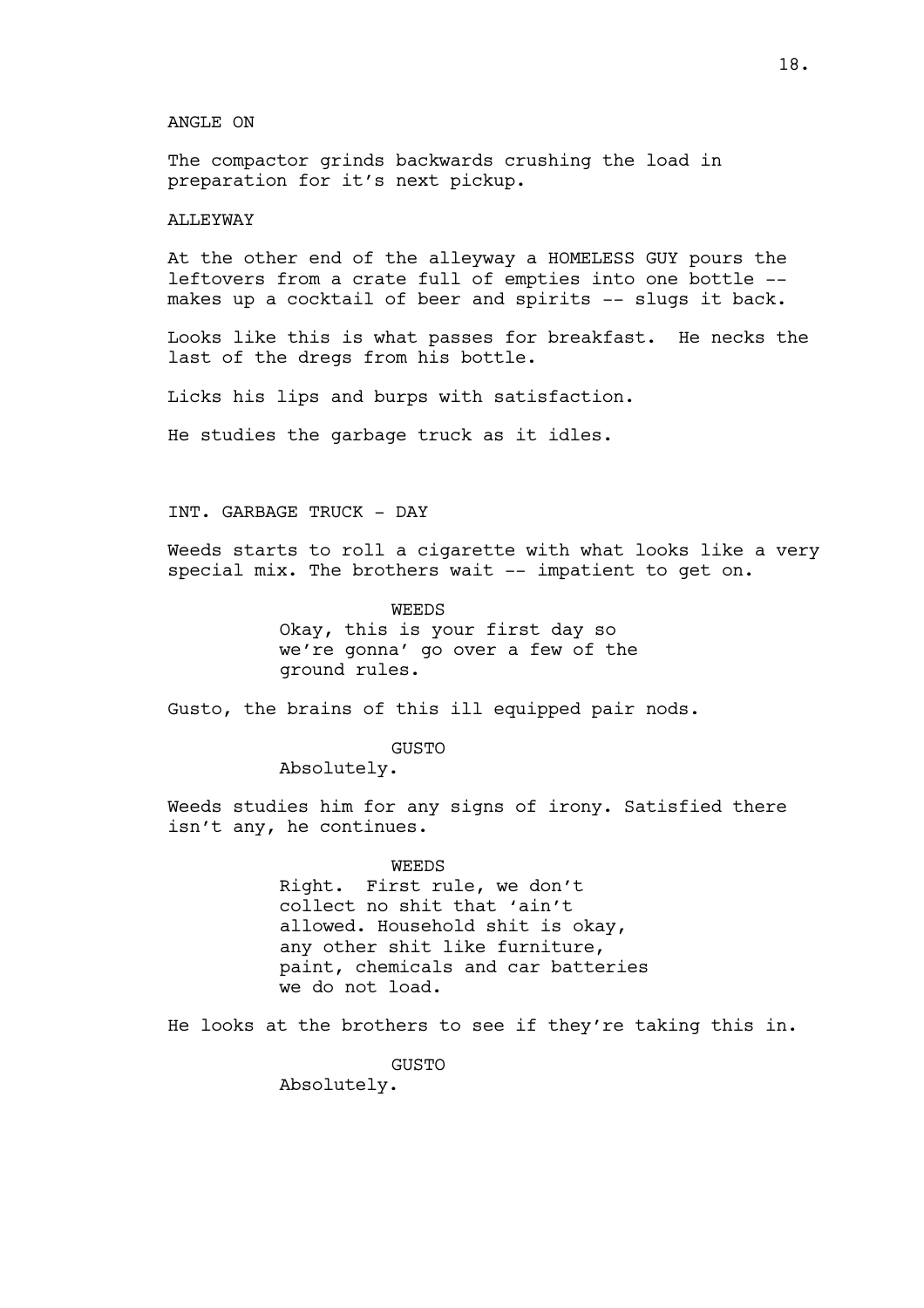ANGLE ON

The compactor grinds backwards crushing the load in preparation for it's next pickup.

ALLEYWAY

At the other end of the alleyway a HOMELESS GUY pours the leftovers from a crate full of empties into one bottle -- makes up a cocktail of beer and spirits -- slugs it back.

Looks like this is what passes for breakfast. He necks the last of the dregs from his bottle.

Licks his lips and burps with satisfaction.

He studies the garbage truck as it idles.

INT. GARBAGE TRUCK - DAY

Weeds starts to roll a cigarette with what looks like a very special mix. The brothers wait -- impatient to get on.

WEEDS
Okay, this is your first day so we're gonna' go over a few of the ground rules.

Gusto, the brains of this ill equipped pair nods.

GUSTO
Absolutely.

Weeds studies him for any signs of irony. Satisfied there isn't any, he continues.

WEEDS
Right. First rule, we don't collect no shit that 'ain't allowed. Household shit is okay, any other shit like furniture, paint, chemicals and car batteries we do not load.

He looks at the brothers to see if they're taking this in.

GUSTO
Absolutely.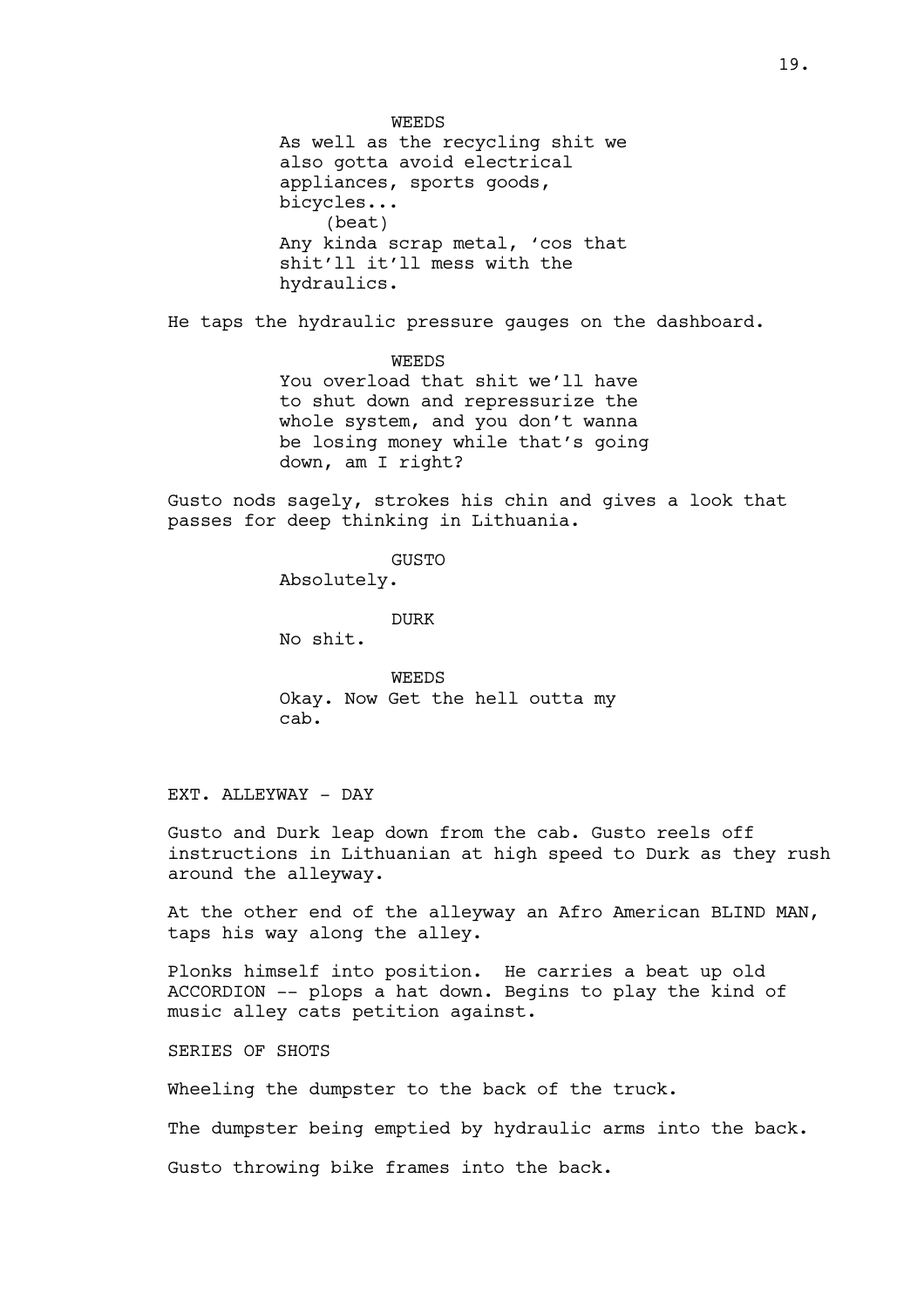WEEDS
As well as the recycling shit we also gotta avoid electrical appliances, sports goods, bicycles...
(beat)
Any kinda scrap metal, 'cos that shit'll it'll mess with the hydraulics.

He taps the hydraulic pressure gauges on the dashboard.

WEEDS
You overload that shit we'll have to shut down and repressurize the whole system, and you don't wanna be losing money while that's going down, am I right?

Gusto nods sagely, strokes his chin and gives a look that passes for deep thinking in Lithuania.

GUSTO
Absolutely.

DURK
No shit.

WEEDS
Okay. Now Get the hell outta my cab.

EXT. ALLEYWAY - DAY

Gusto and Durk leap down from the cab. Gusto reels off instructions in Lithuanian at high speed to Durk as they rush around the alleyway.

At the other end of the alleyway an Afro American BLIND MAN, taps his way along the alley.

Plonks himself into position. He carries a beat up old ACCORDION -- plops a hat down. Begins to play the kind of music alley cats petition against.

SERIES OF SHOTS

Wheeling the dumpster to the back of the truck.

The dumpster being emptied by hydraulic arms into the back.

Gusto throwing bike frames into the back.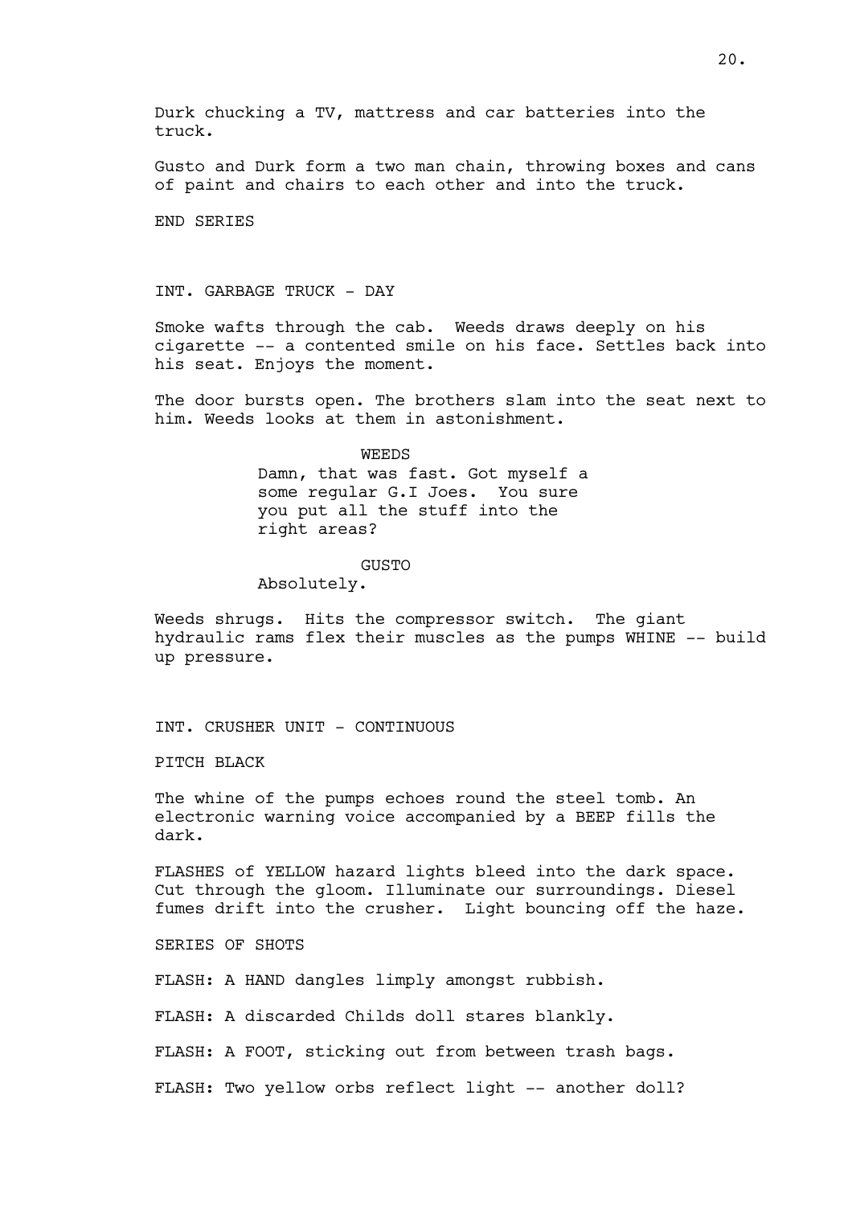Durk chucking a TV, mattress and car batteries into the truck.

Gusto and Durk form a two man chain, throwing boxes and cans of paint and chairs to each other and into the truck.

END SERIES

INT. GARBAGE TRUCK - DAY

Smoke wafts through the cab. Weeds draws deeply on his cigarette -- a contented smile on his face. Settles back into his seat. Enjoys the moment.

The door bursts open. The brothers slam into the seat next to him. Weeds looks at them in astonishment.

WEEDS
Damn, that was fast. Got myself a some regular G.I Joes. You sure you put all the stuff into the right areas?

GUSTO
Absolutely.

Weeds shrugs. Hits the compressor switch. The giant hydraulic rams flex their muscles as the pumps WHINE -- build up pressure.

INT. CRUSHER UNIT - CONTINUOUS

PITCH BLACK

The whine of the pumps echoes round the steel tomb. An electronic warning voice accompanied by a BEEP fills the dark.

FLASHES of YELLOW hazard lights bleed into the dark space. Cut through the gloom. Illuminate our surroundings. Diesel fumes drift into the crusher. Light bouncing off the haze.

SERIES OF SHOTS

FLASH: A HAND dangles limply amongst rubbish.

FLASH: A discarded Childs doll stares blankly.

FLASH: A FOOT, sticking out from between trash bags.

FLASH: Two yellow orbs reflect light -- another doll?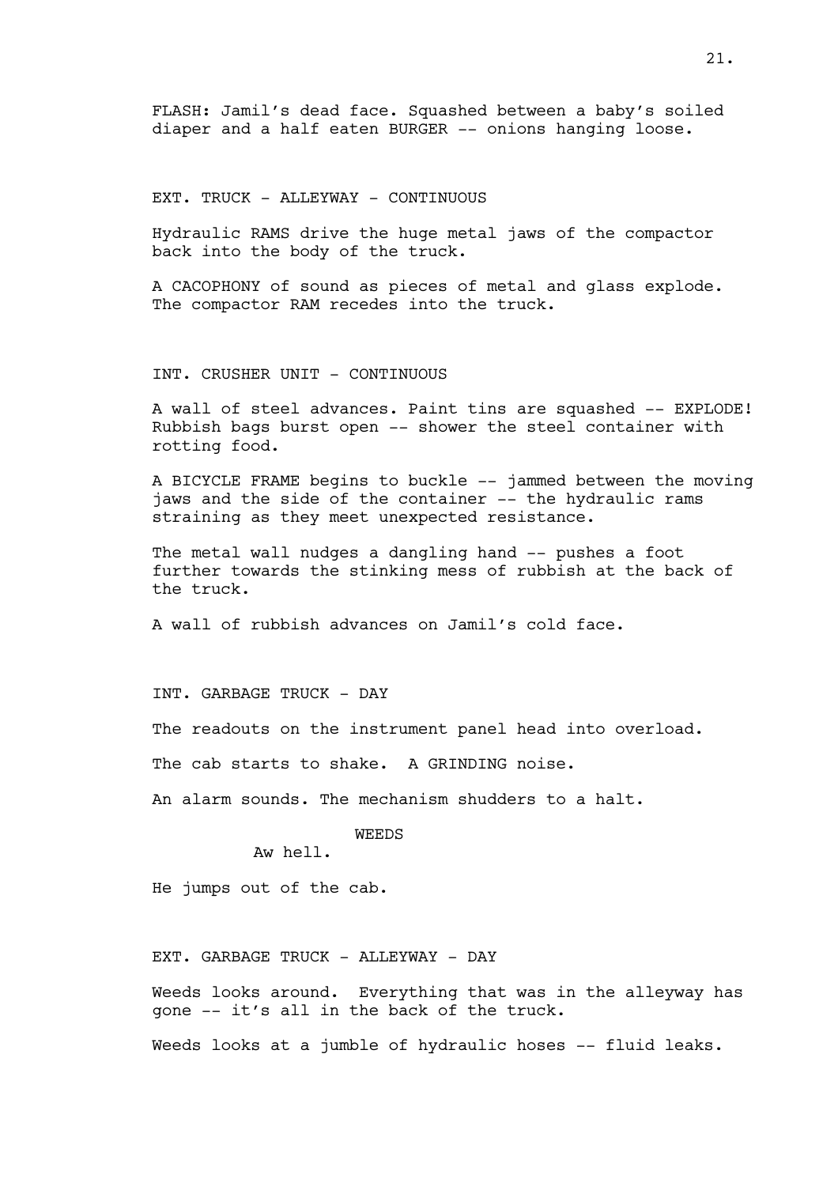FLASH: Jamil's dead face. Squashed between a baby's soiled diaper and a half eaten BURGER -- onions hanging loose.

EXT. TRUCK - ALLEYWAY - CONTINUOUS

Hydraulic RAMS drive the huge metal jaws of the compactor back into the body of the truck.

A CACOPHONY of sound as pieces of metal and glass explode. The compactor RAM recedes into the truck.

INT. CRUSHER UNIT - CONTINUOUS

A wall of steel advances. Paint tins are squashed -- EXPLODE! Rubbish bags burst open -- shower the steel container with rotting food.

A BICYCLE FRAME begins to buckle -- jammed between the moving jaws and the side of the container -- the hydraulic rams straining as they meet unexpected resistance.

The metal wall nudges a dangling hand -- pushes a foot further towards the stinking mess of rubbish at the back of the truck.

A wall of rubbish advances on Jamil's cold face.

INT. GARBAGE TRUCK - DAY

The readouts on the instrument panel head into overload.

The cab starts to shake. A GRINDING noise.

An alarm sounds. The mechanism shudders to a halt.

WEEDS
Aw hell.

He jumps out of the cab.

EXT. GARBAGE TRUCK - ALLEYWAY - DAY

Weeds looks around. Everything that was in the alleyway has gone -- it's all in the back of the truck.

Weeds looks at a jumble of hydraulic hoses -- fluid leaks.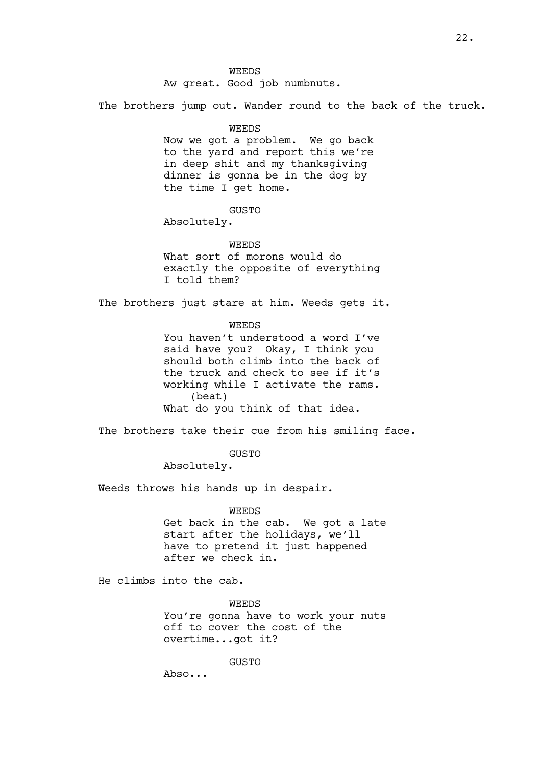WEEDS
Aw great. Good job numbnuts.

The brothers jump out. Wander round to the back of the truck.

WEEDS
Now we got a problem. We go back to the yard and report this we're in deep shit and my thanksgiving dinner is gonna be in the dog by the time I get home.

GUSTO
Absolutely.

WEEDS
What sort of morons would do exactly the opposite of everything I told them?

The brothers just stare at him. Weeds gets it.

WEEDS
You haven't understood a word I've said have you? Okay, I think you should both climb into the back of the truck and check to see if it's working while I activate the rams.
(beat)
What do you think of that idea.

The brothers take their cue from his smiling face.

GUSTO
Absolutely.

Weeds throws his hands up in despair.

WEEDS
Get back in the cab. We got a late start after the holidays, we'll have to pretend it just happened after we check in.

He climbs into the cab.

WEEDS
You're gonna have to work your nuts off to cover the cost of the overtime...got it?

GUSTO
Abso...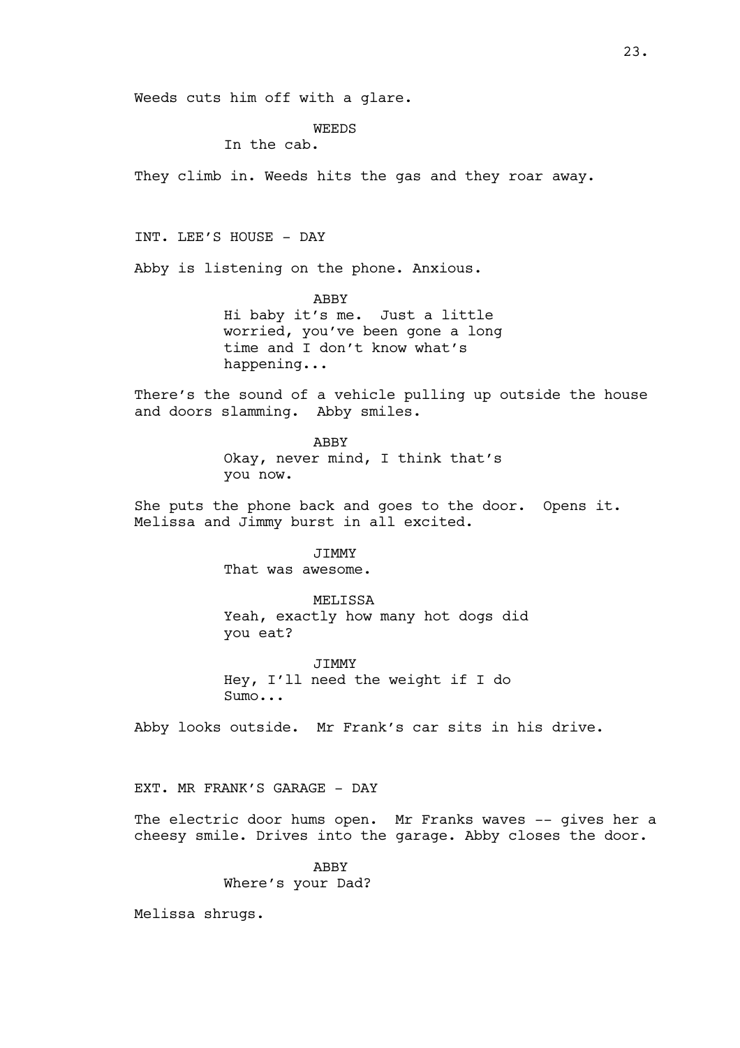Weeds cuts him off with a glare.

WEEDS
In the cab.

They climb in. Weeds hits the gas and they roar away.

INT. LEE'S HOUSE - DAY

Abby is listening on the phone. Anxious.

ABBY
Hi baby it's me. Just a little worried, you've been gone a long time and I don't know what's happening...

There's the sound of a vehicle pulling up outside the house and doors slamming. Abby smiles.

ABBY
Okay, never mind, I think that's you now.

She puts the phone back and goes to the door. Opens it. Melissa and Jimmy burst in all excited.

JIMMY
That was awesome.

MELISSA
Yeah, exactly how many hot dogs did you eat?

JIMMY
Hey, I'll need the weight if I do Sumo...

Abby looks outside. Mr Frank's car sits in his drive.

EXT. MR FRANK'S GARAGE - DAY

The electric door hums open. Mr Franks waves -- gives her a cheesy smile. Drives into the garage. Abby closes the door.

ABBY
Where's your Dad?

Melissa shrugs.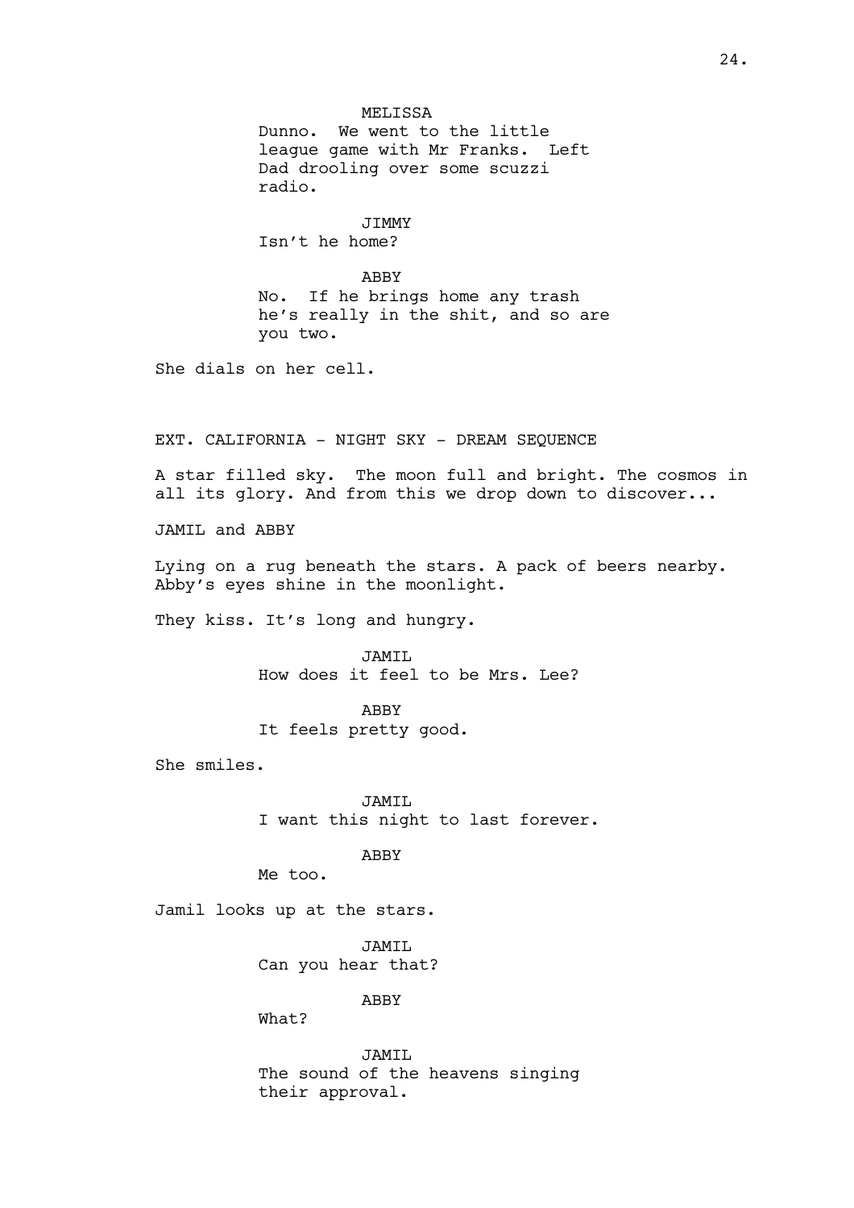MELISSA

Dunno. We went to the little league game with Mr Franks. Left Dad drooling over some scuzzi radio.

JIMMY

Isn't he home?

ABBY

No. If he brings home any trash he's really in the shit, and so are you two.

She dials on her cell.

EXT. CALIFORNIA - NIGHT SKY - DREAM SEQUENCE

A star filled sky. The moon full and bright. The cosmos in all its glory. And from this we drop down to discover...

JAMIL and ABBY

Lying on a rug beneath the stars. A pack of beers nearby. Abby's eyes shine in the moonlight.

They kiss. It's long and hungry.

JAMIL

How does it feel to be Mrs. Lee?

ABBY

It feels pretty good.

She smiles.

JAMIL

I want this night to last forever.

ABBY

Me too.

Jamil looks up at the stars.

JAMIL

Can you hear that?

ABBY

What?

JAMIL

The sound of the heavens singing their approval.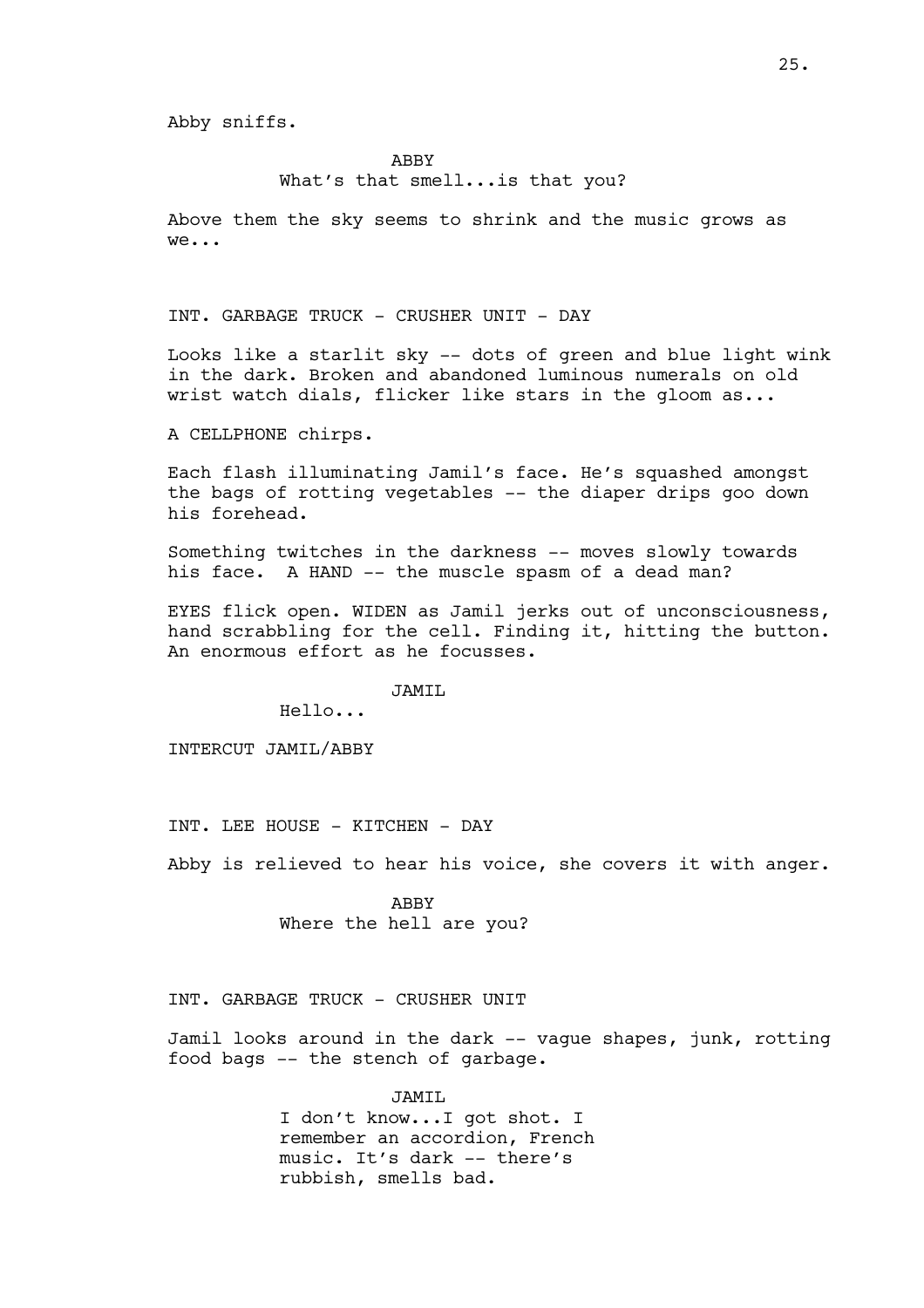Abby sniffs.

ABBY
What's that smell...is that you?

Above them the sky seems to shrink and the music grows as we...

INT. GARBAGE TRUCK - CRUSHER UNIT - DAY

Looks like a starlit sky -- dots of green and blue light wink in the dark. Broken and abandoned luminous numerals on old wrist watch dials, flicker like stars in the gloom as...

A CELLPHONE chirps.

Each flash illuminating Jamil's face. He's squashed amongst the bags of rotting vegetables -- the diaper drips goo down his forehead.

Something twitches in the darkness -- moves slowly towards his face. A HAND -- the muscle spasm of a dead man?

EYES flick open. WIDEN as Jamil jerks out of unconsciousness, hand scrabbling for the cell. Finding it, hitting the button. An enormous effort as he focusses.

JAMIL
Hello...

INTERCUT JAMIL/ABBY

INT. LEE HOUSE - KITCHEN - DAY

Abby is relieved to hear his voice, she covers it with anger.

ABBY
Where the hell are you?

INT. GARBAGE TRUCK - CRUSHER UNIT

Jamil looks around in the dark -- vague shapes, junk, rotting food bags -- the stench of garbage.

JAMIL
I don't know...I got shot. I remember an accordion, French music. It's dark -- there's rubbish, smells bad.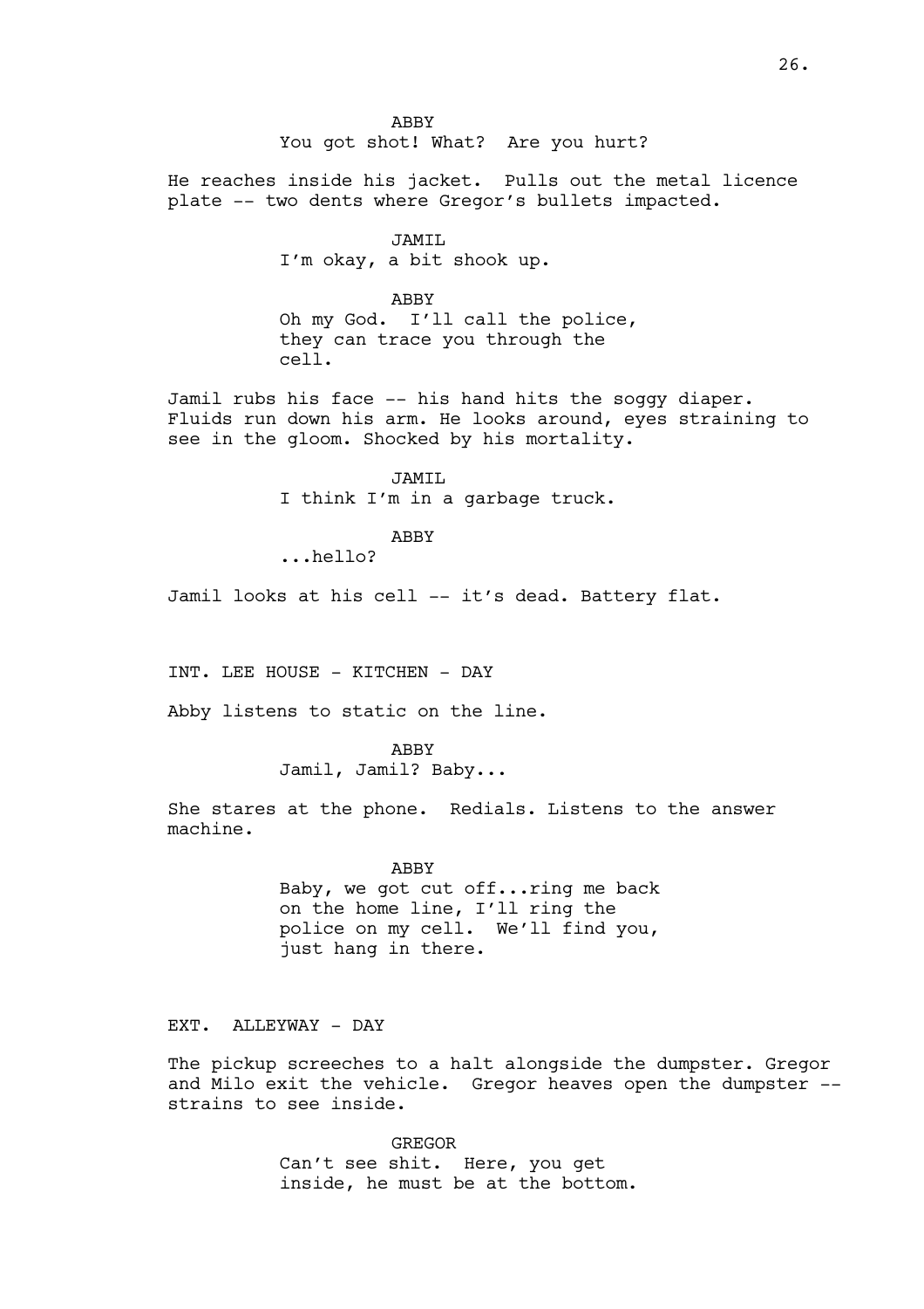ABBY
You got shot! What? Are you hurt?

He reaches inside his jacket. Pulls out the metal licence plate -- two dents where Gregor's bullets impacted.

JAMIL
I'm okay, a bit shook up.

ABBY
Oh my God. I'll call the police, they can trace you through the cell.

Jamil rubs his face -- his hand hits the soggy diaper. Fluids run down his arm. He looks around, eyes straining to see in the gloom. Shocked by his mortality.

JAMIL
I think I'm in a garbage truck.

ABBY
...hello?

Jamil looks at his cell -- it's dead. Battery flat.

INT. LEE HOUSE - KITCHEN - DAY

Abby listens to static on the line.

ABBY
Jamil, Jamil? Baby...

She stares at the phone. Redials. Listens to the answer machine.

ABBY
Baby, we got cut off...ring me back on the home line, I'll ring the police on my cell. We'll find you, just hang in there.

EXT. ALLEYWAY - DAY

The pickup screeches to a halt alongside the dumpster. Gregor and Milo exit the vehicle. Gregor heaves open the dumpster -- strains to see inside.

GREGOR
Can't see shit. Here, you get inside, he must be at the bottom.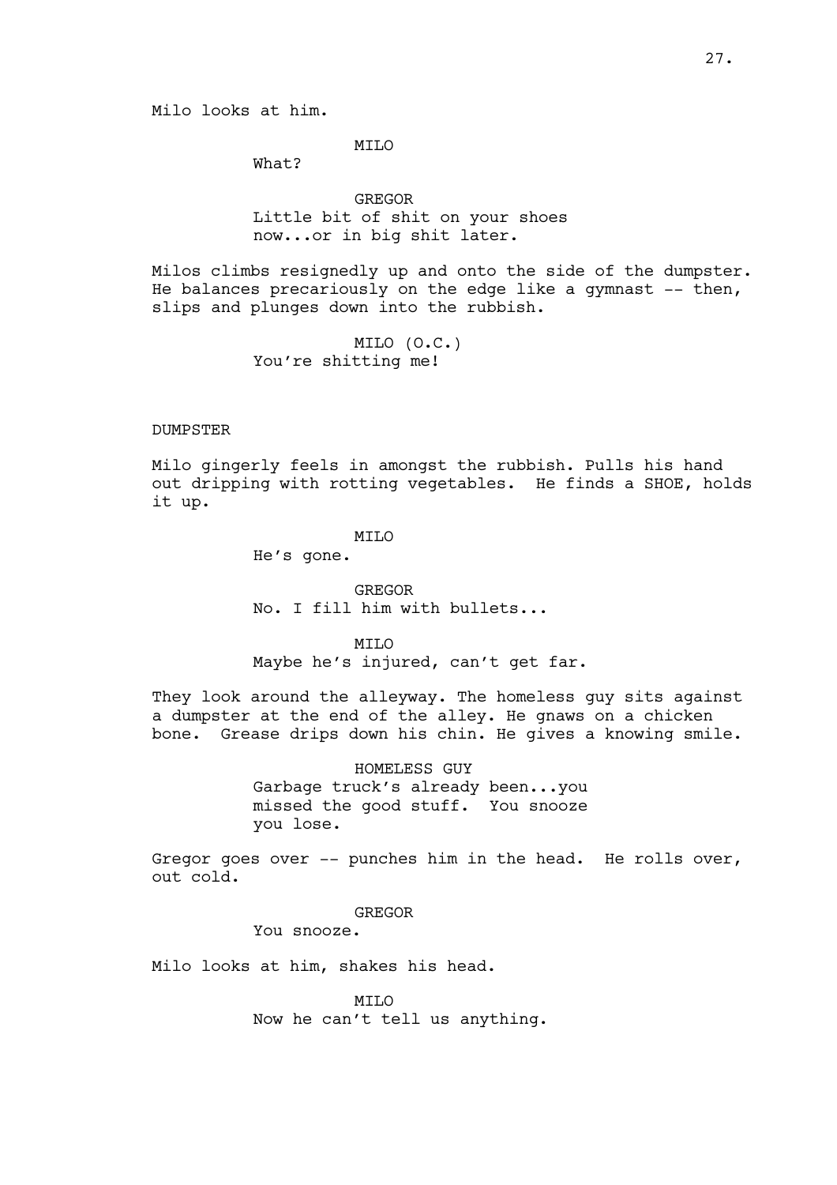Milo looks at him.

MILO
What?

GREGOR
Little bit of shit on your shoes now...or in big shit later.

Milos climbs resignedly up and onto the side of the dumpster. He balances precariously on the edge like a gymnast -- then, slips and plunges down into the rubbish.

MILO (O.C.)
You're shitting me!

DUMPSTER

Milo gingerly feels in amongst the rubbish. Pulls his hand out dripping with rotting vegetables. He finds a SHOE, holds it up.

MILO
He's gone.

GREGOR
No. I fill him with bullets...

MILO
Maybe he's injured, can't get far.

They look around the alleyway. The homeless guy sits against a dumpster at the end of the alley. He gnaws on a chicken bone. Grease drips down his chin. He gives a knowing smile.

HOMELESS GUY
Garbage truck's already been...you missed the good stuff. You snooze you lose.

Gregor goes over -- punches him in the head. He rolls over, out cold.

GREGOR
You snooze.

Milo looks at him, shakes his head.

MILO
Now he can't tell us anything.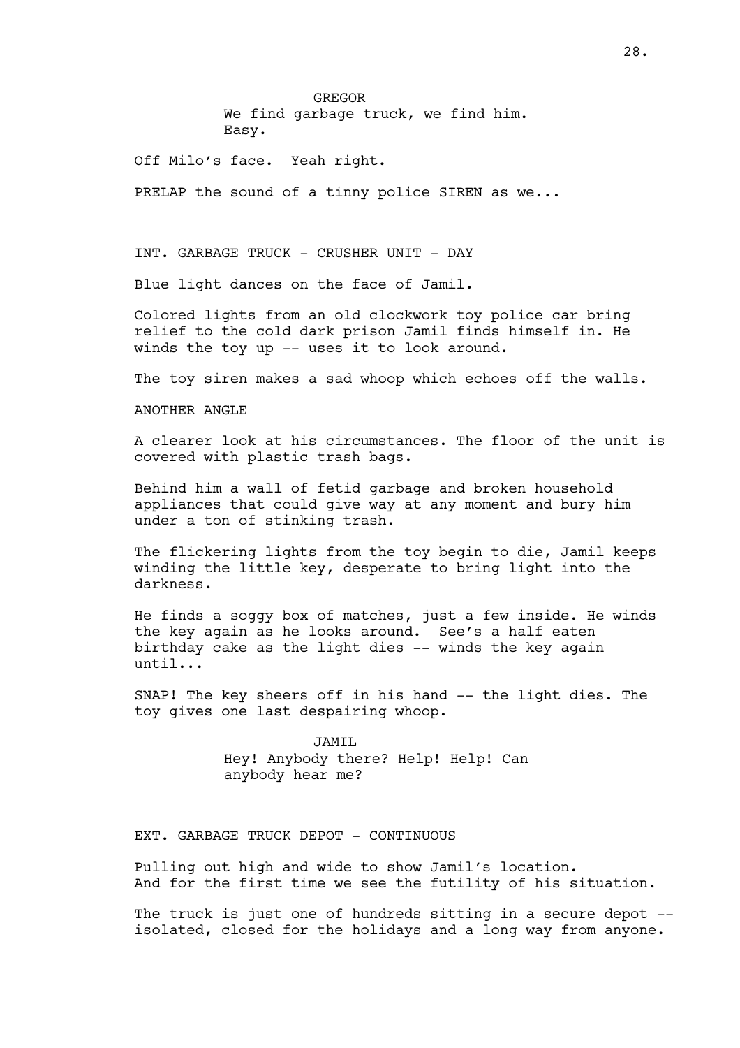GREGOR
We find garbage truck, we find him.
Easy.

Off Milo's face. Yeah right.

PRELAP the sound of a tinny police SIREN as we...

INT. GARBAGE TRUCK - CRUSHER UNIT - DAY

Blue light dances on the face of Jamil.

Colored lights from an old clockwork toy police car bring relief to the cold dark prison Jamil finds himself in. He winds the toy up -- uses it to look around.

The toy siren makes a sad whoop which echoes off the walls.

ANOTHER ANGLE

A clearer look at his circumstances. The floor of the unit is covered with plastic trash bags.

Behind him a wall of fetid garbage and broken household appliances that could give way at any moment and bury him under a ton of stinking trash.

The flickering lights from the toy begin to die, Jamil keeps winding the little key, desperate to bring light into the darkness.

He finds a soggy box of matches, just a few inside. He winds the key again as he looks around. See's a half eaten birthday cake as the light dies -- winds the key again until...

SNAP! The key sheers off in his hand -- the light dies. The toy gives one last despairing whoop.

JAMIL
Hey! Anybody there? Help! Help! Can anybody hear me?

EXT. GARBAGE TRUCK DEPOT - CONTINUOUS

Pulling out high and wide to show Jamil's location.
And for the first time we see the futility of his situation.

The truck is just one of hundreds sitting in a secure depot -- isolated, closed for the holidays and a long way from anyone.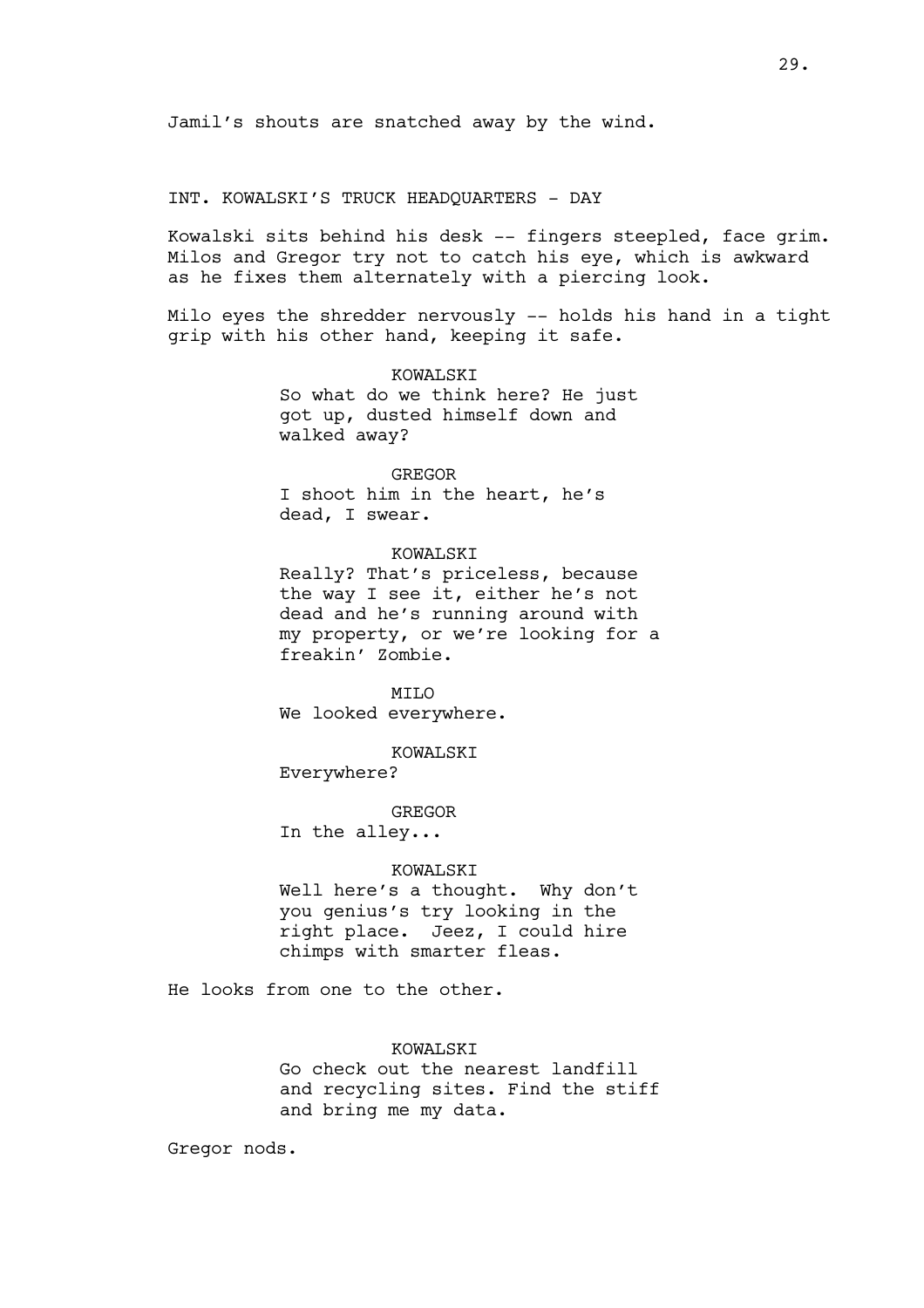Jamil's shouts are snatched away by the wind.

INT. KOWALSKI'S TRUCK HEADQUARTERS - DAY

Kowalski sits behind his desk -- fingers steepled, face grim. Milos and Gregor try not to catch his eye, which is awkward as he fixes them alternately with a piercing look.

Milo eyes the shredder nervously -- holds his hand in a tight grip with his other hand, keeping it safe.

KOWALSKI
So what do we think here? He just got up, dusted himself down and walked away?

GREGOR
I shoot him in the heart, he's dead, I swear.

KOWALSKI
Really? That's priceless, because the way I see it, either he's not dead and he's running around with my property, or we're looking for a freakin' Zombie.

MILO
We looked everywhere.

KOWALSKI
Everywhere?

GREGOR
In the alley...

KOWALSKI
Well here's a thought. Why don't you genius's try looking in the right place. Jeez, I could hire chimps with smarter fleas.

He looks from one to the other.

KOWALSKI
Go check out the nearest landfill and recycling sites. Find the stiff and bring me my data.

Gregor nods.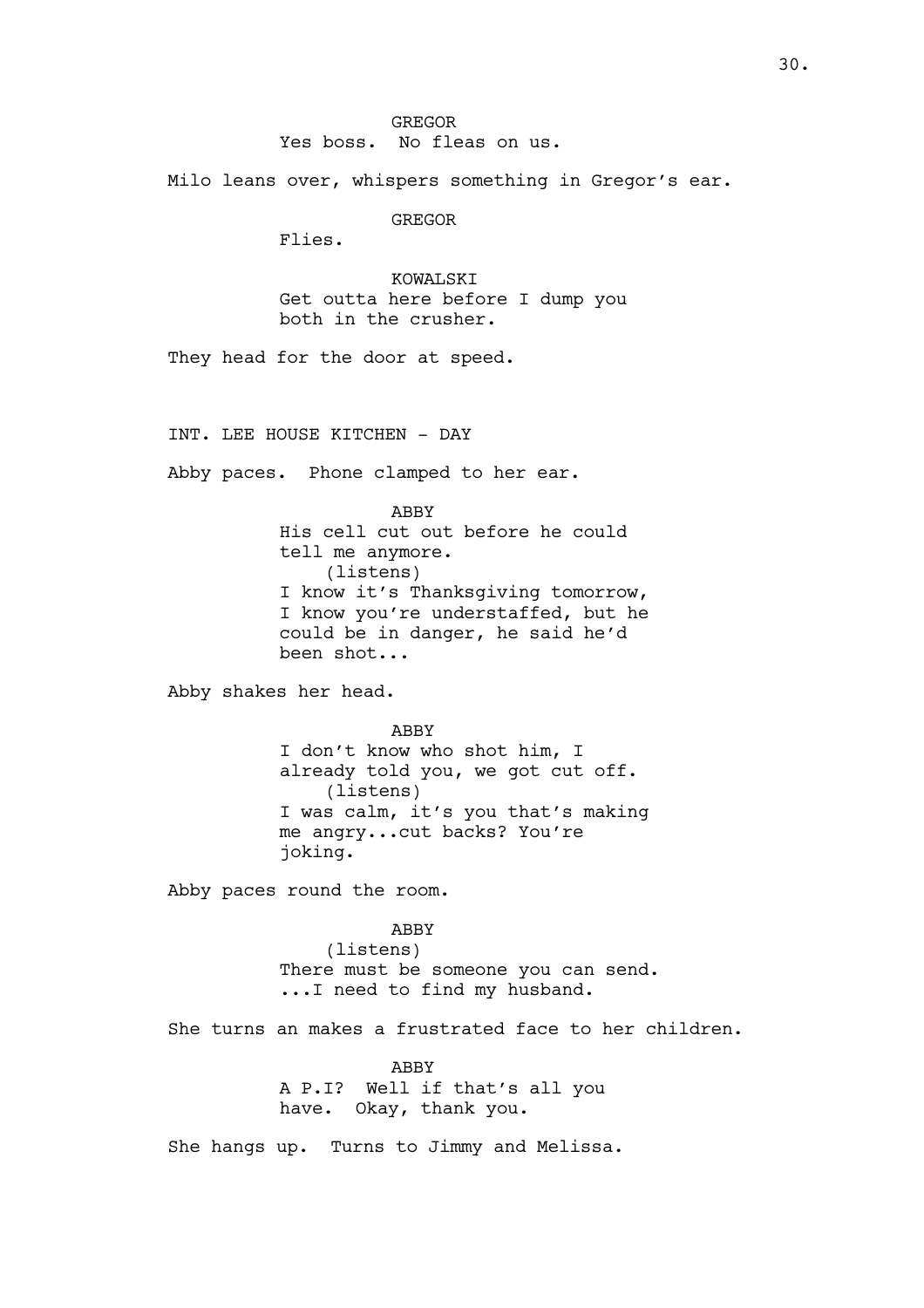GREGOR
Yes boss.  No fleas on us.

Milo leans over, whispers something in Gregor's ear.

GREGOR
Flies.

KOWALSKI
Get outta here before I dump you
both in the crusher.

They head for the door at speed.

INT. LEE HOUSE KITCHEN - DAY

Abby paces.  Phone clamped to her ear.

ABBY
His cell cut out before he could
tell me anymore.
(listens)
I know it's Thanksgiving tomorrow,
I know you're understaffed, but he
could be in danger, he said he'd
been shot...

Abby shakes her head.

ABBY
I don't know who shot him, I
already told you, we got cut off.
(listens)
I was calm, it's you that's making
me angry...cut backs? You're
joking.

Abby paces round the room.

ABBY
(listens)
There must be someone you can send.
...I need to find my husband.

She turns an makes a frustrated face to her children.

ABBY
A P.I?  Well if that's all you
have.  Okay, thank you.

She hangs up.  Turns to Jimmy and Melissa.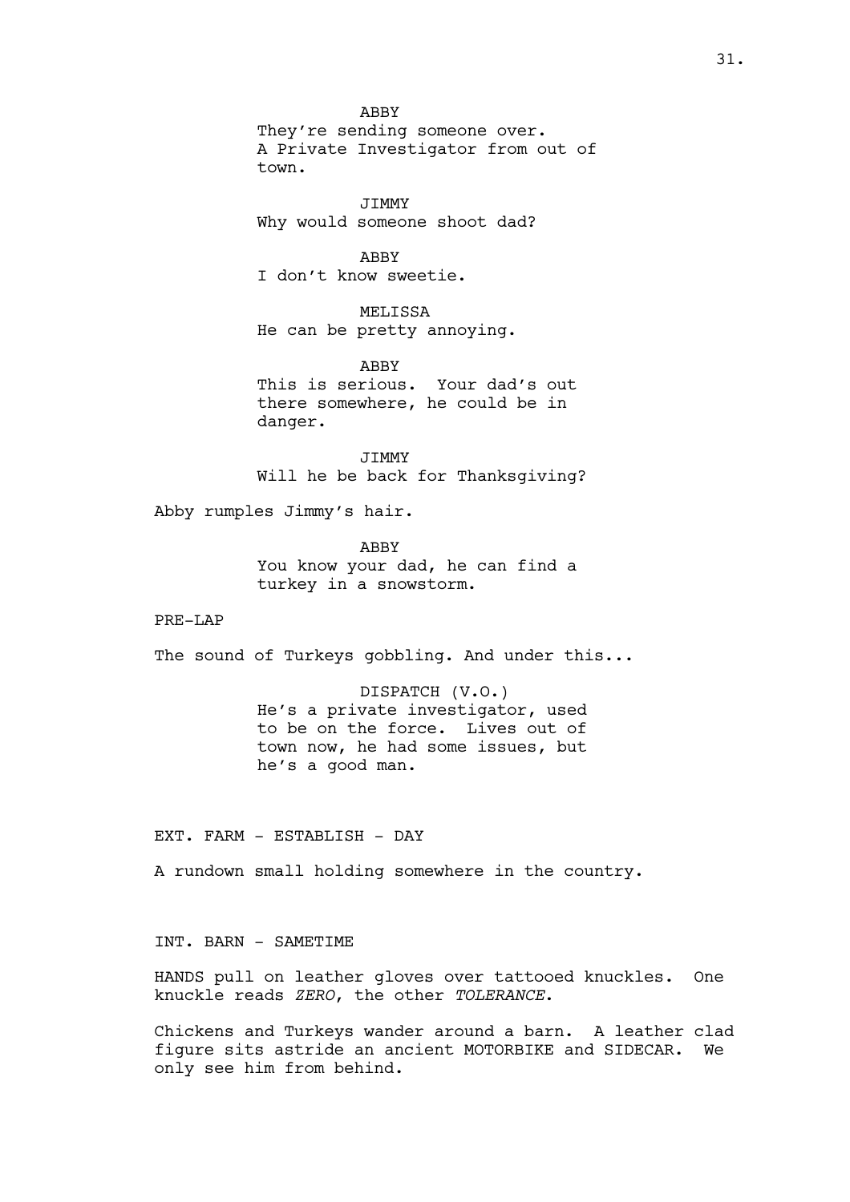ABBY
They're sending someone over.
A Private Investigator from out of town.

JIMMY
Why would someone shoot dad?

ABBY
I don't know sweetie.

MELISSA
He can be pretty annoying.

ABBY
This is serious. Your dad's out there somewhere, he could be in danger.

JIMMY
Will he be back for Thanksgiving?

Abby rumples Jimmy's hair.

ABBY
You know your dad, he can find a turkey in a snowstorm.

PRE-LAP

The sound of Turkeys gobbling. And under this...

DISPATCH (V.O.)
He's a private investigator, used to be on the force. Lives out of town now, he had some issues, but he's a good man.

EXT. FARM - ESTABLISH - DAY

A rundown small holding somewhere in the country.

INT. BARN - SAMETIME

HANDS pull on leather gloves over tattooed knuckles. One knuckle reads *ZERO*, the other *TOLERANCE*.

Chickens and Turkeys wander around a barn. A leather clad figure sits astride an ancient MOTORBIKE and SIDECAR. We only see him from behind.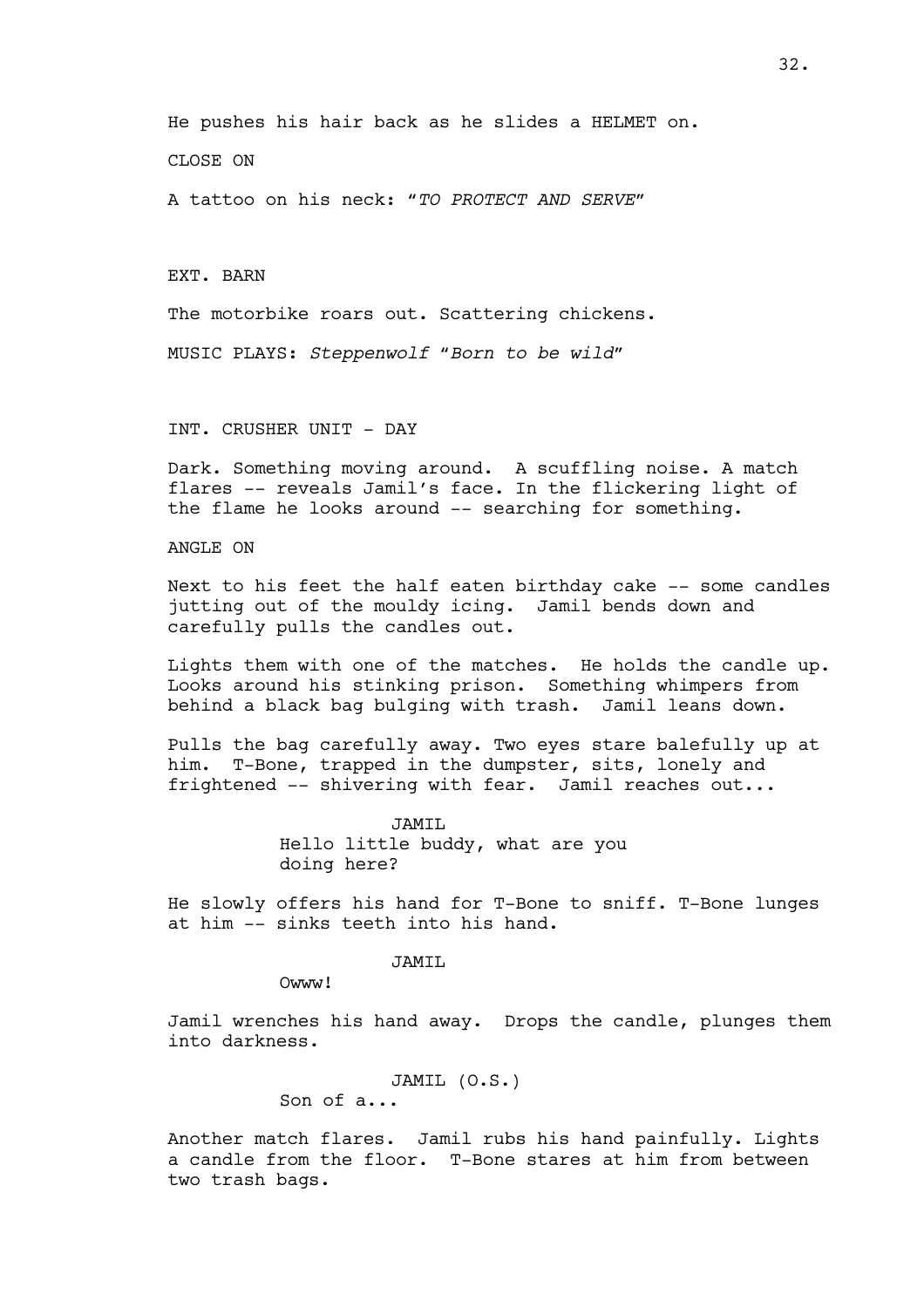He pushes his hair back as he slides a HELMET on.

CLOSE ON

A tattoo on his neck: "*TO PROTECT AND SERVE*"

EXT. BARN

The motorbike roars out. Scattering chickens.

MUSIC PLAYS: *Steppenwolf* "*Born to be wild*"

INT. CRUSHER UNIT - DAY

Dark. Something moving around. A scuffling noise. A match flares -- reveals Jamil's face. In the flickering light of the flame he looks around -- searching for something.

ANGLE ON

Next to his feet the half eaten birthday cake -- some candles jutting out of the mouldy icing. Jamil bends down and carefully pulls the candles out.

Lights them with one of the matches. He holds the candle up. Looks around his stinking prison. Something whimpers from behind a black bag bulging with trash. Jamil leans down.

Pulls the bag carefully away. Two eyes stare balefully up at him. T-Bone, trapped in the dumpster, sits, lonely and frightened -- shivering with fear. Jamil reaches out...

JAMIL

Hello little buddy, what are you doing here?

He slowly offers his hand for T-Bone to sniff. T-Bone lunges at him -- sinks teeth into his hand.

JAMIL

Owww!

Jamil wrenches his hand away. Drops the candle, plunges them into darkness.

JAMIL (O.S.)

Son of a...

Another match flares. Jamil rubs his hand painfully. Lights a candle from the floor. T-Bone stares at him from between two trash bags.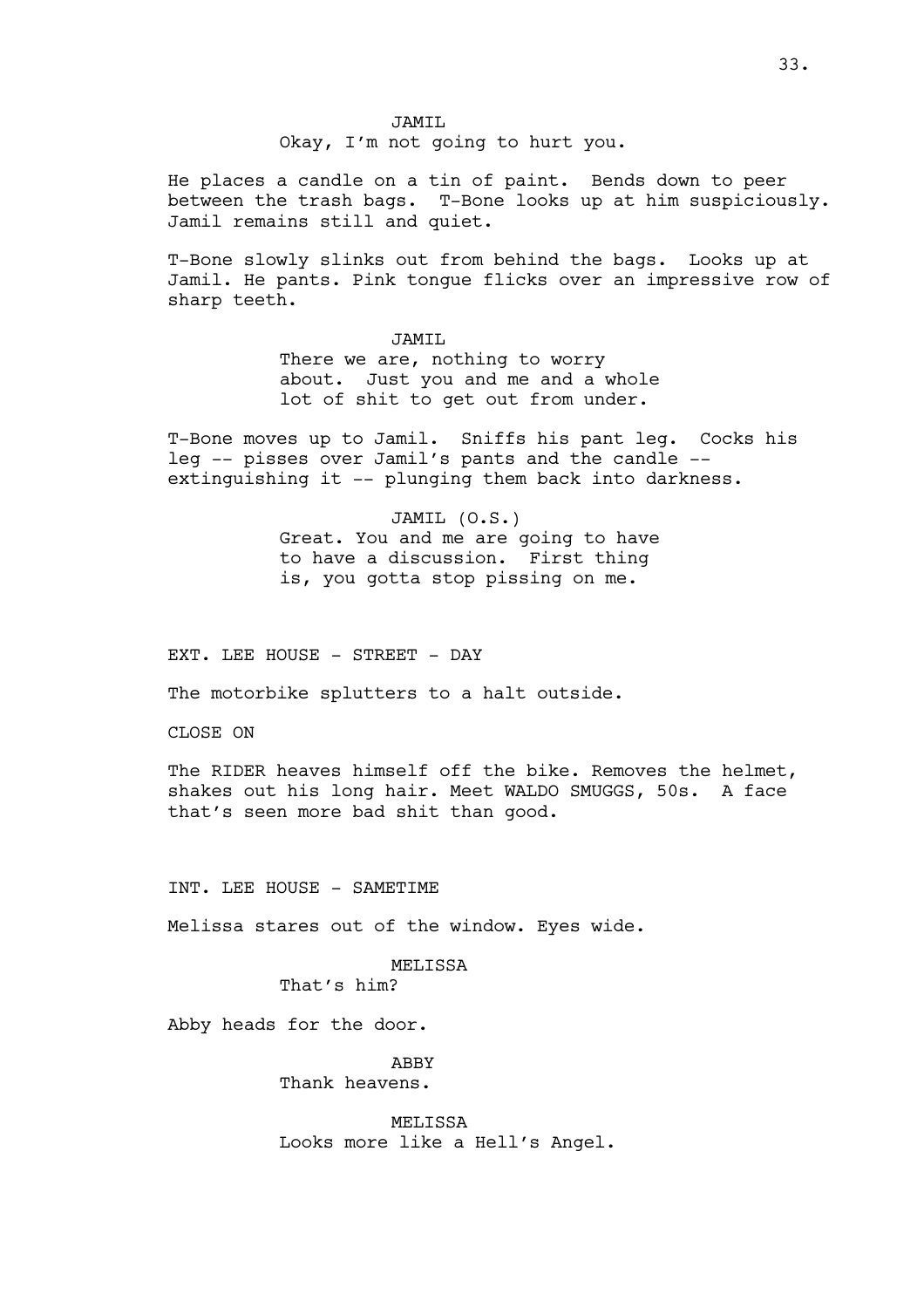JAMIL
Okay, I'm not going to hurt you.

He places a candle on a tin of paint. Bends down to peer between the trash bags. T-Bone looks up at him suspiciously. Jamil remains still and quiet.

T-Bone slowly slinks out from behind the bags. Looks up at Jamil. He pants. Pink tongue flicks over an impressive row of sharp teeth.

JAMIL
There we are, nothing to worry about. Just you and me and a whole lot of shit to get out from under.

T-Bone moves up to Jamil. Sniffs his pant leg. Cocks his leg -- pisses over Jamil's pants and the candle -- extinguishing it -- plunging them back into darkness.

JAMIL (O.S.)
Great. You and me are going to have to have a discussion. First thing is, you gotta stop pissing on me.

EXT. LEE HOUSE - STREET - DAY

The motorbike splutters to a halt outside.

CLOSE ON

The RIDER heaves himself off the bike. Removes the helmet, shakes out his long hair. Meet WALDO SMUGGS, 50s. A face that's seen more bad shit than good.

INT. LEE HOUSE - SAMETIME

Melissa stares out of the window. Eyes wide.

MELISSA
That's him?

Abby heads for the door.

ABBY
Thank heavens.

MELISSA
Looks more like a Hell's Angel.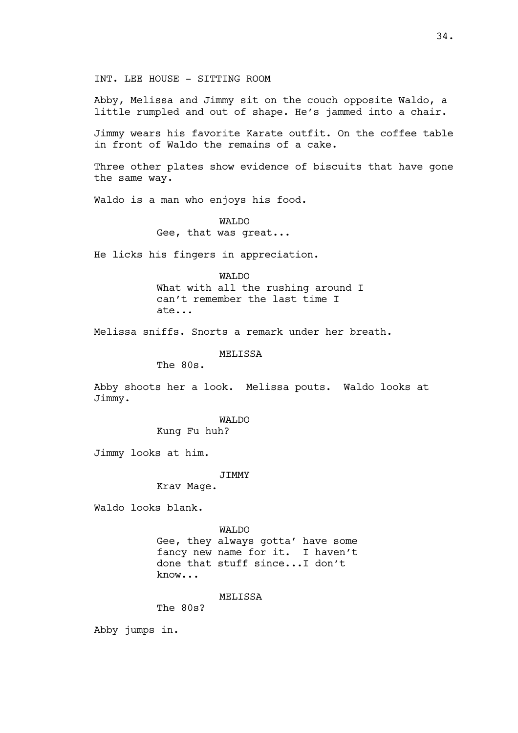INT. LEE HOUSE - SITTING ROOM

Abby, Melissa and Jimmy sit on the couch opposite Waldo, a little rumpled and out of shape. He's jammed into a chair.

Jimmy wears his favorite Karate outfit. On the coffee table in front of Waldo the remains of a cake.

Three other plates show evidence of biscuits that have gone the same way.

Waldo is a man who enjoys his food.

WALDO
Gee, that was great...

He licks his fingers in appreciation.

WALDO
What with all the rushing around I can't remember the last time I ate...

Melissa sniffs. Snorts a remark under her breath.

MELISSA
The 80s.

Abby shoots her a look. Melissa pouts. Waldo looks at Jimmy.

WALDO
Kung Fu huh?

Jimmy looks at him.

JIMMY
Krav Mage.

Waldo looks blank.

WALDO
Gee, they always gotta' have some fancy new name for it. I haven't done that stuff since...I don't know...

MELISSA
The 80s?

Abby jumps in.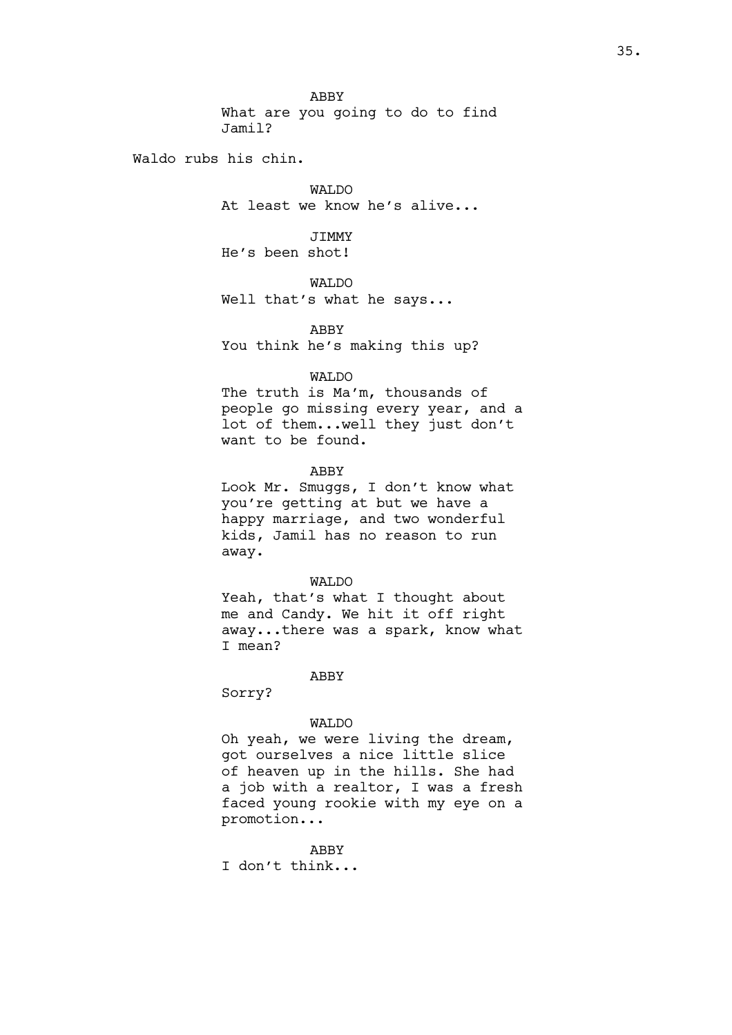ABBY

What are you going to do to find Jamil?

Waldo rubs his chin.

WALDO

At least we know he's alive...

JIMMY

He's been shot!

WALDO

Well that's what he says...

ABBY

You think he's making this up?

WALDO

The truth is Ma'm, thousands of people go missing every year, and a lot of them...well they just don't want to be found.

ABBY

Look Mr. Smuggs, I don't know what you're getting at but we have a happy marriage, and two wonderful kids, Jamil has no reason to run away.

WALDO

Yeah, that's what I thought about me and Candy. We hit it off right away...there was a spark, know what I mean?

ABBY

Sorry?

WALDO

Oh yeah, we were living the dream, got ourselves a nice little slice of heaven up in the hills. She had a job with a realtor, I was a fresh faced young rookie with my eye on a promotion...

ABBY

I don't think...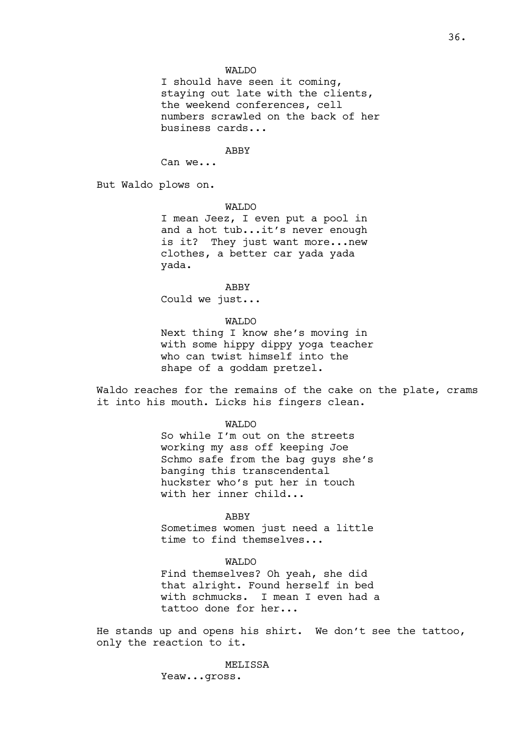WALDO

I should have seen it coming, staying out late with the clients, the weekend conferences, cell numbers scrawled on the back of her business cards...

ABBY

Can we...

But Waldo plows on.

WALDO

I mean Jeez, I even put a pool in and a hot tub...it's never enough is it? They just want more...new clothes, a better car yada yada yada.

ABBY

Could we just...

WALDO

Next thing I know she's moving in with some hippy dippy yoga teacher who can twist himself into the shape of a goddam pretzel.

Waldo reaches for the remains of the cake on the plate, crams it into his mouth. Licks his fingers clean.

WALDO

So while I'm out on the streets working my ass off keeping Joe Schmo safe from the bag guys she's banging this transcendental huckster who's put her in touch with her inner child...

ABBY

Sometimes women just need a little time to find themselves...

WALDO

Find themselves? Oh yeah, she did that alright. Found herself in bed with schmucks. I mean I even had a tattoo done for her...

He stands up and opens his shirt. We don't see the tattoo, only the reaction to it.

MELISSA

Yeaw...gross.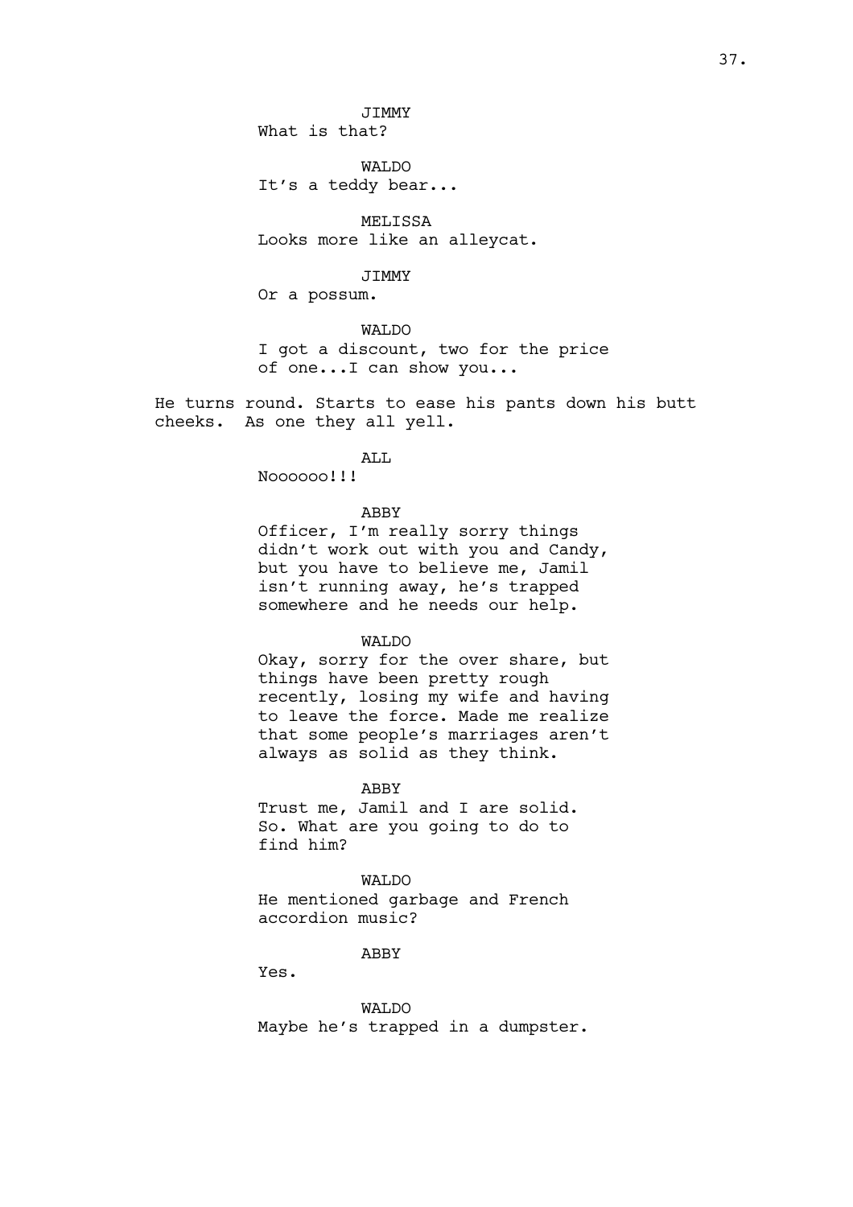JIMMY

What is that?

WALDO

It's a teddy bear...

MELISSA

Looks more like an alleycat.

JIMMY

Or a possum.

WALDO

I got a discount, two for the price of one...I can show you...

He turns round. Starts to ease his pants down his butt cheeks. As one they all yell.

ALL

Noooooo!!!

ABBY

Officer, I'm really sorry things didn't work out with you and Candy, but you have to believe me, Jamil isn't running away, he's trapped somewhere and he needs our help.

WALDO

Okay, sorry for the over share, but things have been pretty rough recently, losing my wife and having to leave the force. Made me realize that some people's marriages aren't always as solid as they think.

ABBY

Trust me, Jamil and I are solid. So. What are you going to do to find him?

WALDO

He mentioned garbage and French accordion music?

ABBY

Yes.

WALDO

Maybe he's trapped in a dumpster.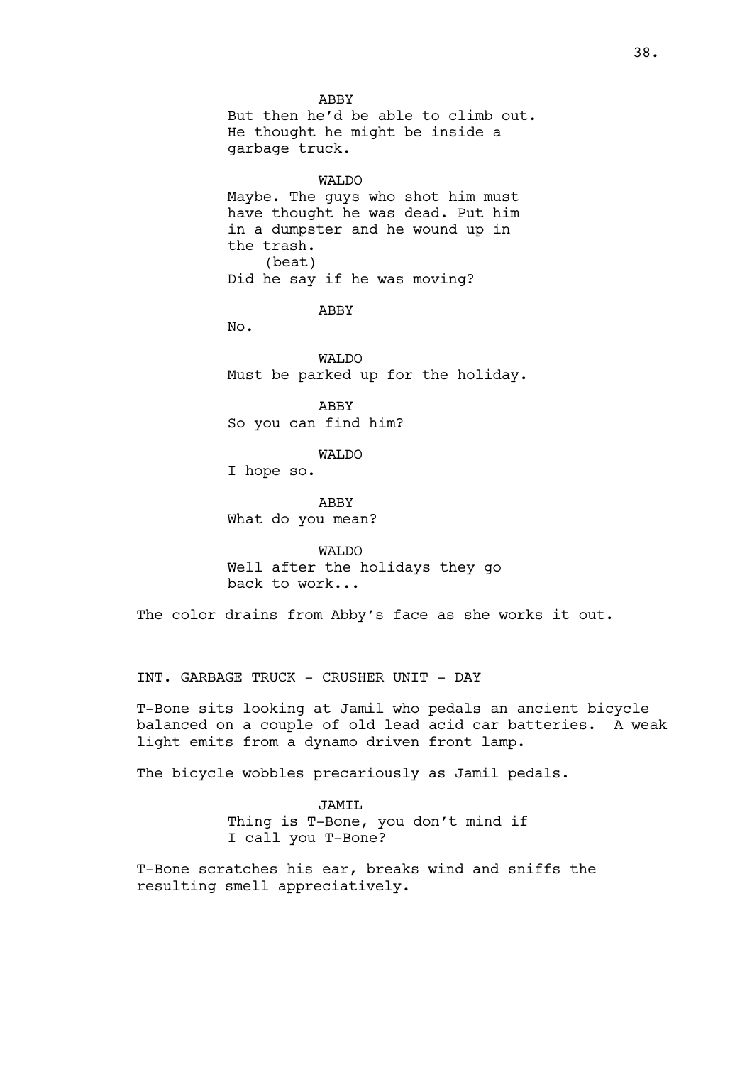ABBY

But then he'd be able to climb out. He thought he might be inside a garbage truck.

WALDO

Maybe. The guys who shot him must have thought he was dead. Put him in a dumpster and he wound up in the trash.

(beat)

Did he say if he was moving?

ABBY

No.

WALDO

Must be parked up for the holiday.

ABBY

So you can find him?

WALDO

I hope so.

ABBY

What do you mean?

WALDO

Well after the holidays they go back to work...

The color drains from Abby's face as she works it out.

INT. GARBAGE TRUCK - CRUSHER UNIT - DAY

T-Bone sits looking at Jamil who pedals an ancient bicycle balanced on a couple of old lead acid car batteries. A weak light emits from a dynamo driven front lamp.

The bicycle wobbles precariously as Jamil pedals.

JAMIL

Thing is T-Bone, you don't mind if I call you T-Bone?

T-Bone scratches his ear, breaks wind and sniffs the resulting smell appreciatively.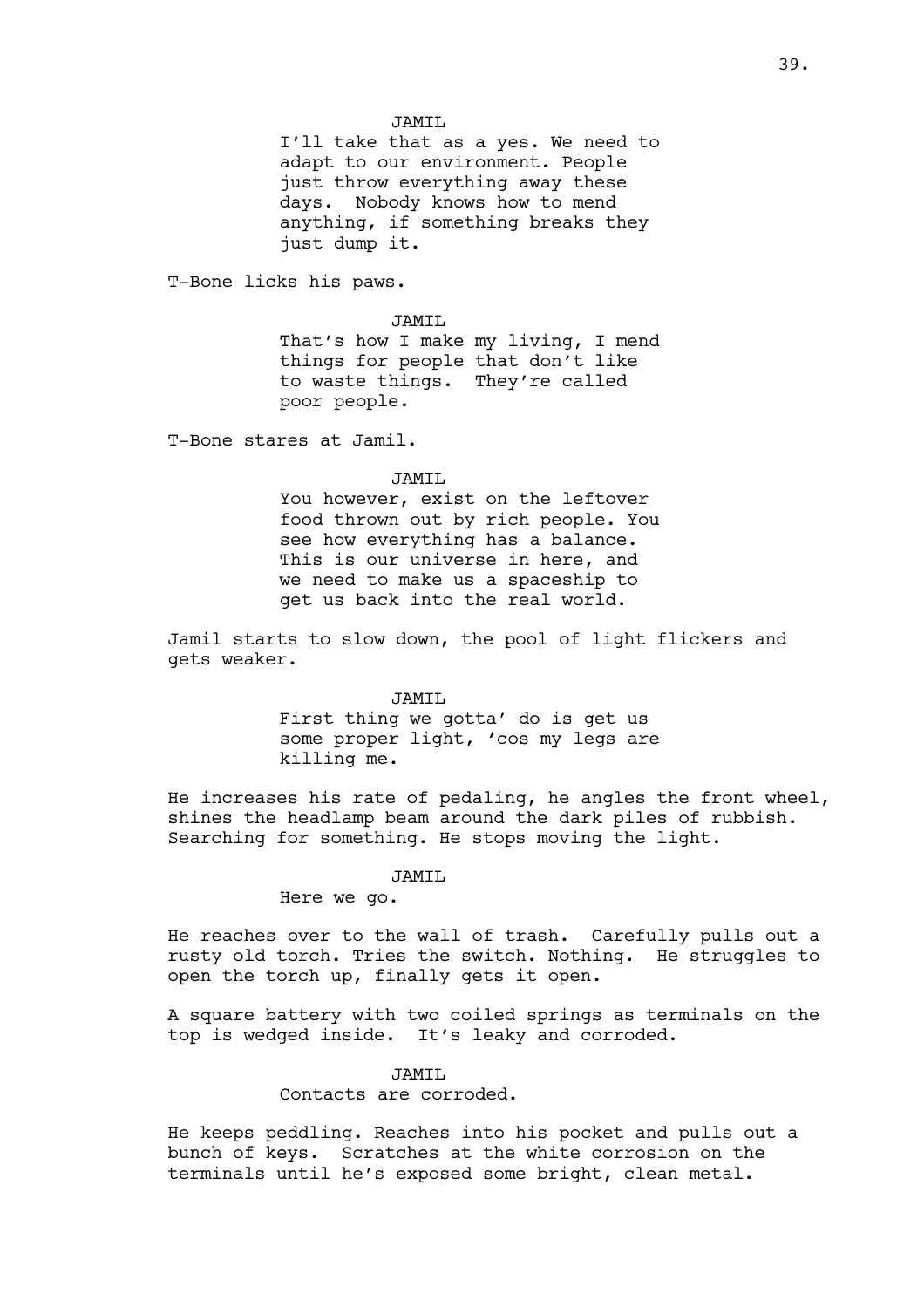JAMIL

I'll take that as a yes. We need to adapt to our environment. People just throw everything away these days. Nobody knows how to mend anything, if something breaks they just dump it.

T-Bone licks his paws.

JAMIL

That's how I make my living, I mend things for people that don't like to waste things. They're called poor people.

T-Bone stares at Jamil.

JAMIL

You however, exist on the leftover food thrown out by rich people. You see how everything has a balance. This is our universe in here, and we need to make us a spaceship to get us back into the real world.

Jamil starts to slow down, the pool of light flickers and gets weaker.

JAMIL

First thing we gotta' do is get us some proper light, 'cos my legs are killing me.

He increases his rate of pedaling, he angles the front wheel, shines the headlamp beam around the dark piles of rubbish. Searching for something. He stops moving the light.

JAMIL

Here we go.

He reaches over to the wall of trash. Carefully pulls out a rusty old torch. Tries the switch. Nothing. He struggles to open the torch up, finally gets it open.

A square battery with two coiled springs as terminals on the top is wedged inside. It's leaky and corroded.

JAMIL

Contacts are corroded.

He keeps peddling. Reaches into his pocket and pulls out a bunch of keys. Scratches at the white corrosion on the terminals until he's exposed some bright, clean metal.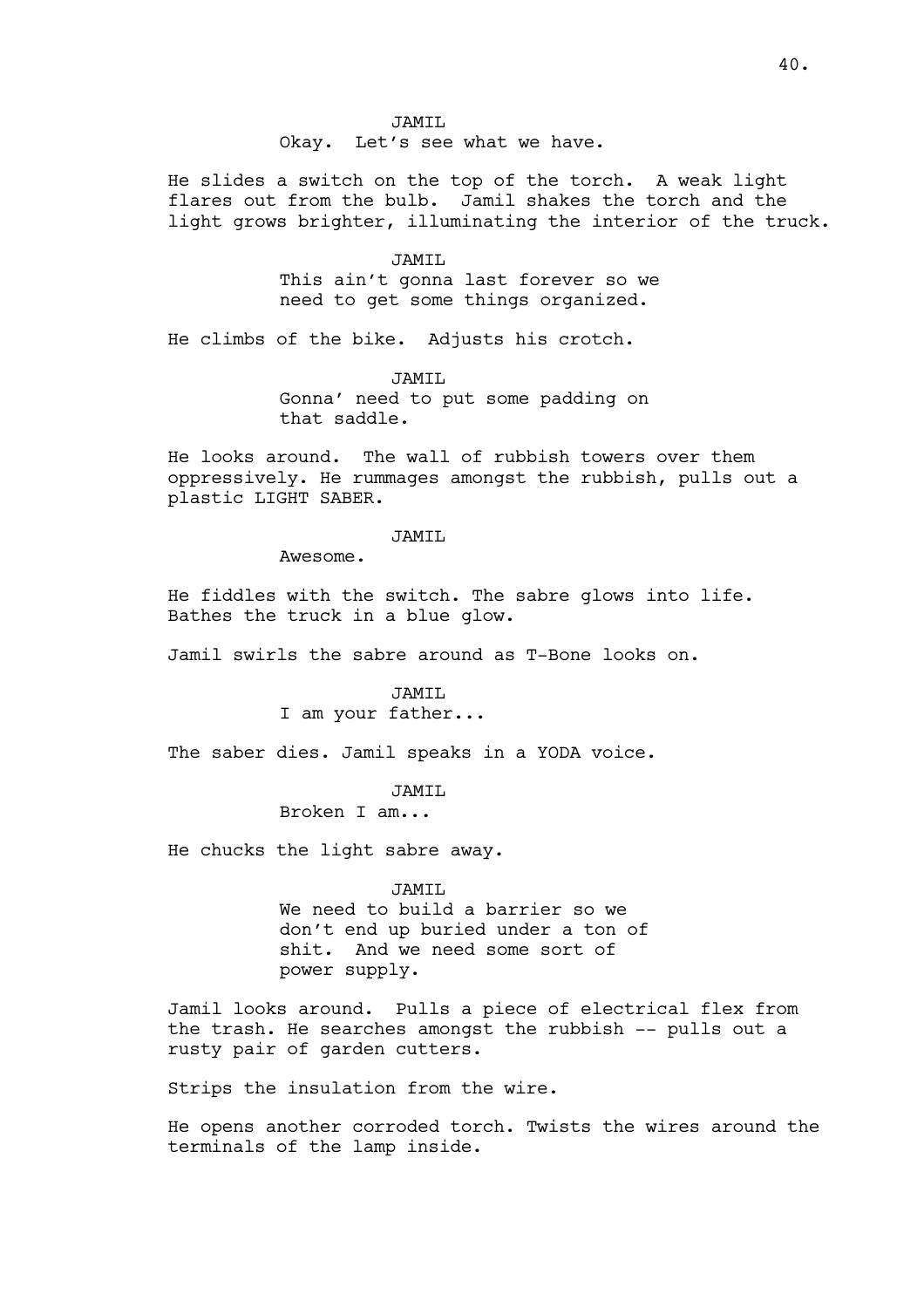JAMIL
Okay. Let's see what we have.

He slides a switch on the top of the torch. A weak light flares out from the bulb. Jamil shakes the torch and the light grows brighter, illuminating the interior of the truck.

JAMIL
This ain't gonna last forever so we need to get some things organized.

He climbs of the bike. Adjusts his crotch.

JAMIL
Gonna' need to put some padding on that saddle.

He looks around. The wall of rubbish towers over them oppressively. He rummages amongst the rubbish, pulls out a plastic LIGHT SABER.

JAMIL
Awesome.

He fiddles with the switch. The sabre glows into life. Bathes the truck in a blue glow.

Jamil swirls the sabre around as T-Bone looks on.

JAMIL
I am your father...

The saber dies. Jamil speaks in a YODA voice.

JAMIL
Broken I am...

He chucks the light sabre away.

JAMIL
We need to build a barrier so we don't end up buried under a ton of shit. And we need some sort of power supply.

Jamil looks around. Pulls a piece of electrical flex from the trash. He searches amongst the rubbish -- pulls out a rusty pair of garden cutters.

Strips the insulation from the wire.

He opens another corroded torch. Twists the wires around the terminals of the lamp inside.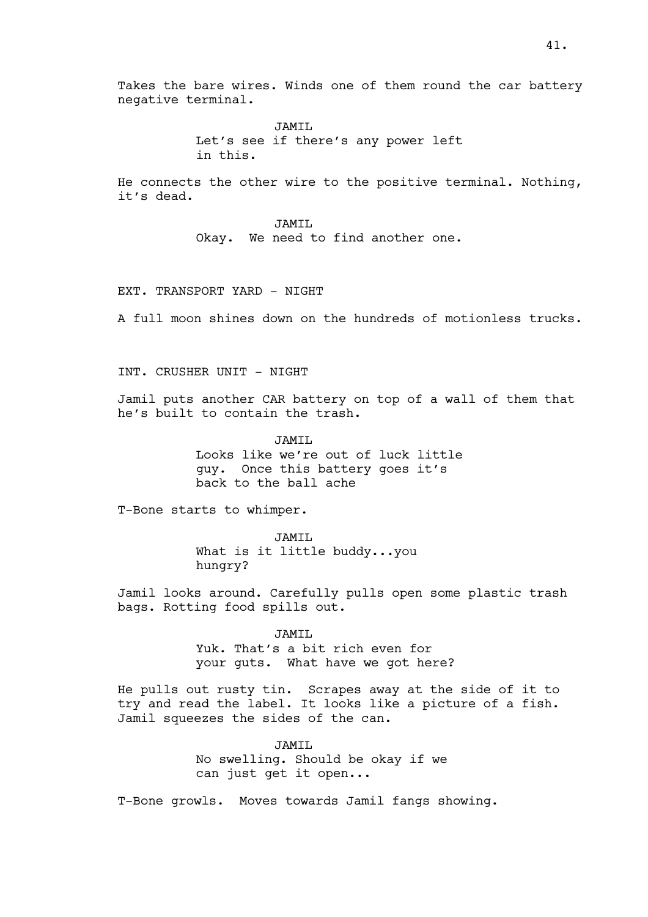Takes the bare wires. Winds one of them round the car battery negative terminal.

JAMIL
Let's see if there's any power left in this.

He connects the other wire to the positive terminal. Nothing, it's dead.

JAMIL
Okay. We need to find another one.

EXT. TRANSPORT YARD - NIGHT

A full moon shines down on the hundreds of motionless trucks.

INT. CRUSHER UNIT - NIGHT

Jamil puts another CAR battery on top of a wall of them that he's built to contain the trash.

JAMIL
Looks like we're out of luck little guy. Once this battery goes it's back to the ball ache

T-Bone starts to whimper.

JAMIL
What is it little buddy...you hungry?

Jamil looks around. Carefully pulls open some plastic trash bags. Rotting food spills out.

JAMIL
Yuk. That's a bit rich even for your guts. What have we got here?

He pulls out rusty tin. Scrapes away at the side of it to try and read the label. It looks like a picture of a fish. Jamil squeezes the sides of the can.

JAMIL
No swelling. Should be okay if we can just get it open...

T-Bone growls. Moves towards Jamil fangs showing.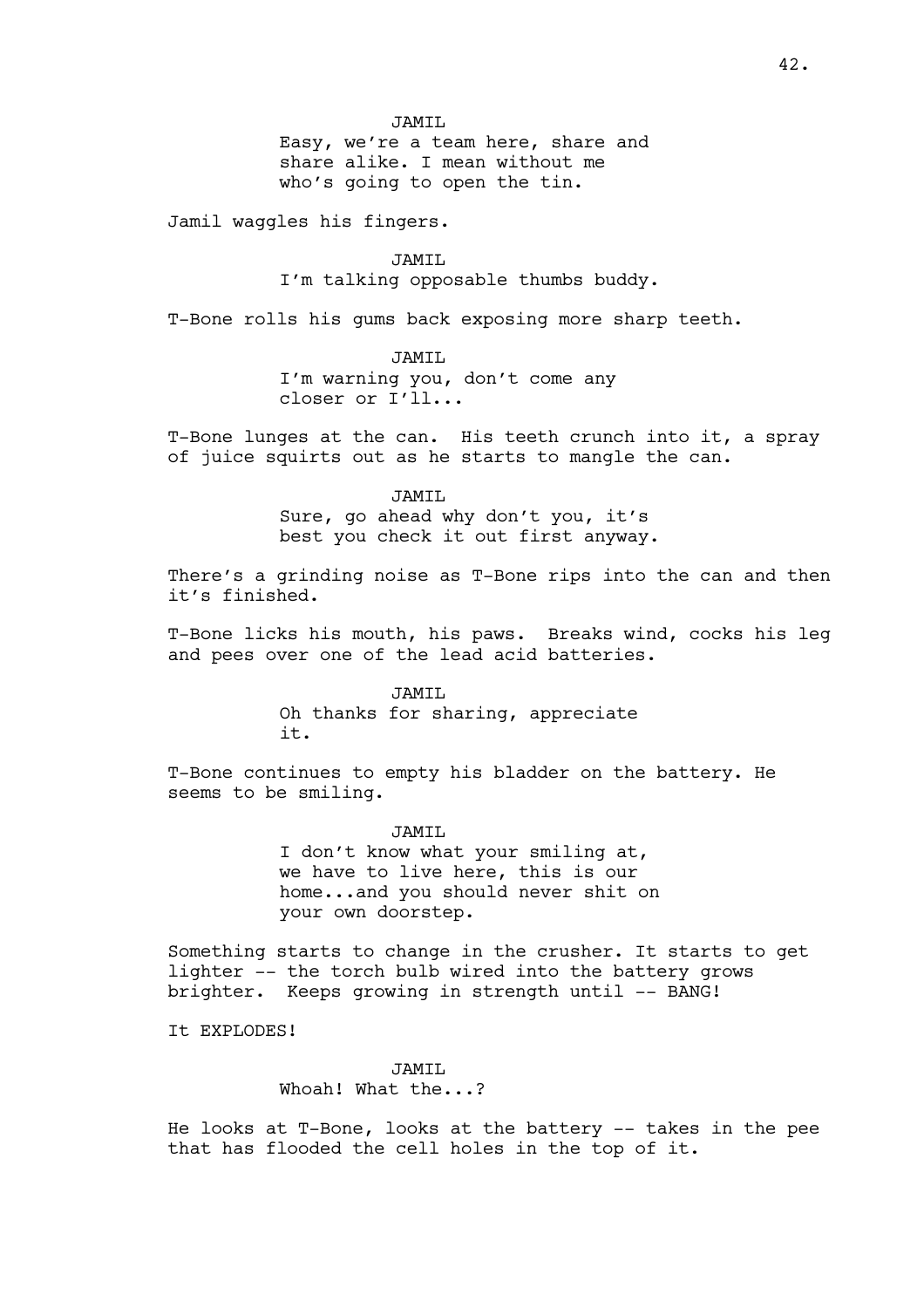JAMIL

Easy, we're a team here, share and share alike. I mean without me who's going to open the tin.

Jamil waggles his fingers.

JAMIL

I'm talking opposable thumbs buddy.

T-Bone rolls his gums back exposing more sharp teeth.

JAMIL

I'm warning you, don't come any closer or I'll...

T-Bone lunges at the can. His teeth crunch into it, a spray of juice squirts out as he starts to mangle the can.

JAMIL

Sure, go ahead why don't you, it's best you check it out first anyway.

There's a grinding noise as T-Bone rips into the can and then it's finished.

T-Bone licks his mouth, his paws. Breaks wind, cocks his leg and pees over one of the lead acid batteries.

JAMIL

Oh thanks for sharing, appreciate it.

T-Bone continues to empty his bladder on the battery. He seems to be smiling.

JAMIL

I don't know what your smiling at, we have to live here, this is our home...and you should never shit on your own doorstep.

Something starts to change in the crusher. It starts to get lighter -- the torch bulb wired into the battery grows brighter. Keeps growing in strength until -- BANG!

It EXPLODES!

JAMIL

Whoah! What the...?

He looks at T-Bone, looks at the battery -- takes in the pee that has flooded the cell holes in the top of it.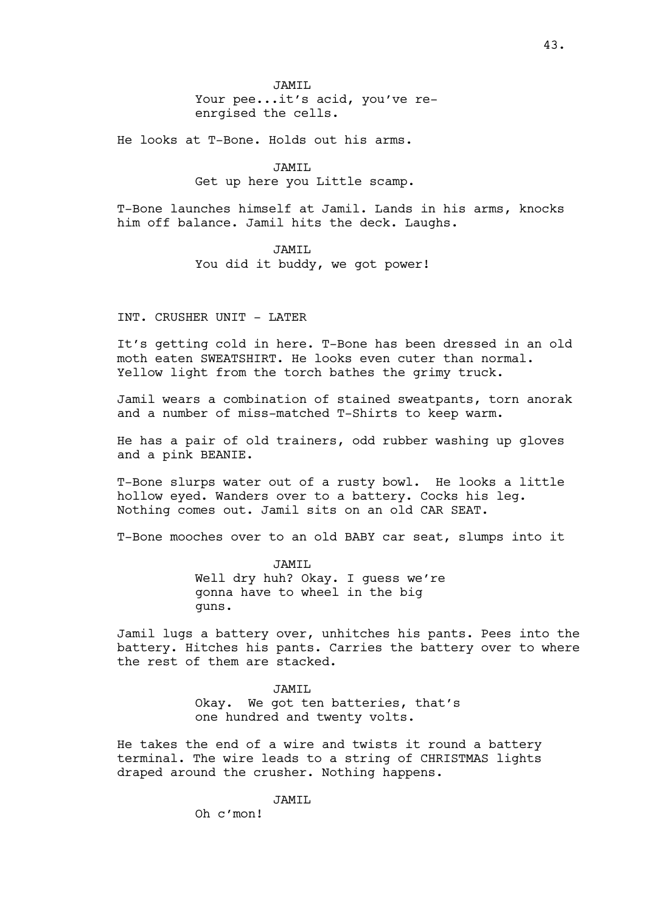JAMIL

Your pee...it's acid, you've re-enrgised the cells.

He looks at T-Bone. Holds out his arms.

JAMIL

Get up here you Little scamp.

T-Bone launches himself at Jamil. Lands in his arms, knocks him off balance. Jamil hits the deck. Laughs.

JAMIL

You did it buddy, we got power!

INT. CRUSHER UNIT - LATER

It's getting cold in here. T-Bone has been dressed in an old moth eaten SWEATSHIRT. He looks even cuter than normal. Yellow light from the torch bathes the grimy truck.

Jamil wears a combination of stained sweatpants, torn anorak and a number of miss-matched T-Shirts to keep warm.

He has a pair of old trainers, odd rubber washing up gloves and a pink BEANIE.

T-Bone slurps water out of a rusty bowl. He looks a little hollow eyed. Wanders over to a battery. Cocks his leg. Nothing comes out. Jamil sits on an old CAR SEAT.

T-Bone mooches over to an old BABY car seat, slumps into it

JAMIL

Well dry huh? Okay. I guess we're gonna have to wheel in the big guns.

Jamil lugs a battery over, unhitches his pants. Pees into the battery. Hitches his pants. Carries the battery over to where the rest of them are stacked.

JAMIL

Okay. We got ten batteries, that's one hundred and twenty volts.

He takes the end of a wire and twists it round a battery terminal. The wire leads to a string of CHRISTMAS lights draped around the crusher. Nothing happens.

JAMIL

Oh c'mon!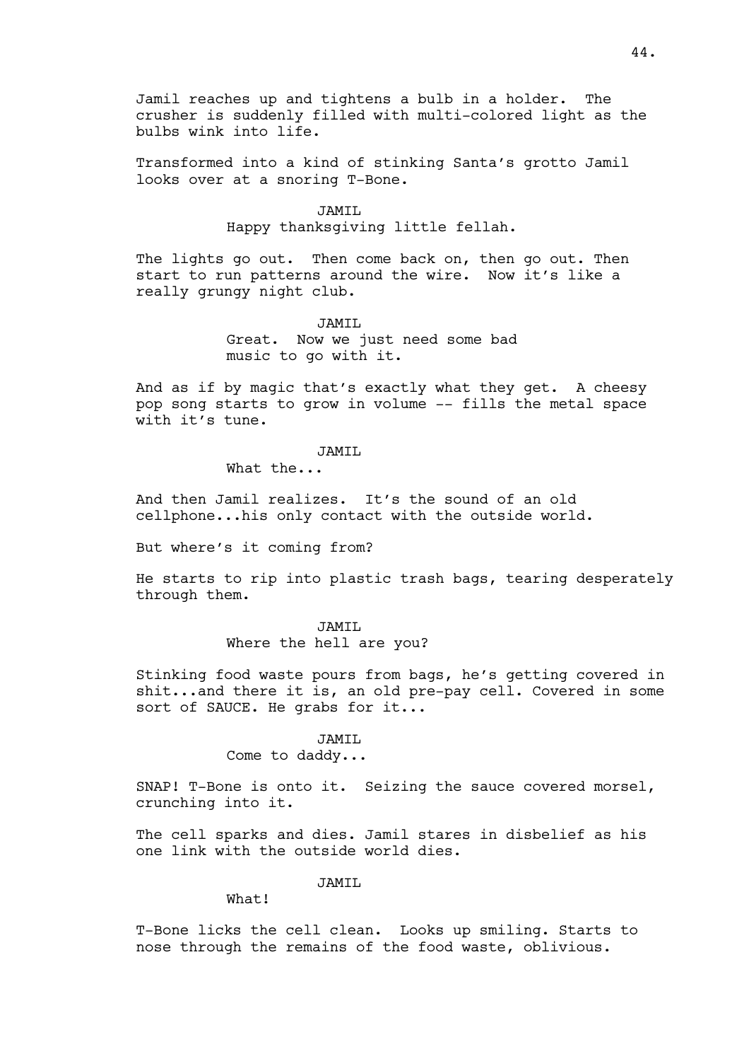Jamil reaches up and tightens a bulb in a holder. The crusher is suddenly filled with multi-colored light as the bulbs wink into life.

Transformed into a kind of stinking Santa's grotto Jamil looks over at a snoring T-Bone.

JAMIL
Happy thanksgiving little fellah.

The lights go out. Then come back on, then go out. Then start to run patterns around the wire. Now it's like a really grungy night club.

JAMIL
Great. Now we just need some bad music to go with it.

And as if by magic that's exactly what they get. A cheesy pop song starts to grow in volume -- fills the metal space with it's tune.

JAMIL
What the...

And then Jamil realizes. It's the sound of an old cellphone...his only contact with the outside world.

But where's it coming from?

He starts to rip into plastic trash bags, tearing desperately through them.

JAMIL
Where the hell are you?

Stinking food waste pours from bags, he's getting covered in shit...and there it is, an old pre-pay cell. Covered in some sort of SAUCE. He grabs for it...

JAMIL
Come to daddy...

SNAP! T-Bone is onto it. Seizing the sauce covered morsel, crunching into it.

The cell sparks and dies. Jamil stares in disbelief as his one link with the outside world dies.

JAMIL
What!

T-Bone licks the cell clean. Looks up smiling. Starts to nose through the remains of the food waste, oblivious.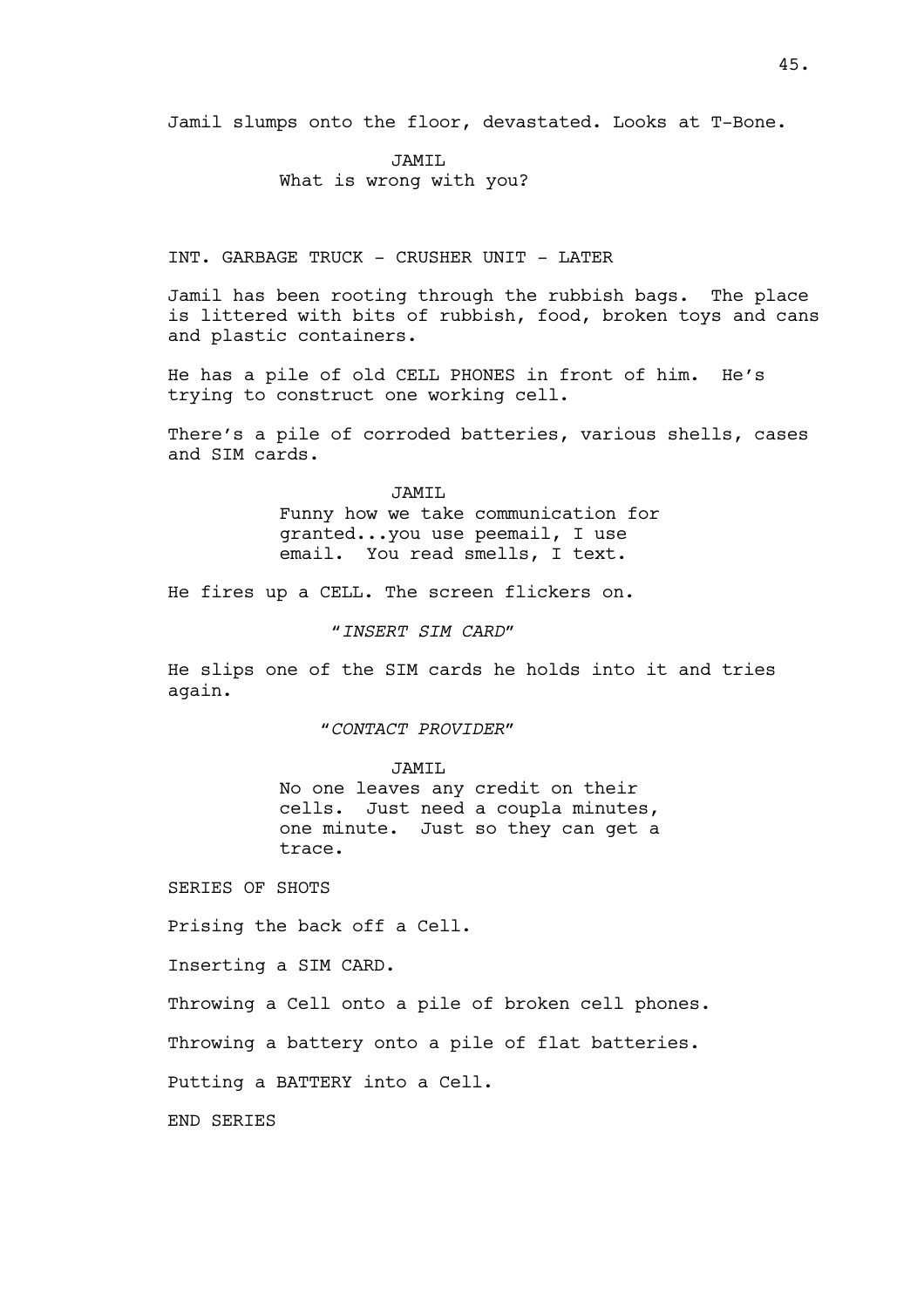Jamil slumps onto the floor, devastated. Looks at T-Bone.

JAMIL
What is wrong with you?

INT. GARBAGE TRUCK - CRUSHER UNIT - LATER

Jamil has been rooting through the rubbish bags. The place is littered with bits of rubbish, food, broken toys and cans and plastic containers.

He has a pile of old CELL PHONES in front of him. He's trying to construct one working cell.

There's a pile of corroded batteries, various shells, cases and SIM cards.

JAMIL
Funny how we take communication for granted...you use peemail, I use email. You read smells, I text.

He fires up a CELL. The screen flickers on.

*"INSERT SIM CARD"*

He slips one of the SIM cards he holds into it and tries again.

*"CONTACT PROVIDER"*

JAMIL
No one leaves any credit on their cells. Just need a coupla minutes, one minute. Just so they can get a trace.

SERIES OF SHOTS

Prising the back off a Cell.

Inserting a SIM CARD.

Throwing a Cell onto a pile of broken cell phones.

Throwing a battery onto a pile of flat batteries.

Putting a BATTERY into a Cell.

END SERIES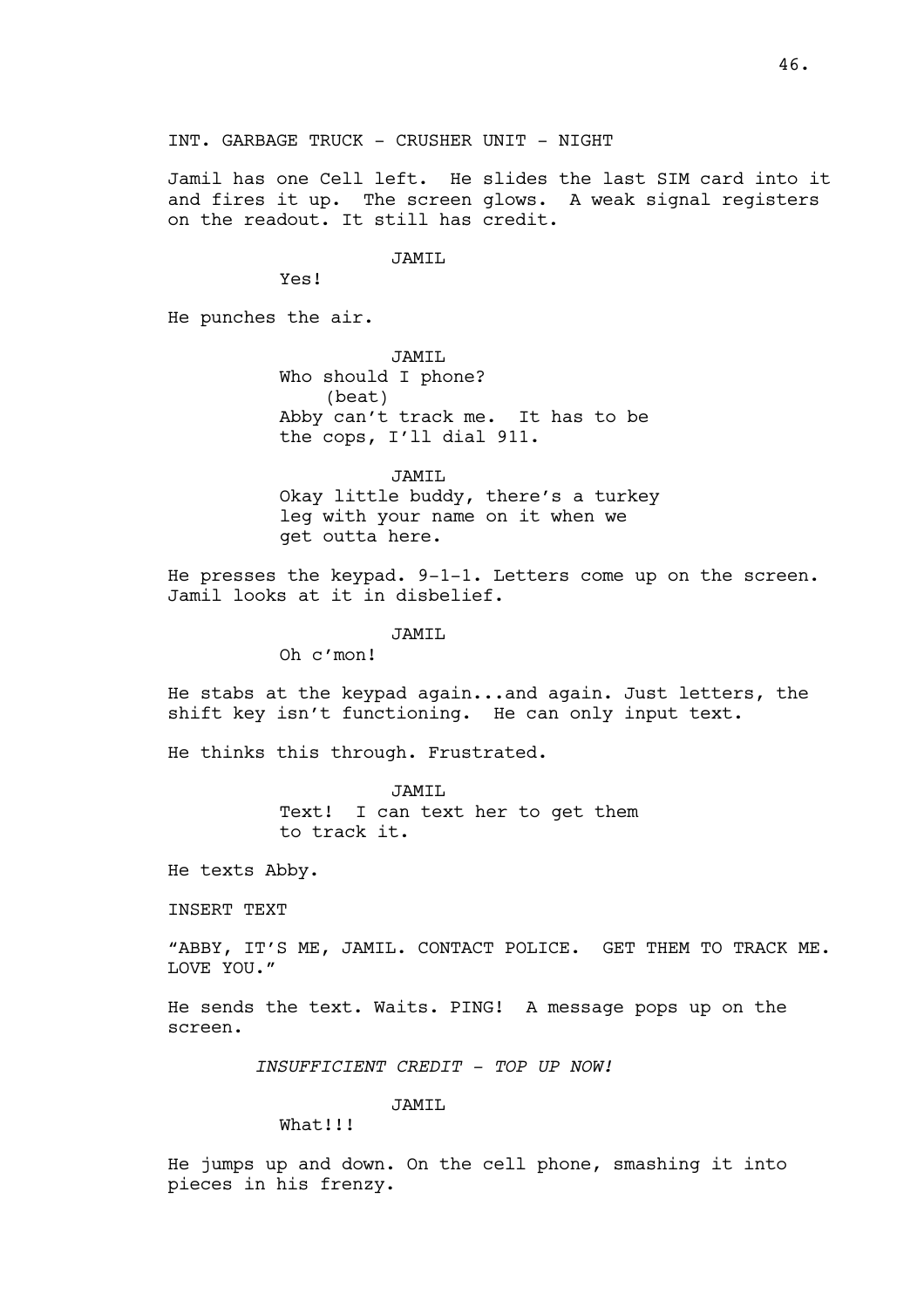INT. GARBAGE TRUCK - CRUSHER UNIT - NIGHT

Jamil has one Cell left. He slides the last SIM card into it and fires it up. The screen glows. A weak signal registers on the readout. It still has credit.

JAMIL

Yes!

He punches the air.

JAMIL

Who should I phone?

(beat)

Abby can't track me. It has to be the cops, I'll dial 911.

JAMIL

Okay little buddy, there's a turkey leg with your name on it when we get outta here.

He presses the keypad. 9-1-1. Letters come up on the screen. Jamil looks at it in disbelief.

JAMIL

Oh c'mon!

He stabs at the keypad again...and again. Just letters, the shift key isn't functioning. He can only input text.

He thinks this through. Frustrated.

JAMIL

Text! I can text her to get them to track it.

He texts Abby.

INSERT TEXT

"ABBY, IT'S ME, JAMIL. CONTACT POLICE. GET THEM TO TRACK ME. LOVE YOU."

He sends the text. Waits. PING! A message pops up on the screen.

*INSUFFICIENT CREDIT - TOP UP NOW!*

JAMIL

What!!!

He jumps up and down. On the cell phone, smashing it into pieces in his frenzy.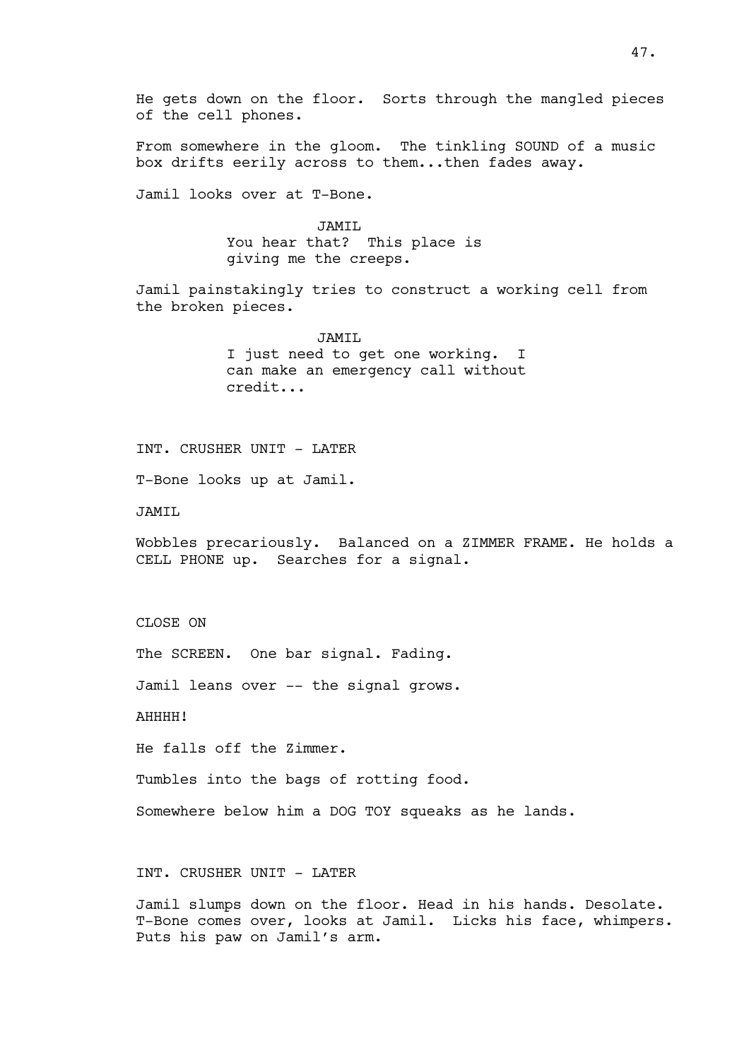He gets down on the floor. Sorts through the mangled pieces of the cell phones.

From somewhere in the gloom. The tinkling SOUND of a music box drifts eerily across to them...then fades away.

Jamil looks over at T-Bone.

JAMIL
You hear that? This place is giving me the creeps.

Jamil painstakingly tries to construct a working cell from the broken pieces.

JAMIL
I just need to get one working. I can make an emergency call without credit...

INT. CRUSHER UNIT - LATER

T-Bone looks up at Jamil.

JAMIL

Wobbles precariously. Balanced on a ZIMMER FRAME. He holds a CELL PHONE up. Searches for a signal.

CLOSE ON

The SCREEN. One bar signal. Fading.

Jamil leans over -- the signal grows.

AHHHH!

He falls off the Zimmer.

Tumbles into the bags of rotting food.

Somewhere below him a DOG TOY squeaks as he lands.

INT. CRUSHER UNIT - LATER

Jamil slumps down on the floor. Head in his hands. Desolate. T-Bone comes over, looks at Jamil. Licks his face, whimpers. Puts his paw on Jamil's arm.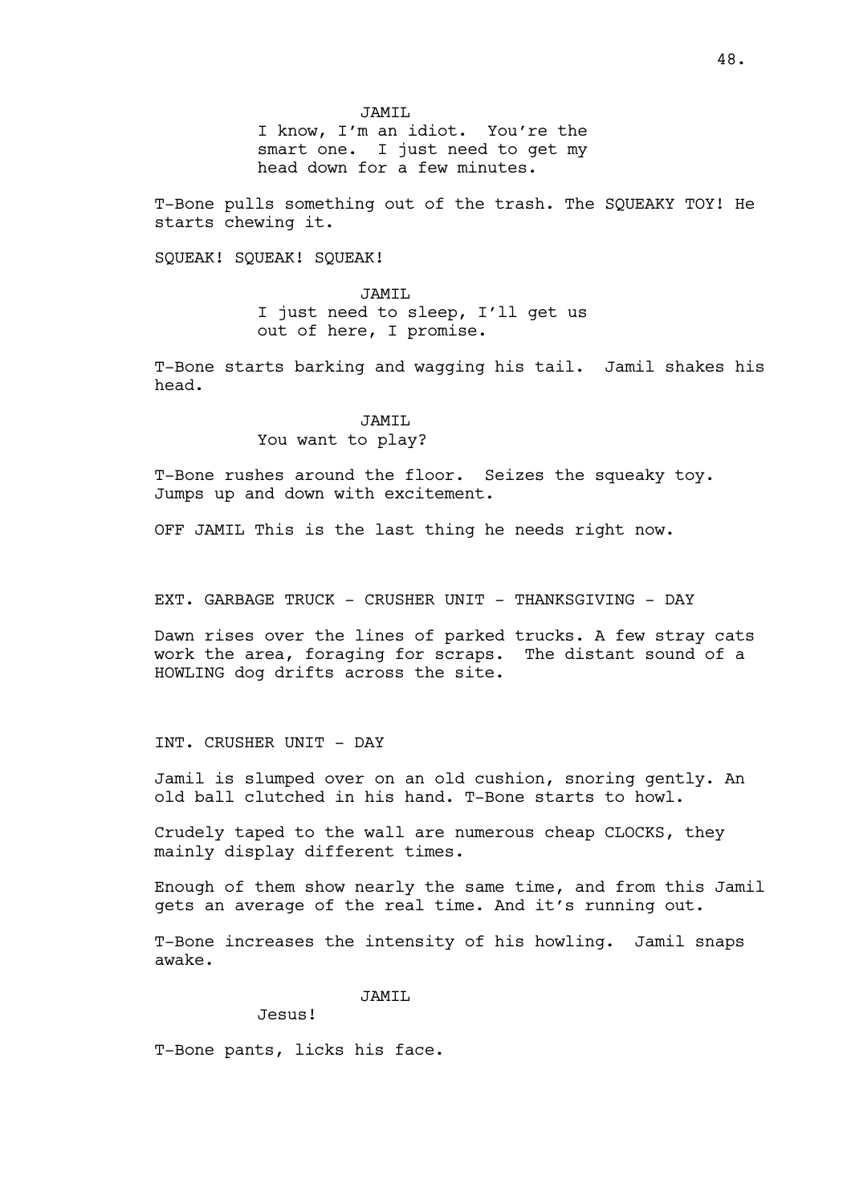JAMIL

I know, I'm an idiot. You're the smart one. I just need to get my head down for a few minutes.

T-Bone pulls something out of the trash. The SQUEAKY TOY! He starts chewing it.

SQUEAK! SQUEAK! SQUEAK!

JAMIL

I just need to sleep, I'll get us out of here, I promise.

T-Bone starts barking and wagging his tail. Jamil shakes his head.

JAMIL

You want to play?

T-Bone rushes around the floor. Seizes the squeaky toy. Jumps up and down with excitement.

OFF JAMIL This is the last thing he needs right now.

EXT. GARBAGE TRUCK - CRUSHER UNIT - THANKSGIVING - DAY

Dawn rises over the lines of parked trucks. A few stray cats work the area, foraging for scraps. The distant sound of a HOWLING dog drifts across the site.

INT. CRUSHER UNIT - DAY

Jamil is slumped over on an old cushion, snoring gently. An old ball clutched in his hand. T-Bone starts to howl.

Crudely taped to the wall are numerous cheap CLOCKS, they mainly display different times.

Enough of them show nearly the same time, and from this Jamil gets an average of the real time. And it's running out.

T-Bone increases the intensity of his howling. Jamil snaps awake.

JAMIL

Jesus!

T-Bone pants, licks his face.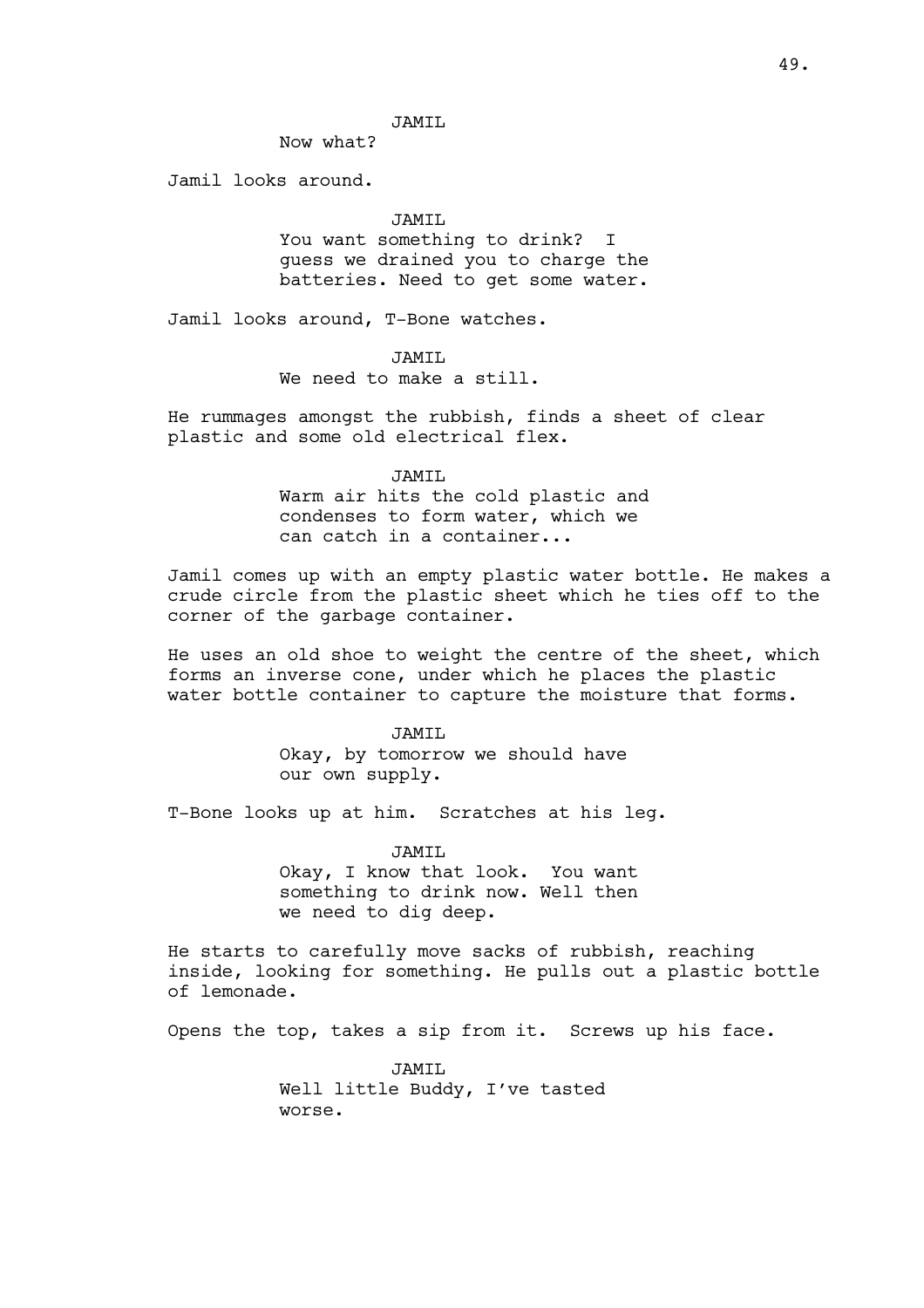JAMIL

Now what?

Jamil looks around.

JAMIL

You want something to drink? I guess we drained you to charge the batteries. Need to get some water.

Jamil looks around, T-Bone watches.

JAMIL

We need to make a still.

He rummages amongst the rubbish, finds a sheet of clear plastic and some old electrical flex.

JAMIL

Warm air hits the cold plastic and condenses to form water, which we can catch in a container...

Jamil comes up with an empty plastic water bottle. He makes a crude circle from the plastic sheet which he ties off to the corner of the garbage container.

He uses an old shoe to weight the centre of the sheet, which forms an inverse cone, under which he places the plastic water bottle container to capture the moisture that forms.

JAMIL

Okay, by tomorrow we should have our own supply.

T-Bone looks up at him. Scratches at his leg.

JAMIL

Okay, I know that look. You want something to drink now. Well then we need to dig deep.

He starts to carefully move sacks of rubbish, reaching inside, looking for something. He pulls out a plastic bottle of lemonade.

Opens the top, takes a sip from it. Screws up his face.

JAMIL

Well little Buddy, I've tasted worse.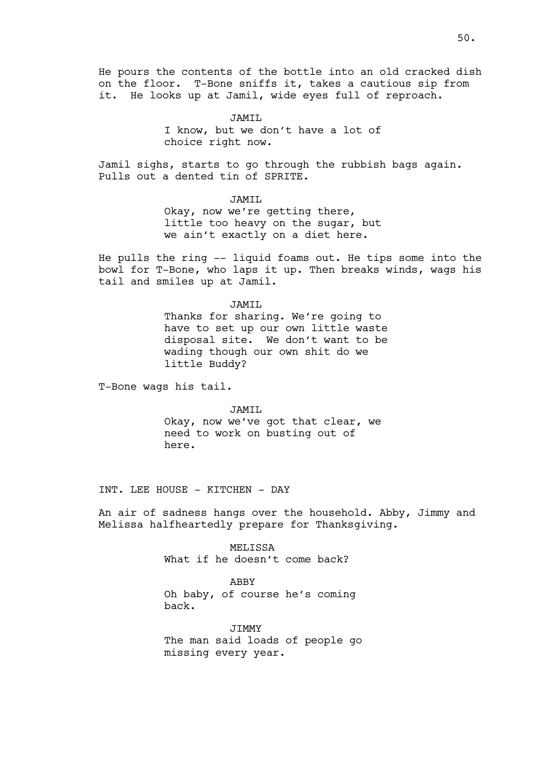He pours the contents of the bottle into an old cracked dish on the floor. T-Bone sniffs it, takes a cautious sip from it. He looks up at Jamil, wide eyes full of reproach.

JAMIL
I know, but we don't have a lot of choice right now.

Jamil sighs, starts to go through the rubbish bags again. Pulls out a dented tin of SPRITE.

JAMIL
Okay, now we're getting there, little too heavy on the sugar, but we ain't exactly on a diet here.

He pulls the ring -- liquid foams out. He tips some into the bowl for T-Bone, who laps it up. Then breaks winds, wags his tail and smiles up at Jamil.

JAMIL
Thanks for sharing. We're going to have to set up our own little waste disposal site. We don't want to be wading though our own shit do we little Buddy?

T-Bone wags his tail.

JAMIL
Okay, now we've got that clear, we need to work on busting out of here.

INT. LEE HOUSE - KITCHEN - DAY

An air of sadness hangs over the household. Abby, Jimmy and Melissa halfheartedly prepare for Thanksgiving.

MELISSA
What if he doesn't come back?

ABBY
Oh baby, of course he's coming back.

JIMMY
The man said loads of people go missing every year.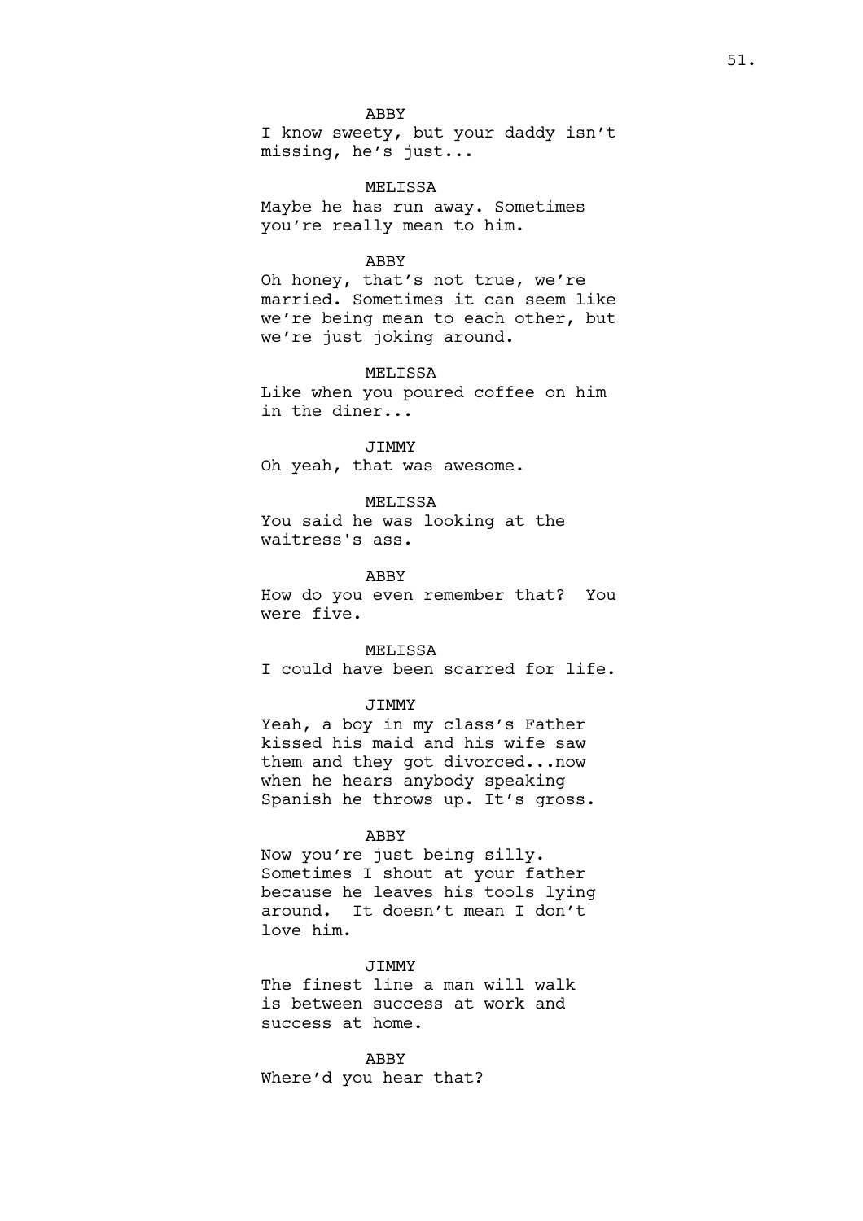ABBY

I know sweety, but your daddy isn't missing, he's just...

MELISSA

Maybe he has run away. Sometimes you're really mean to him.

ABBY

Oh honey, that's not true, we're married. Sometimes it can seem like we're being mean to each other, but we're just joking around.

MELISSA

Like when you poured coffee on him in the diner...

JIMMY

Oh yeah, that was awesome.

MELISSA

You said he was looking at the waitress's ass.

ABBY

How do you even remember that? You were five.

MELISSA

I could have been scarred for life.

JIMMY

Yeah, a boy in my class's Father kissed his maid and his wife saw them and they got divorced...now when he hears anybody speaking Spanish he throws up. It's gross.

ABBY

Now you're just being silly. Sometimes I shout at your father because he leaves his tools lying around. It doesn't mean I don't love him.

JIMMY

The finest line a man will walk is between success at work and success at home.

ABBY

Where'd you hear that?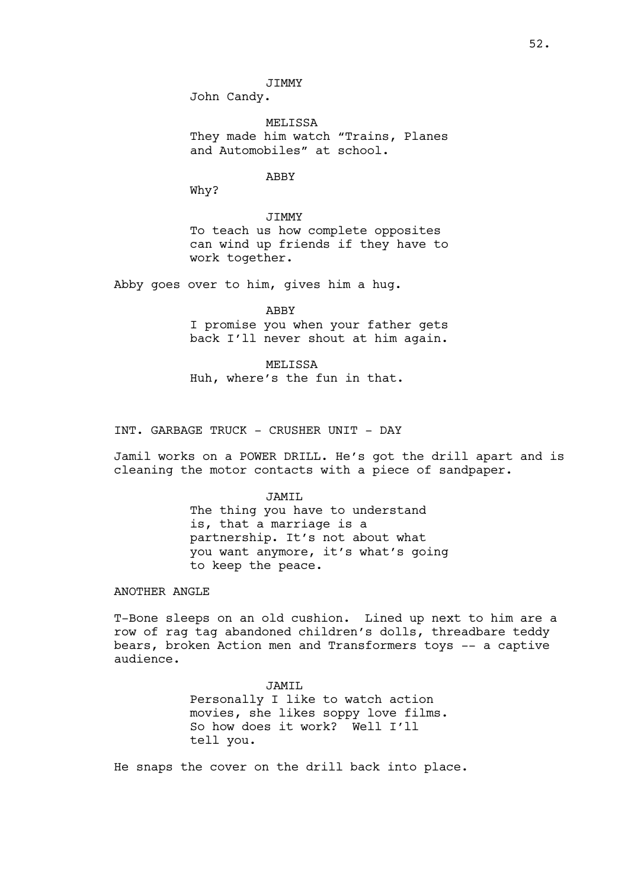JIMMY

John Candy.

MELISSA

They made him watch "Trains, Planes and Automobiles" at school.

ABBY

Why?

JIMMY

To teach us how complete opposites can wind up friends if they have to work together.

Abby goes over to him, gives him a hug.

ABBY

I promise you when your father gets back I'll never shout at him again.

MELISSA

Huh, where's the fun in that.

INT. GARBAGE TRUCK - CRUSHER UNIT - DAY

Jamil works on a POWER DRILL. He's got the drill apart and is cleaning the motor contacts with a piece of sandpaper.

JAMIL

The thing you have to understand is, that a marriage is a partnership. It's not about what you want anymore, it's what's going to keep the peace.

ANOTHER ANGLE

T-Bone sleeps on an old cushion. Lined up next to him are a row of rag tag abandoned children's dolls, threadbare teddy bears, broken Action men and Transformers toys -- a captive audience.

JAMIL

Personally I like to watch action movies, she likes soppy love films. So how does it work? Well I'll tell you.

He snaps the cover on the drill back into place.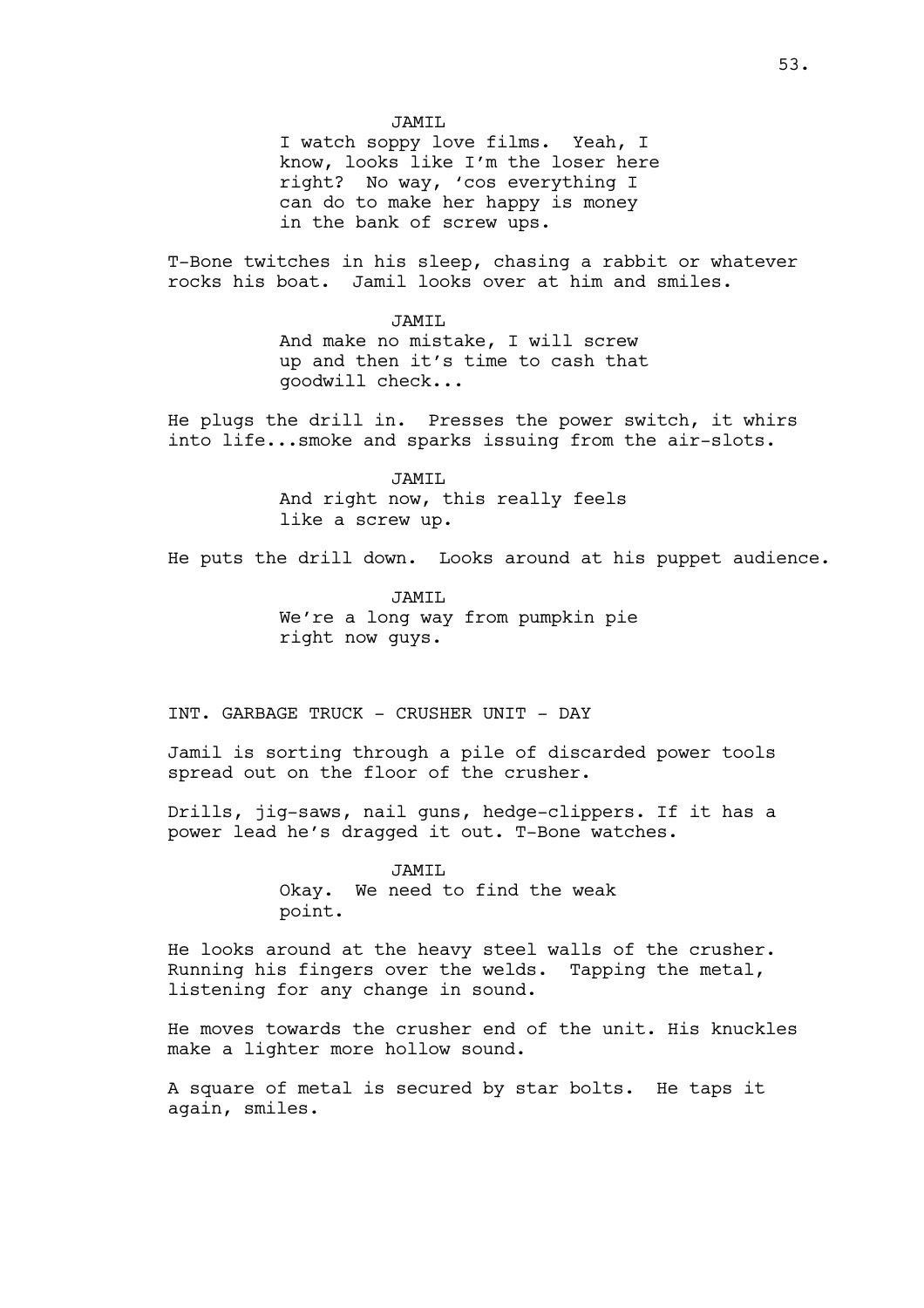JAMIL

I watch soppy love films. Yeah, I know, looks like I'm the loser here right? No way, 'cos everything I can do to make her happy is money in the bank of screw ups.

T-Bone twitches in his sleep, chasing a rabbit or whatever rocks his boat. Jamil looks over at him and smiles.

JAMIL

And make no mistake, I will screw up and then it's time to cash that goodwill check...

He plugs the drill in. Presses the power switch, it whirs into life...smoke and sparks issuing from the air-slots.

JAMIL

And right now, this really feels like a screw up.

He puts the drill down. Looks around at his puppet audience.

JAMIL

We're a long way from pumpkin pie right now guys.

INT. GARBAGE TRUCK - CRUSHER UNIT - DAY

Jamil is sorting through a pile of discarded power tools spread out on the floor of the crusher.

Drills, jig-saws, nail guns, hedge-clippers. If it has a power lead he's dragged it out. T-Bone watches.

JAMIL

Okay. We need to find the weak point.

He looks around at the heavy steel walls of the crusher. Running his fingers over the welds. Tapping the metal, listening for any change in sound.

He moves towards the crusher end of the unit. His knuckles make a lighter more hollow sound.

A square of metal is secured by star bolts. He taps it again, smiles.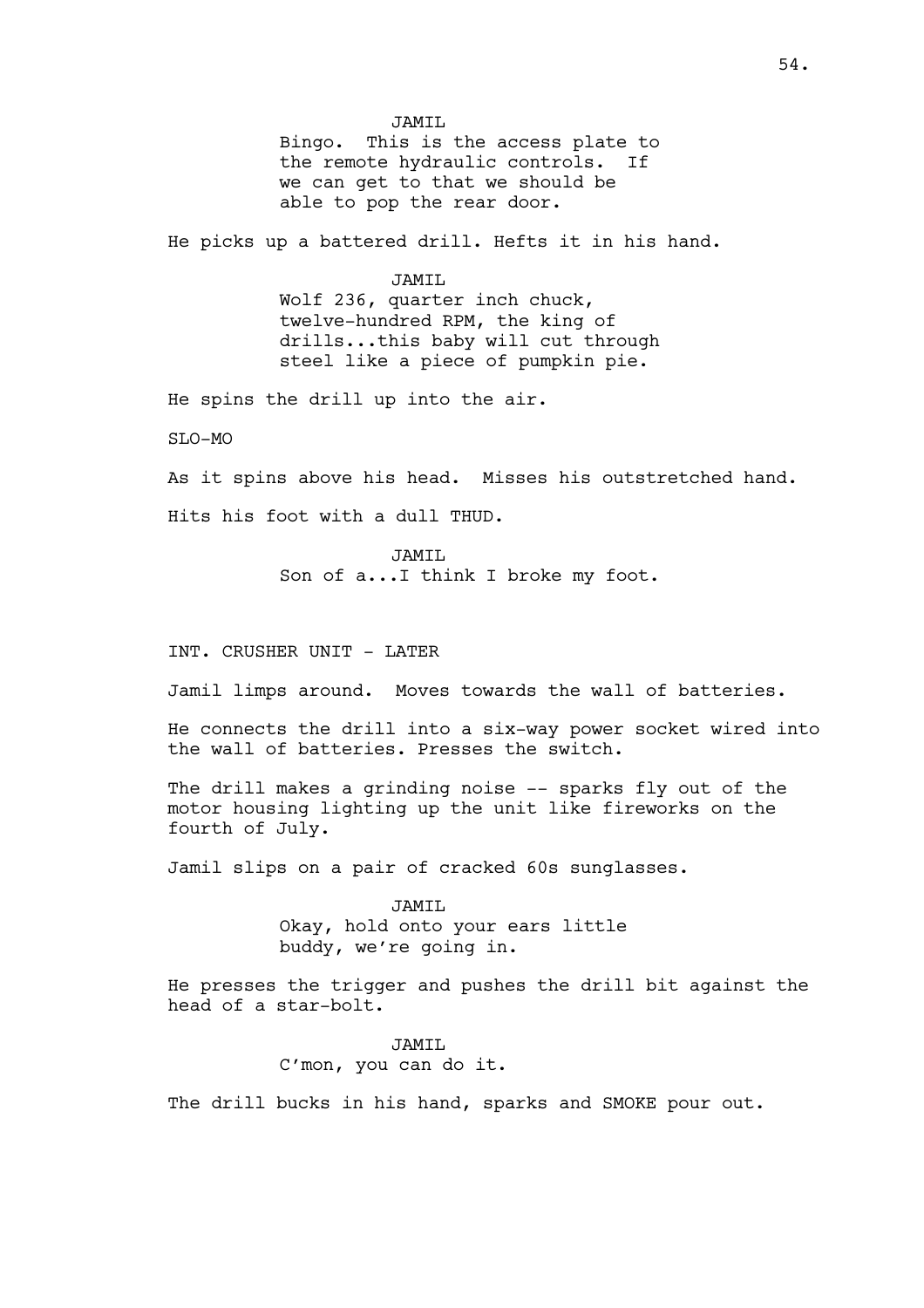JAMIL
Bingo. This is the access plate to the remote hydraulic controls. If we can get to that we should be able to pop the rear door.

He picks up a battered drill. Hefts it in his hand.

JAMIL
Wolf 236, quarter inch chuck, twelve-hundred RPM, the king of drills...this baby will cut through steel like a piece of pumpkin pie.

He spins the drill up into the air.

SLO-MO

As it spins above his head. Misses his outstretched hand.

Hits his foot with a dull THUD.

JAMIL
Son of a...I think I broke my foot.

INT. CRUSHER UNIT - LATER

Jamil limps around. Moves towards the wall of batteries.

He connects the drill into a six-way power socket wired into the wall of batteries. Presses the switch.

The drill makes a grinding noise -- sparks fly out of the motor housing lighting up the unit like fireworks on the fourth of July.

Jamil slips on a pair of cracked 60s sunglasses.

JAMIL
Okay, hold onto your ears little buddy, we're going in.

He presses the trigger and pushes the drill bit against the head of a star-bolt.

JAMIL
C'mon, you can do it.

The drill bucks in his hand, sparks and SMOKE pour out.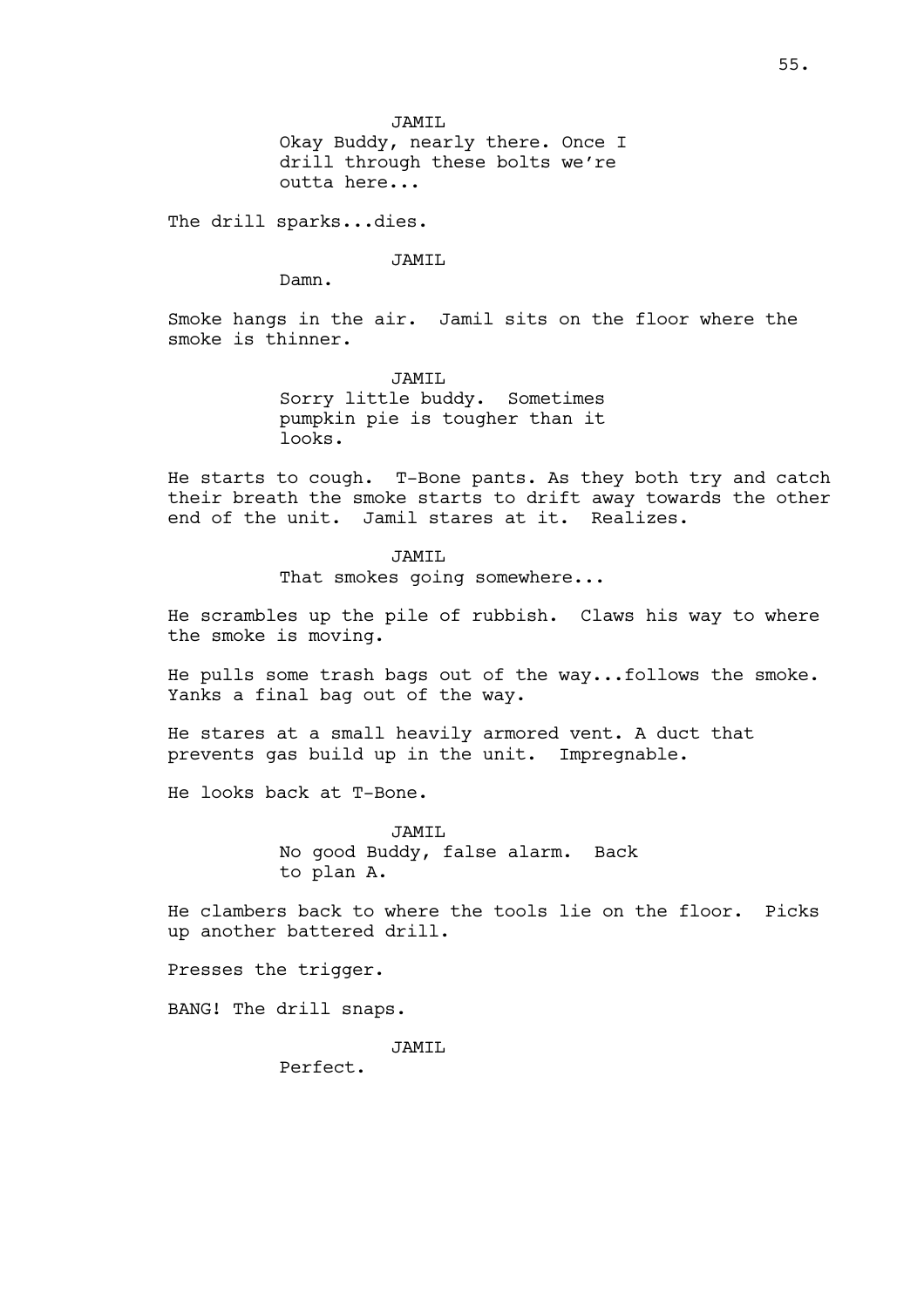JAMIL

Okay Buddy, nearly there. Once I drill through these bolts we're outta here...

The drill sparks...dies.

JAMIL

Damn.

Smoke hangs in the air. Jamil sits on the floor where the smoke is thinner.

JAMIL

Sorry little buddy. Sometimes pumpkin pie is tougher than it looks.

He starts to cough. T-Bone pants. As they both try and catch their breath the smoke starts to drift away towards the other end of the unit. Jamil stares at it. Realizes.

JAMIL

That smokes going somewhere...

He scrambles up the pile of rubbish. Claws his way to where the smoke is moving.

He pulls some trash bags out of the way...follows the smoke. Yanks a final bag out of the way.

He stares at a small heavily armored vent. A duct that prevents gas build up in the unit. Impregnable.

He looks back at T-Bone.

JAMIL

No good Buddy, false alarm. Back to plan A.

He clambers back to where the tools lie on the floor. Picks up another battered drill.

Presses the trigger.

BANG! The drill snaps.

JAMIL

Perfect.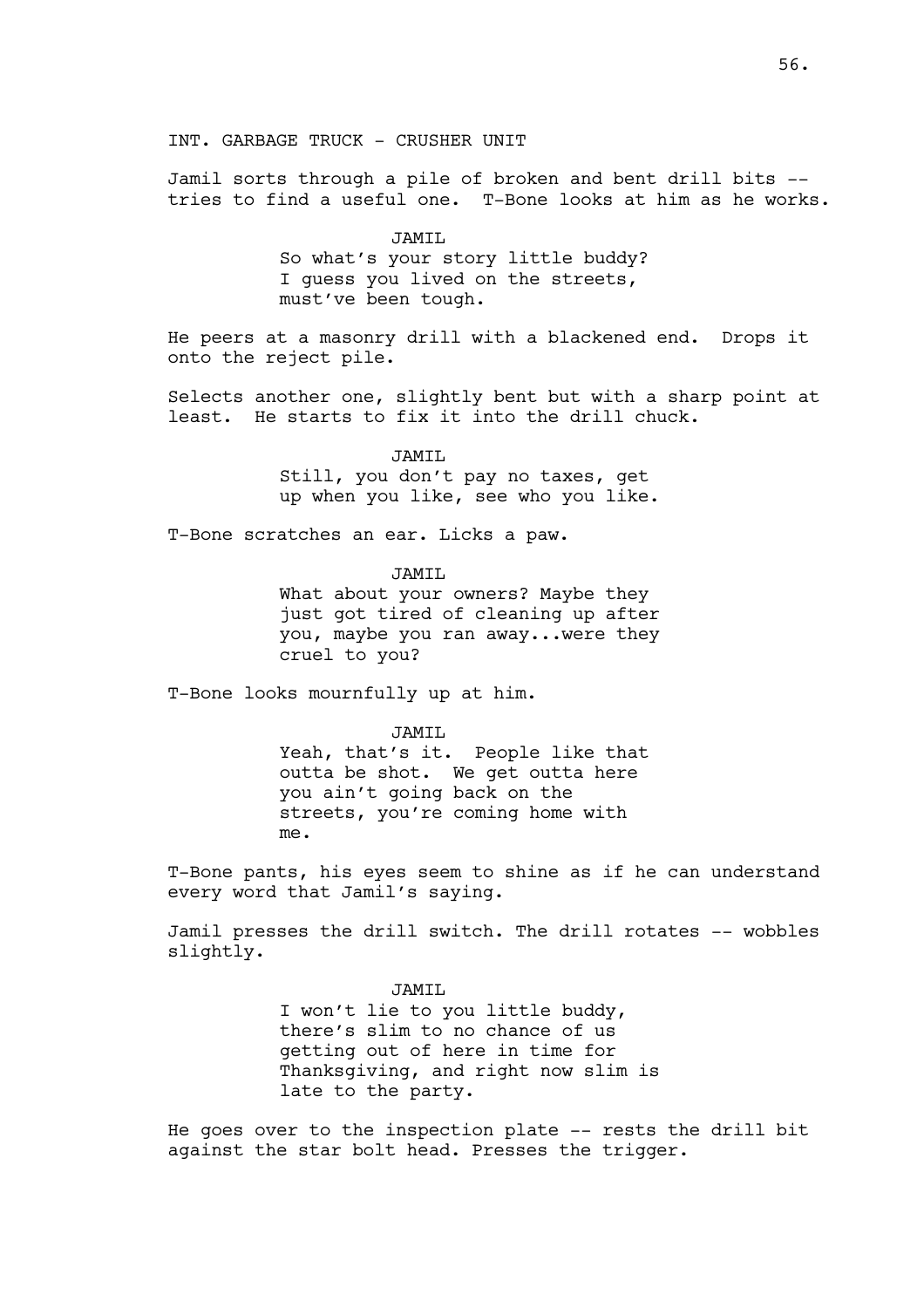INT. GARBAGE TRUCK - CRUSHER UNIT

Jamil sorts through a pile of broken and bent drill bits -- tries to find a useful one. T-Bone looks at him as he works.

JAMIL

So what's your story little buddy? I guess you lived on the streets, must've been tough.

He peers at a masonry drill with a blackened end. Drops it onto the reject pile.

Selects another one, slightly bent but with a sharp point at least. He starts to fix it into the drill chuck.

JAMIL

Still, you don't pay no taxes, get up when you like, see who you like.

T-Bone scratches an ear. Licks a paw.

JAMIL

What about your owners? Maybe they just got tired of cleaning up after you, maybe you ran away...were they cruel to you?

T-Bone looks mournfully up at him.

JAMIL

Yeah, that's it. People like that outta be shot. We get outta here you ain't going back on the streets, you're coming home with me.

T-Bone pants, his eyes seem to shine as if he can understand every word that Jamil's saying.

Jamil presses the drill switch. The drill rotates -- wobbles slightly.

JAMIL

I won't lie to you little buddy, there's slim to no chance of us getting out of here in time for Thanksgiving, and right now slim is late to the party.

He goes over to the inspection plate -- rests the drill bit against the star bolt head. Presses the trigger.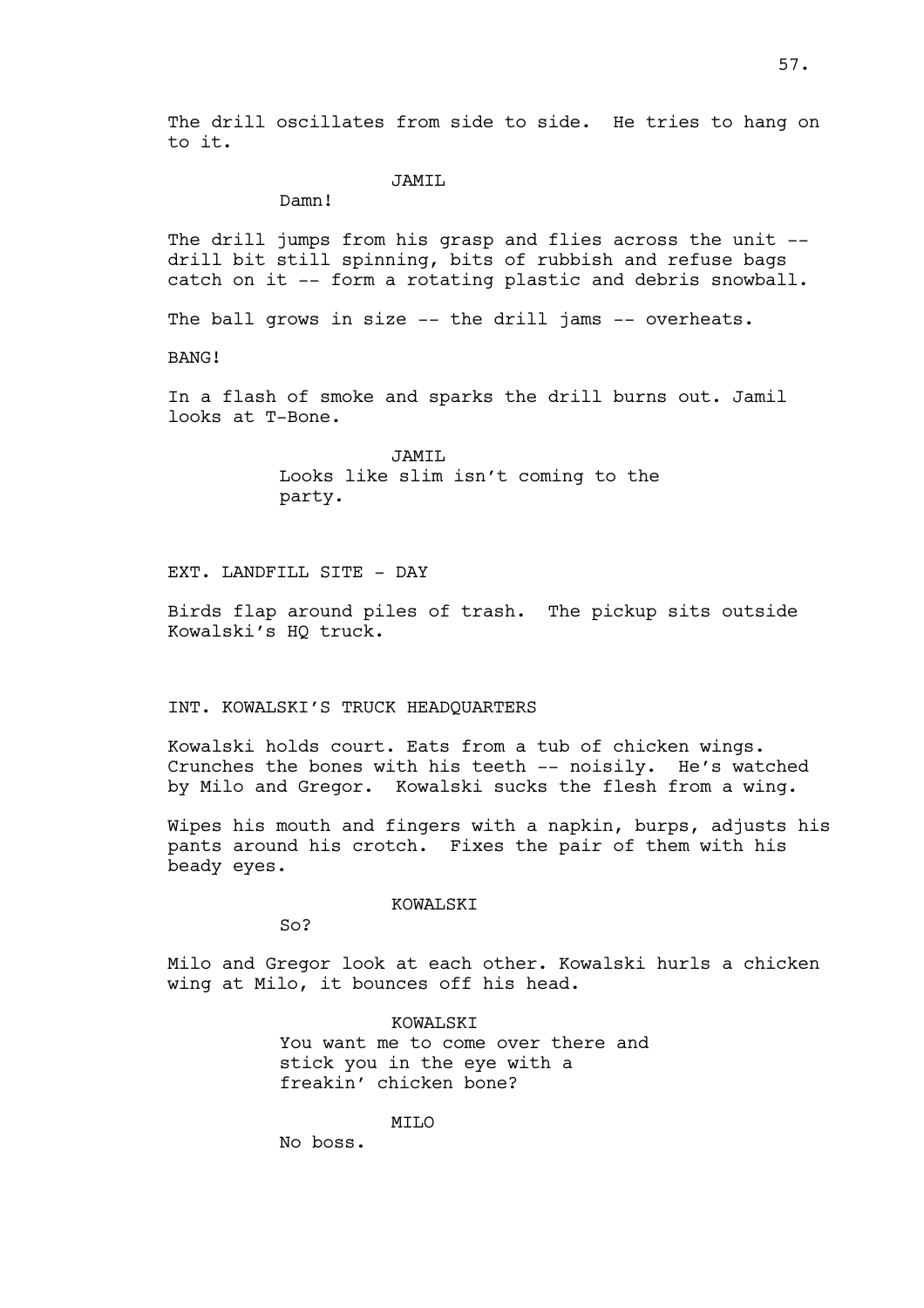The drill oscillates from side to side. He tries to hang on to it.

JAMIL

Damn!

The drill jumps from his grasp and flies across the unit -- drill bit still spinning, bits of rubbish and refuse bags catch on it -- form a rotating plastic and debris snowball.

The ball grows in size -- the drill jams -- overheats.

BANG!

In a flash of smoke and sparks the drill burns out. Jamil looks at T-Bone.

JAMIL

Looks like slim isn't coming to the party.

EXT. LANDFILL SITE - DAY

Birds flap around piles of trash. The pickup sits outside Kowalski's HQ truck.

INT. KOWALSKI'S TRUCK HEADQUARTERS

Kowalski holds court. Eats from a tub of chicken wings. Crunches the bones with his teeth -- noisily. He's watched by Milo and Gregor. Kowalski sucks the flesh from a wing.

Wipes his mouth and fingers with a napkin, burps, adjusts his pants around his crotch. Fixes the pair of them with his beady eyes.

KOWALSKI

So?

Milo and Gregor look at each other. Kowalski hurls a chicken wing at Milo, it bounces off his head.

KOWALSKI

You want me to come over there and stick you in the eye with a freakin' chicken bone?

MILO

No boss.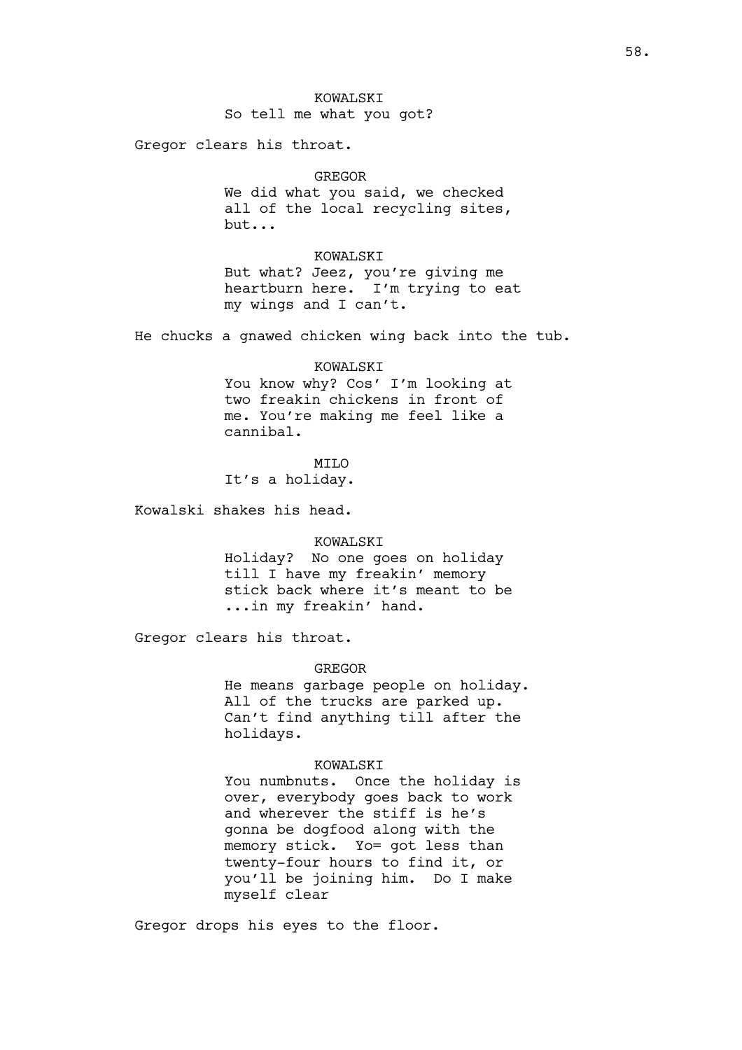KOWALSKI
So tell me what you got?

Gregor clears his throat.

GREGOR
We did what you said, we checked all of the local recycling sites, but...

KOWALSKI
But what? Jeez, you're giving me heartburn here. I'm trying to eat my wings and I can't.

He chucks a gnawed chicken wing back into the tub.

KOWALSKI
You know why? Cos' I'm looking at two freakin chickens in front of me. You're making me feel like a cannibal.

MILO
It's a holiday.

Kowalski shakes his head.

KOWALSKI
Holiday? No one goes on holiday till I have my freakin' memory stick back where it's meant to be ...in my freakin' hand.

Gregor clears his throat.

GREGOR
He means garbage people on holiday. All of the trucks are parked up. Can't find anything till after the holidays.

KOWALSKI
You numbnuts. Once the holiday is over, everybody goes back to work and wherever the stiff is he's gonna be dogfood along with the memory stick. Yo= got less than twenty-four hours to find it, or you'll be joining him. Do I make myself clear

Gregor drops his eyes to the floor.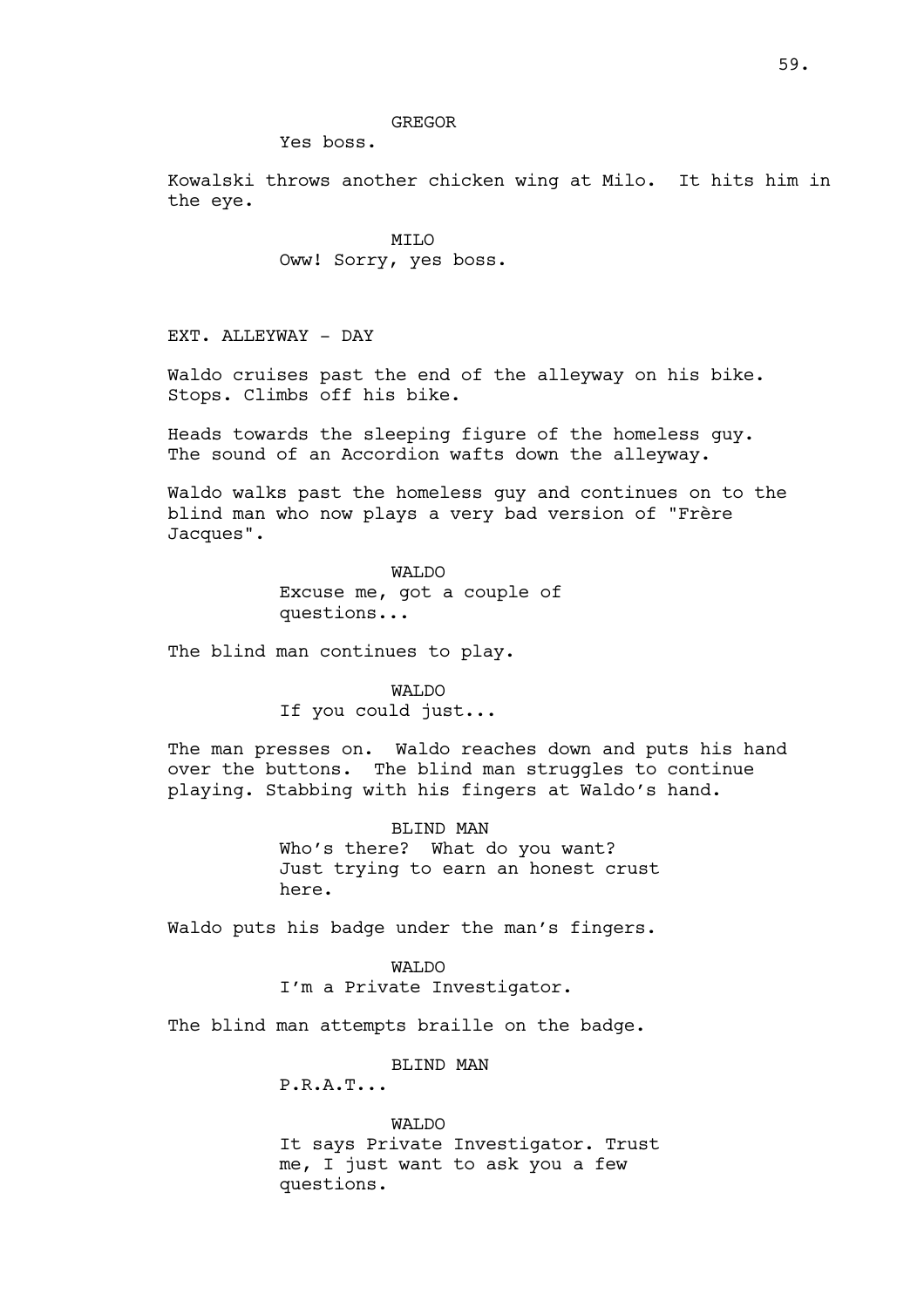GREGOR

Yes boss.

Kowalski throws another chicken wing at Milo. It hits him in the eye.

MILO

Oww! Sorry, yes boss.

EXT. ALLEYWAY - DAY

Waldo cruises past the end of the alleyway on his bike. Stops. Climbs off his bike.

Heads towards the sleeping figure of the homeless guy. The sound of an Accordion wafts down the alleyway.

Waldo walks past the homeless guy and continues on to the blind man who now plays a very bad version of "Frère Jacques".

WALDO

Excuse me, got a couple of questions...

The blind man continues to play.

WALDO

If you could just...

The man presses on. Waldo reaches down and puts his hand over the buttons. The blind man struggles to continue playing. Stabbing with his fingers at Waldo's hand.

BLIND MAN

Who's there? What do you want? Just trying to earn an honest crust here.

Waldo puts his badge under the man's fingers.

WALDO

I'm a Private Investigator.

The blind man attempts braille on the badge.

BLIND MAN

P.R.A.T...

WALDO

It says Private Investigator. Trust me, I just want to ask you a few questions.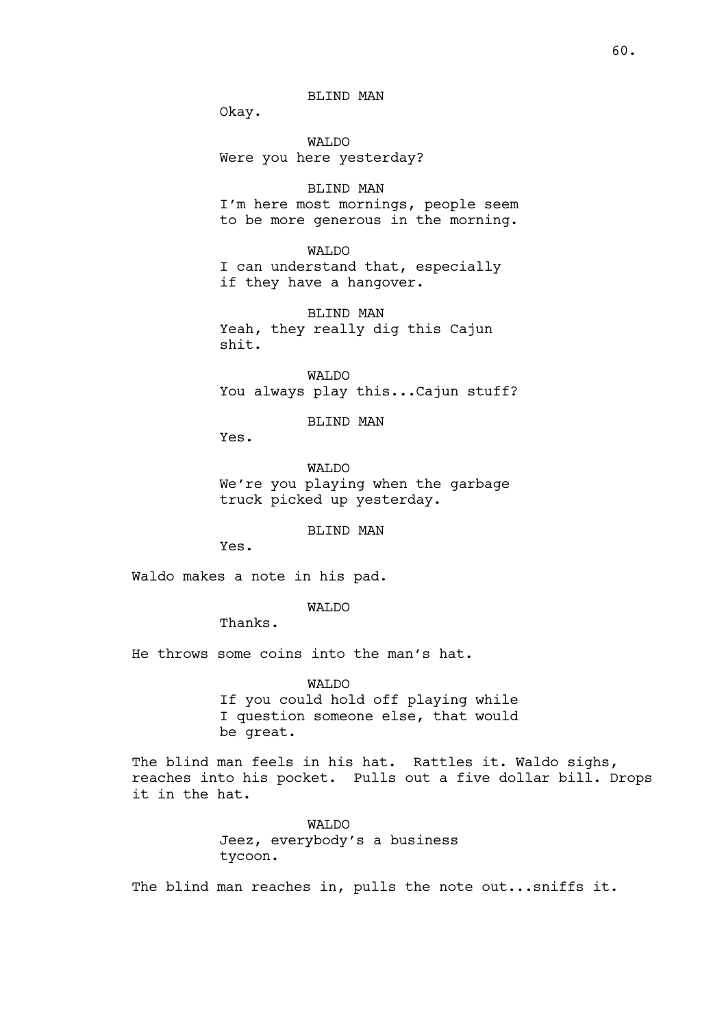BLIND MAN

Okay.

WALDO

Were you here yesterday?

BLIND MAN

I'm here most mornings, people seem to be more generous in the morning.

WALDO

I can understand that, especially if they have a hangover.

BLIND MAN

Yeah, they really dig this Cajun shit.

WALDO

You always play this...Cajun stuff?

BLIND MAN

Yes.

WALDO

We're you playing when the garbage truck picked up yesterday.

BLIND MAN

Yes.

Waldo makes a note in his pad.

WALDO

Thanks.

He throws some coins into the man's hat.

WALDO

If you could hold off playing while I question someone else, that would be great.

The blind man feels in his hat. Rattles it. Waldo sighs, reaches into his pocket. Pulls out a five dollar bill. Drops it in the hat.

WALDO

Jeez, everybody's a business tycoon.

The blind man reaches in, pulls the note out...sniffs it.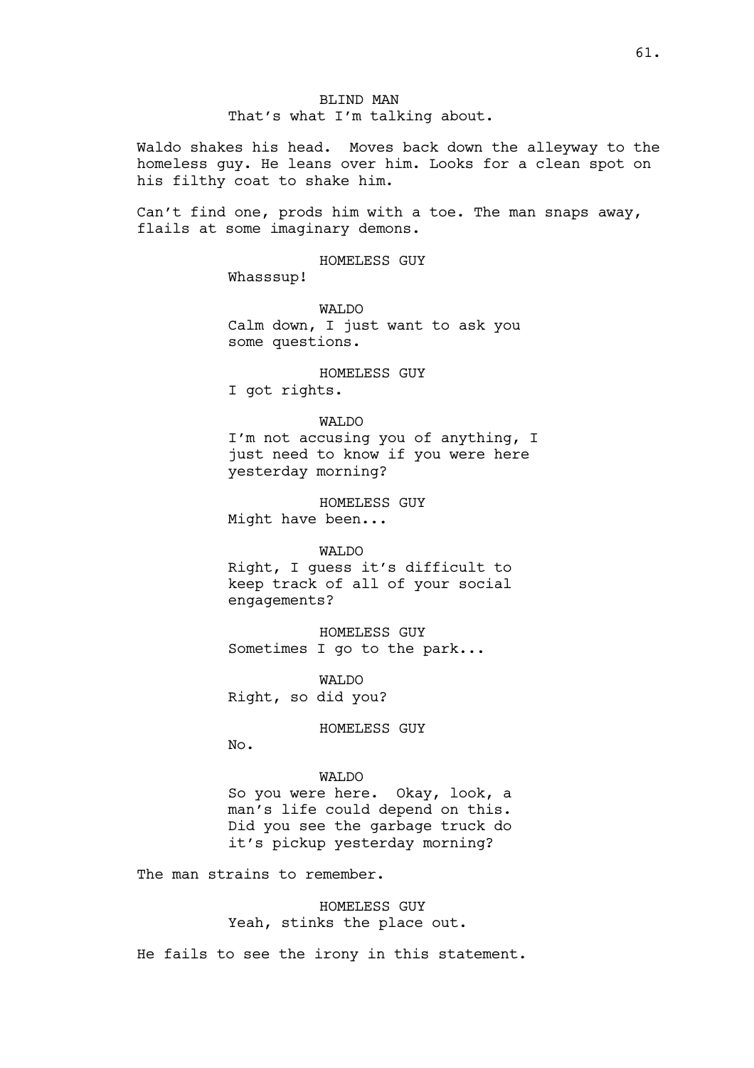BLIND MAN
That's what I'm talking about.

Waldo shakes his head. Moves back down the alleyway to the homeless guy. He leans over him. Looks for a clean spot on his filthy coat to shake him.

Can't find one, prods him with a toe. The man snaps away, flails at some imaginary demons.

HOMELESS GUY
Whasssup!

WALDO
Calm down, I just want to ask you some questions.

HOMELESS GUY
I got rights.

WALDO
I'm not accusing you of anything, I just need to know if you were here yesterday morning?

HOMELESS GUY
Might have been...

WALDO
Right, I guess it's difficult to keep track of all of your social engagements?

HOMELESS GUY
Sometimes I go to the park...

WALDO
Right, so did you?

HOMELESS GUY
No.

WALDO
So you were here. Okay, look, a man's life could depend on this. Did you see the garbage truck do it's pickup yesterday morning?

The man strains to remember.

HOMELESS GUY
Yeah, stinks the place out.

He fails to see the irony in this statement.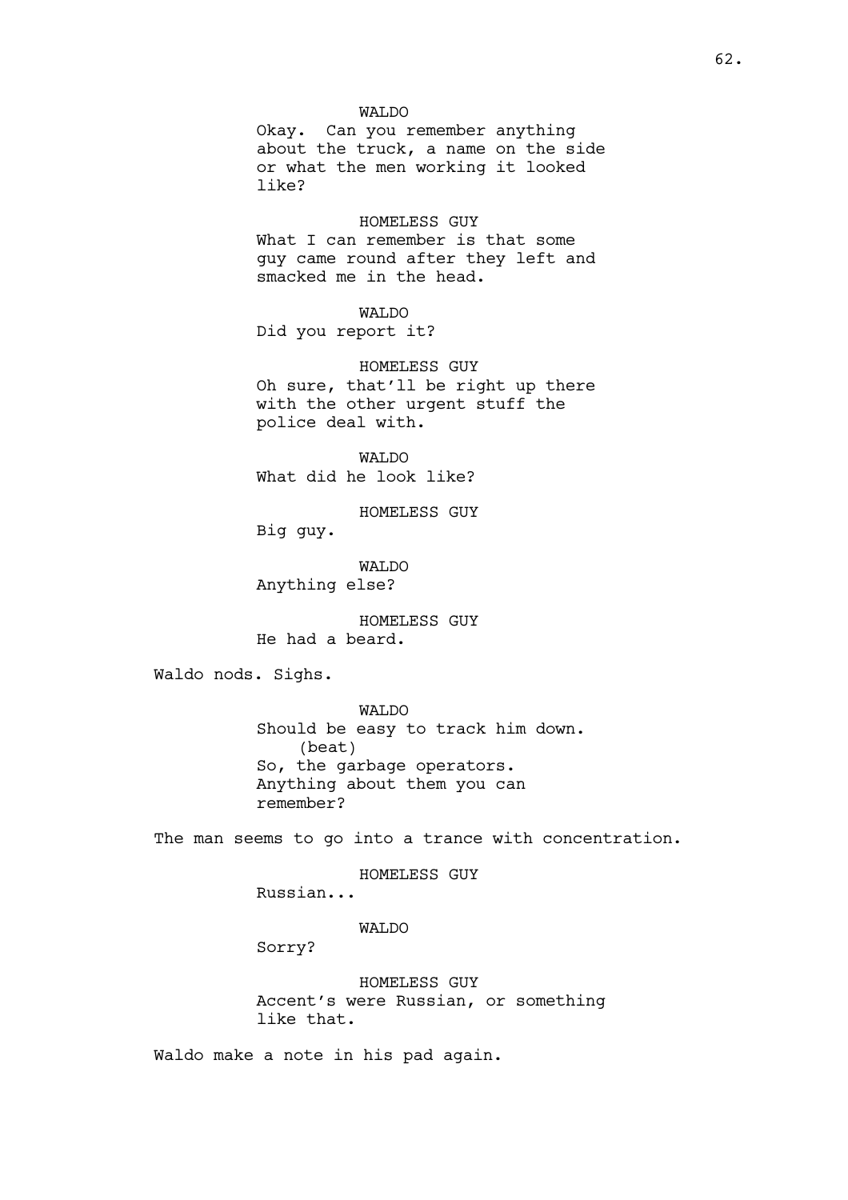WALDO

Okay. Can you remember anything about the truck, a name on the side or what the men working it looked like?

HOMELESS GUY

What I can remember is that some guy came round after they left and smacked me in the head.

WALDO

Did you report it?

HOMELESS GUY

Oh sure, that'll be right up there with the other urgent stuff the police deal with.

WALDO

What did he look like?

HOMELESS GUY

Big guy.

WALDO

Anything else?

HOMELESS GUY

He had a beard.

Waldo nods. Sighs.

WALDO

Should be easy to track him down.

(beat)

So, the garbage operators. Anything about them you can remember?

The man seems to go into a trance with concentration.

HOMELESS GUY

Russian...

WALDO

Sorry?

HOMELESS GUY

Accent's were Russian, or something like that.

Waldo make a note in his pad again.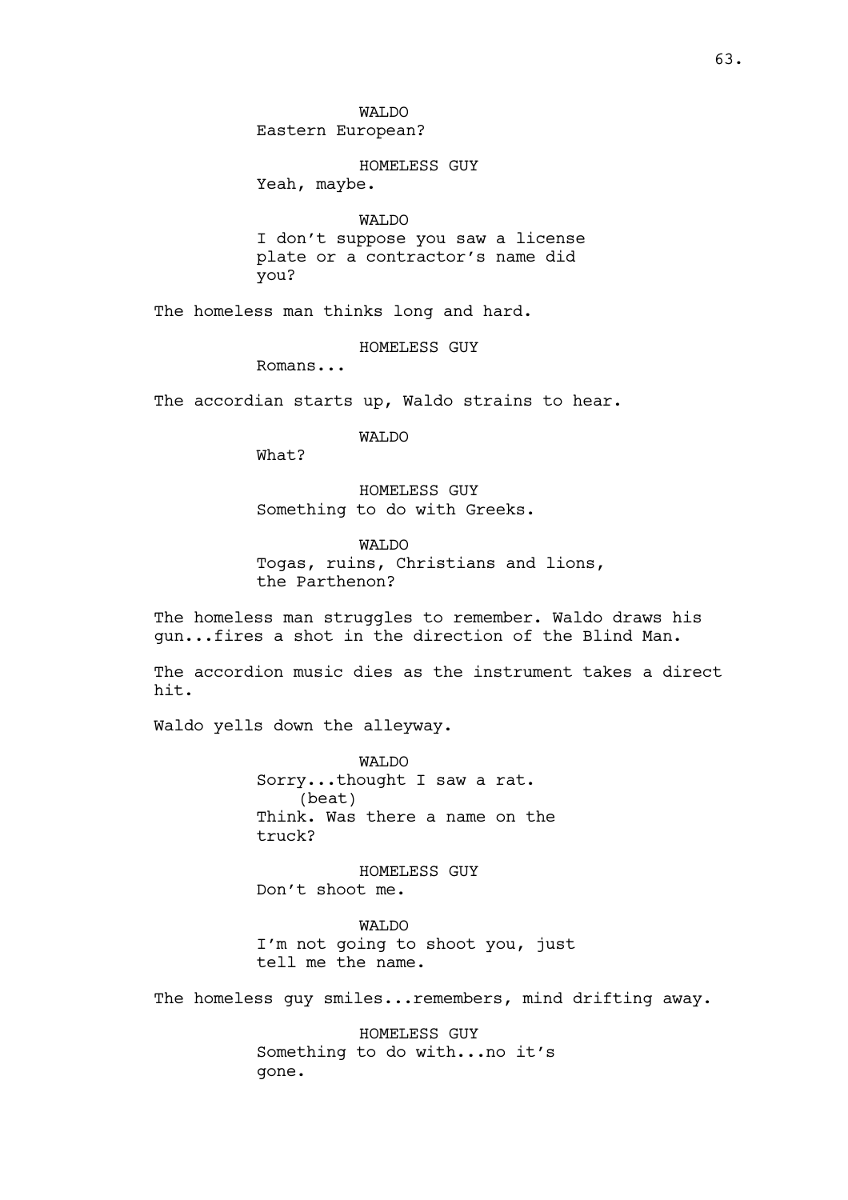WALDO
Eastern European?

HOMELESS GUY
Yeah, maybe.

WALDO
I don't suppose you saw a license plate or a contractor's name did you?

The homeless man thinks long and hard.

HOMELESS GUY
Romans...

The accordian starts up, Waldo strains to hear.

WALDO
What?

HOMELESS GUY
Something to do with Greeks.

WALDO
Togas, ruins, Christians and lions, the Parthenon?

The homeless man struggles to remember. Waldo draws his gun...fires a shot in the direction of the Blind Man.

The accordion music dies as the instrument takes a direct hit.

Waldo yells down the alleyway.

WALDO
Sorry...thought I saw a rat.
(beat)
Think. Was there a name on the truck?

HOMELESS GUY
Don't shoot me.

WALDO
I'm not going to shoot you, just tell me the name.

The homeless guy smiles...remembers, mind drifting away.

HOMELESS GUY
Something to do with...no it's gone.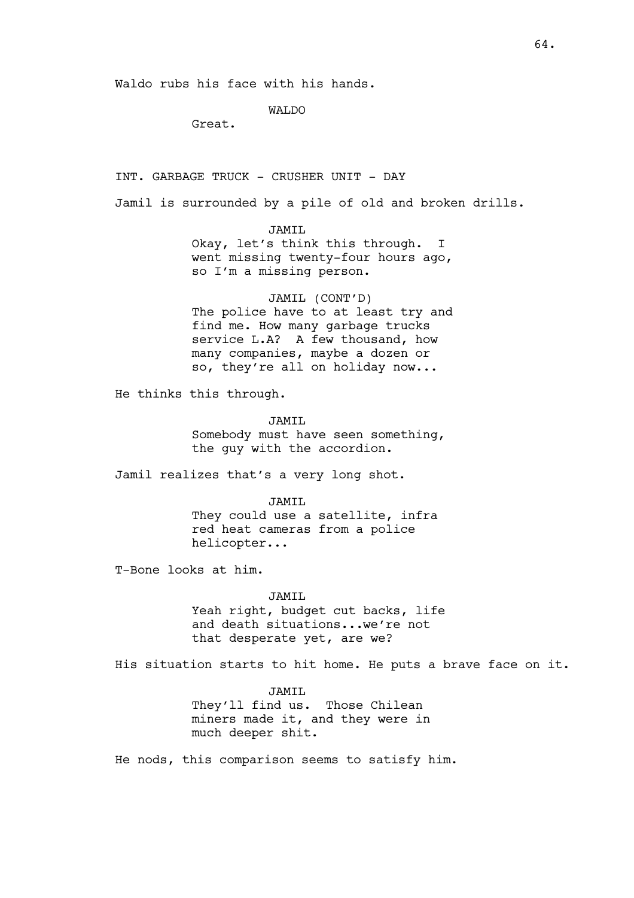Waldo rubs his face with his hands.

WALDO

Great.

INT. GARBAGE TRUCK - CRUSHER UNIT - DAY

Jamil is surrounded by a pile of old and broken drills.

JAMIL

Okay, let's think this through. I went missing twenty-four hours ago, so I'm a missing person.

JAMIL (CONT'D)

The police have to at least try and find me. How many garbage trucks service L.A? A few thousand, how many companies, maybe a dozen or so, they're all on holiday now...

He thinks this through.

JAMIL

Somebody must have seen something, the guy with the accordion.

Jamil realizes that's a very long shot.

JAMIL

They could use a satellite, infra red heat cameras from a police helicopter...

T-Bone looks at him.

JAMIL

Yeah right, budget cut backs, life and death situations...we're not that desperate yet, are we?

His situation starts to hit home. He puts a brave face on it.

JAMIL

They'll find us. Those Chilean miners made it, and they were in much deeper shit.

He nods, this comparison seems to satisfy him.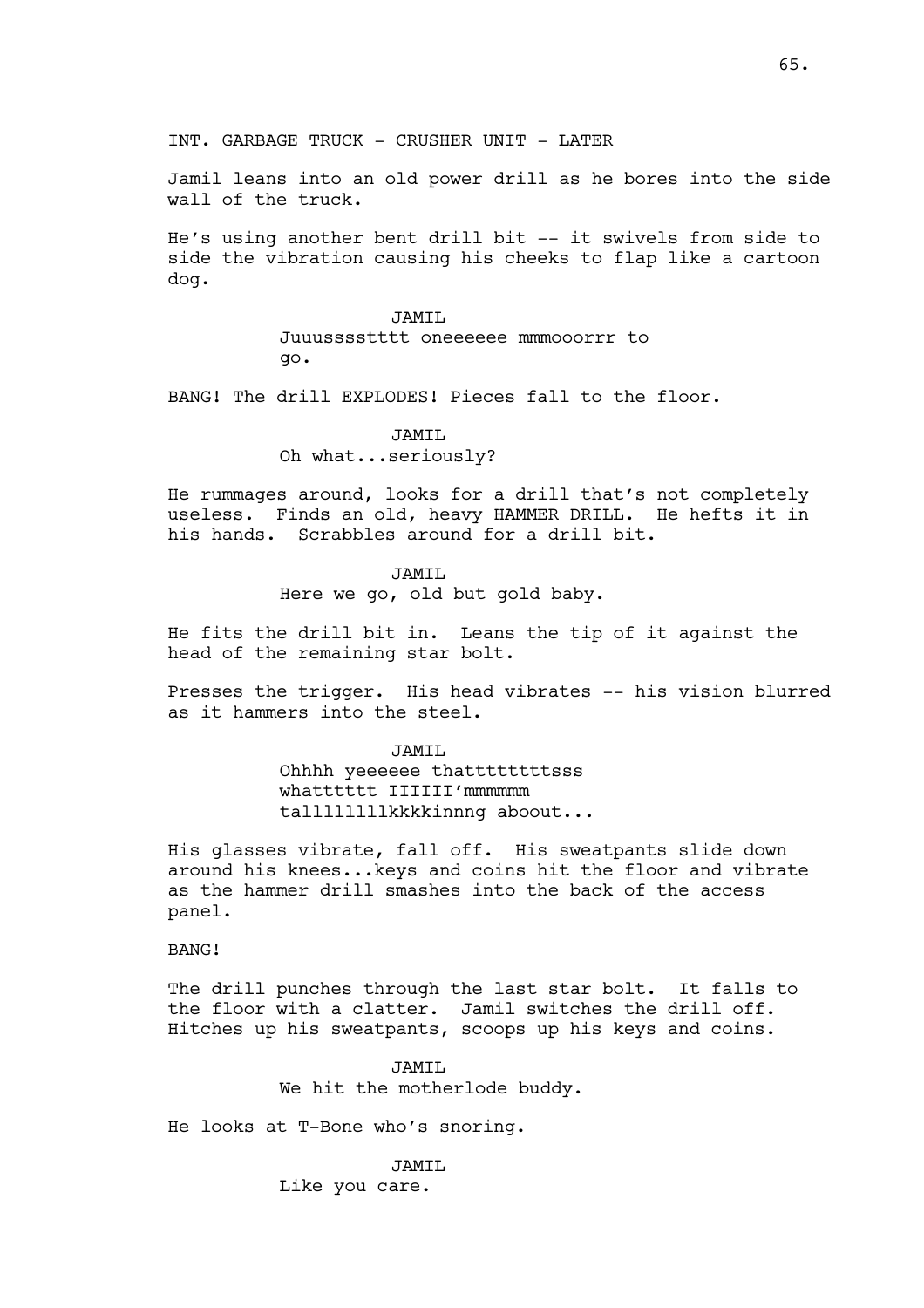INT. GARBAGE TRUCK - CRUSHER UNIT - LATER

Jamil leans into an old power drill as he bores into the side wall of the truck.

He's using another bent drill bit -- it swivels from side to side the vibration causing his cheeks to flap like a cartoon dog.

JAMIL
Juuussssttttt oneeeeee mmmooorrr to go.

BANG! The drill EXPLODES! Pieces fall to the floor.

JAMIL
Oh what...seriously?

He rummages around, looks for a drill that's not completely useless. Finds an old, heavy HAMMER DRILL. He hefts it in his hands. Scrabbles around for a drill bit.

JAMIL
Here we go, old but gold baby.

He fits the drill bit in. Leans the tip of it against the head of the remaining star bolt.

Presses the trigger. His head vibrates -- his vision blurred as it hammers into the steel.

JAMIL
Ohhhh yeeeeee thattttttttsss whatttttt IIIIII'mmmmmm tallllllllkkkkinnng aboout...

His glasses vibrate, fall off. His sweatpants slide down around his knees...keys and coins hit the floor and vibrate as the hammer drill smashes into the back of the access panel.

BANG!

The drill punches through the last star bolt. It falls to the floor with a clatter. Jamil switches the drill off. Hitches up his sweatpants, scoops up his keys and coins.

JAMIL
We hit the motherlode buddy.

He looks at T-Bone who's snoring.

JAMIL
Like you care.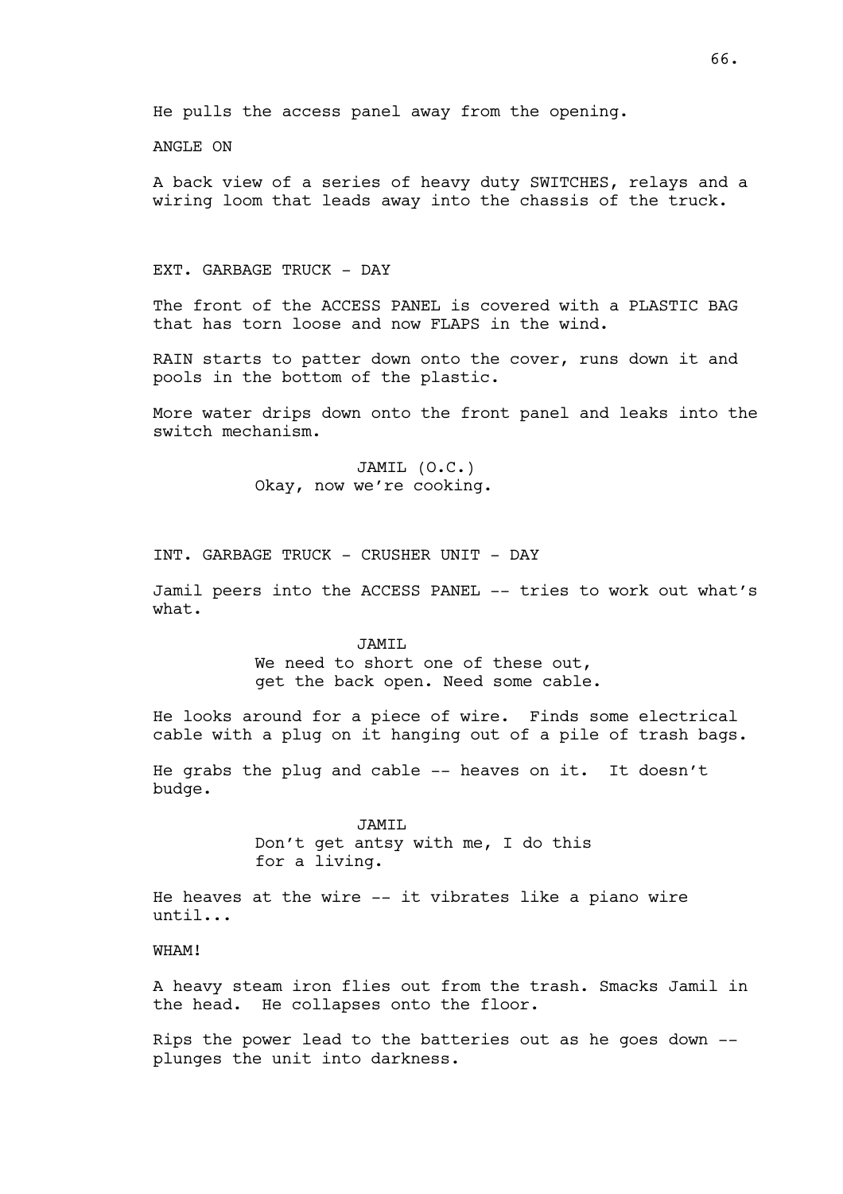He pulls the access panel away from the opening.

ANGLE ON

A back view of a series of heavy duty SWITCHES, relays and a wiring loom that leads away into the chassis of the truck.

EXT. GARBAGE TRUCK - DAY

The front of the ACCESS PANEL is covered with a PLASTIC BAG that has torn loose and now FLAPS in the wind.

RAIN starts to patter down onto the cover, runs down it and pools in the bottom of the plastic.

More water drips down onto the front panel and leaks into the switch mechanism.

JAMIL (O.C.)
Okay, now we're cooking.

INT. GARBAGE TRUCK - CRUSHER UNIT - DAY

Jamil peers into the ACCESS PANEL -- tries to work out what's what.

JAMIL
We need to short one of these out, get the back open. Need some cable.

He looks around for a piece of wire. Finds some electrical cable with a plug on it hanging out of a pile of trash bags.

He grabs the plug and cable -- heaves on it. It doesn't budge.

JAMIL
Don't get antsy with me, I do this for a living.

He heaves at the wire -- it vibrates like a piano wire until...

WHAM!

A heavy steam iron flies out from the trash. Smacks Jamil in the head. He collapses onto the floor.

Rips the power lead to the batteries out as he goes down -- plunges the unit into darkness.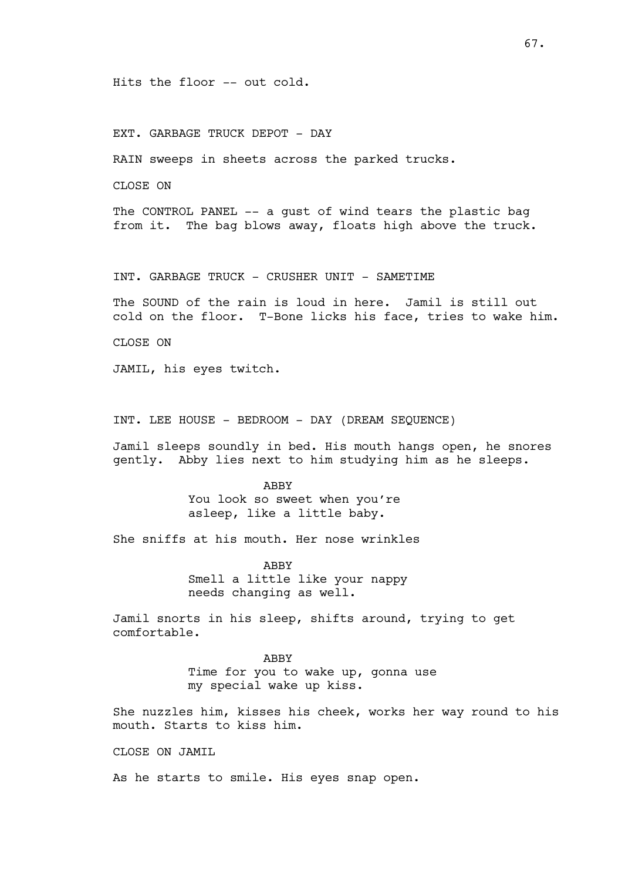Hits the floor -- out cold.

EXT. GARBAGE TRUCK DEPOT - DAY

RAIN sweeps in sheets across the parked trucks.

CLOSE ON

The CONTROL PANEL -- a gust of wind tears the plastic bag from it. The bag blows away, floats high above the truck.

INT. GARBAGE TRUCK - CRUSHER UNIT - SAMETIME

The SOUND of the rain is loud in here. Jamil is still out cold on the floor. T-Bone licks his face, tries to wake him.

CLOSE ON

JAMIL, his eyes twitch.

INT. LEE HOUSE - BEDROOM - DAY (DREAM SEQUENCE)

Jamil sleeps soundly in bed. His mouth hangs open, he snores gently. Abby lies next to him studying him as he sleeps.

ABBY
You look so sweet when you're asleep, like a little baby.

She sniffs at his mouth. Her nose wrinkles

ABBY
Smell a little like your nappy needs changing as well.

Jamil snorts in his sleep, shifts around, trying to get comfortable.

ABBY
Time for you to wake up, gonna use my special wake up kiss.

She nuzzles him, kisses his cheek, works her way round to his mouth. Starts to kiss him.

CLOSE ON JAMIL

As he starts to smile. His eyes snap open.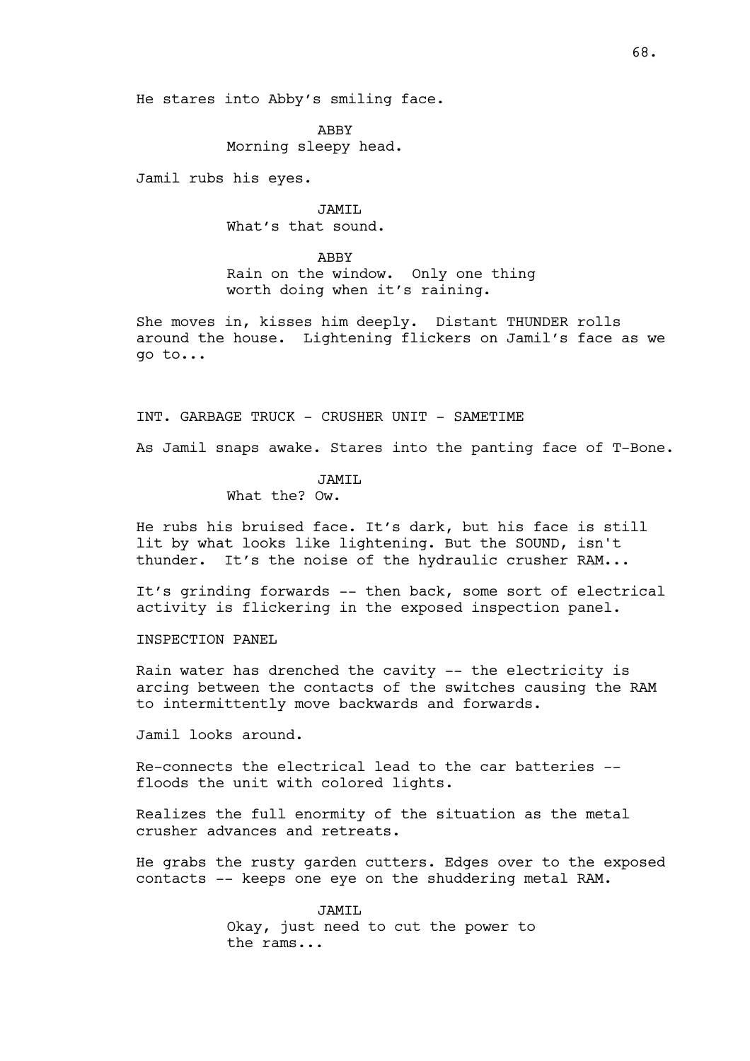He stares into Abby's smiling face.

ABBY
Morning sleepy head.

Jamil rubs his eyes.

JAMIL
What's that sound.

ABBY
Rain on the window. Only one thing worth doing when it's raining.

She moves in, kisses him deeply. Distant THUNDER rolls around the house. Lightening flickers on Jamil's face as we go to...

INT. GARBAGE TRUCK - CRUSHER UNIT - SAMETIME

As Jamil snaps awake. Stares into the panting face of T-Bone.

JAMIL
What the? Ow.

He rubs his bruised face. It's dark, but his face is still lit by what looks like lightening. But the SOUND, isn't thunder. It's the noise of the hydraulic crusher RAM...

It's grinding forwards -- then back, some sort of electrical activity is flickering in the exposed inspection panel.

INSPECTION PANEL

Rain water has drenched the cavity -- the electricity is arcing between the contacts of the switches causing the RAM to intermittently move backwards and forwards.

Jamil looks around.

Re-connects the electrical lead to the car batteries -- floods the unit with colored lights.

Realizes the full enormity of the situation as the metal crusher advances and retreats.

He grabs the rusty garden cutters. Edges over to the exposed contacts -- keeps one eye on the shuddering metal RAM.

JAMIL
Okay, just need to cut the power to the rams...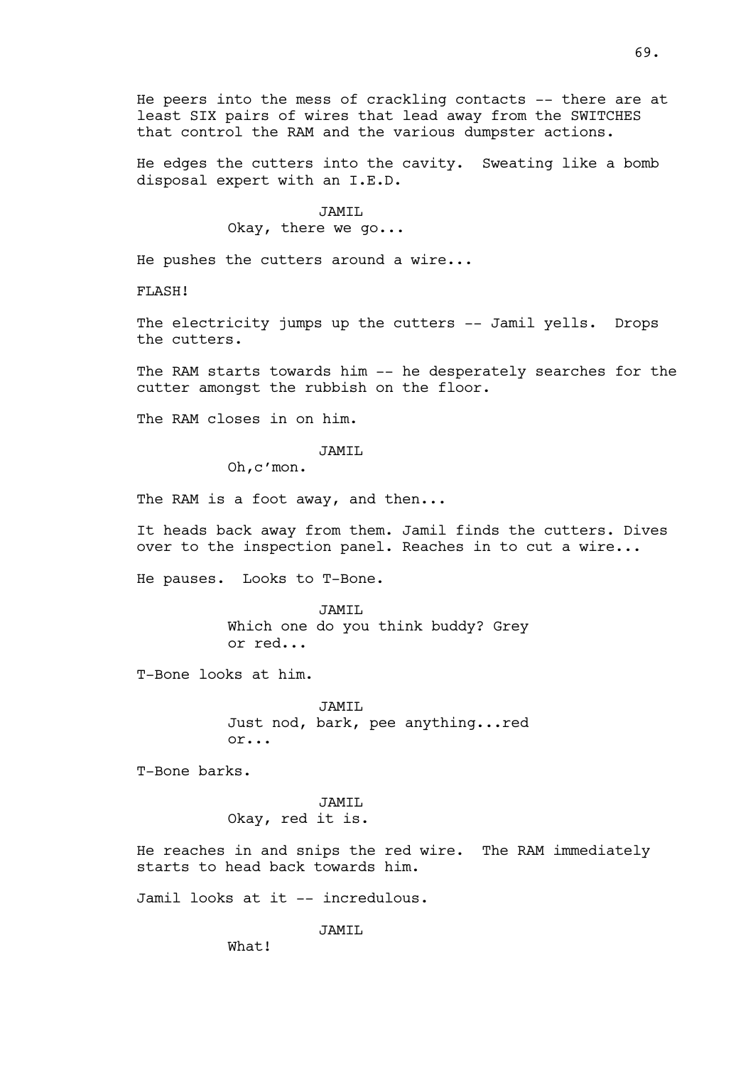He peers into the mess of crackling contacts -- there are at least SIX pairs of wires that lead away from the SWITCHES that control the RAM and the various dumpster actions.

He edges the cutters into the cavity. Sweating like a bomb disposal expert with an I.E.D.

JAMIL
Okay, there we go...

He pushes the cutters around a wire...

FLASH!

The electricity jumps up the cutters -- Jamil yells. Drops the cutters.

The RAM starts towards him -- he desperately searches for the cutter amongst the rubbish on the floor.

The RAM closes in on him.

JAMIL
Oh,c'mon.

The RAM is a foot away, and then...

It heads back away from them. Jamil finds the cutters. Dives over to the inspection panel. Reaches in to cut a wire...

He pauses. Looks to T-Bone.

JAMIL
Which one do you think buddy? Grey or red...

T-Bone looks at him.

JAMIL
Just nod, bark, pee anything...red or...

T-Bone barks.

JAMIL
Okay, red it is.

He reaches in and snips the red wire. The RAM immediately starts to head back towards him.

Jamil looks at it -- incredulous.

JAMIL
What!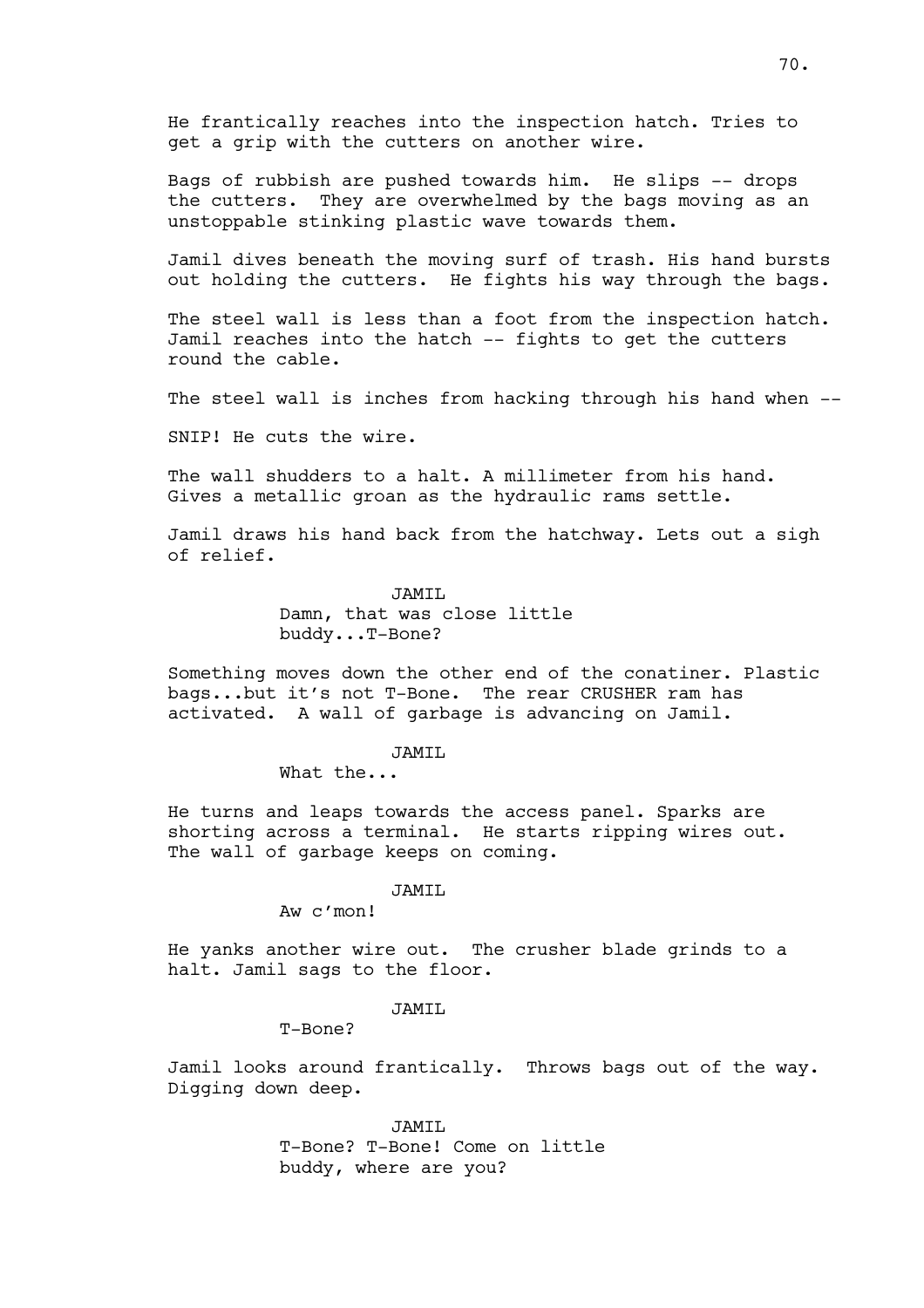He frantically reaches into the inspection hatch. Tries to get a grip with the cutters on another wire.

Bags of rubbish are pushed towards him. He slips -- drops the cutters. They are overwhelmed by the bags moving as an unstoppable stinking plastic wave towards them.

Jamil dives beneath the moving surf of trash. His hand bursts out holding the cutters. He fights his way through the bags.

The steel wall is less than a foot from the inspection hatch. Jamil reaches into the hatch -- fights to get the cutters round the cable.

The steel wall is inches from hacking through his hand when --

SNIP! He cuts the wire.

The wall shudders to a halt. A millimeter from his hand. Gives a metallic groan as the hydraulic rams settle.

Jamil draws his hand back from the hatchway. Lets out a sigh of relief.

JAMIL
Damn, that was close little buddy...T-Bone?

Something moves down the other end of the conatiner. Plastic bags...but it's not T-Bone. The rear CRUSHER ram has activated. A wall of garbage is advancing on Jamil.

JAMIL
What the...

He turns and leaps towards the access panel. Sparks are shorting across a terminal. He starts ripping wires out. The wall of garbage keeps on coming.

JAMIL
Aw c'mon!

He yanks another wire out. The crusher blade grinds to a halt. Jamil sags to the floor.

JAMIL
T-Bone?

Jamil looks around frantically. Throws bags out of the way. Digging down deep.

JAMIL
T-Bone? T-Bone! Come on little buddy, where are you?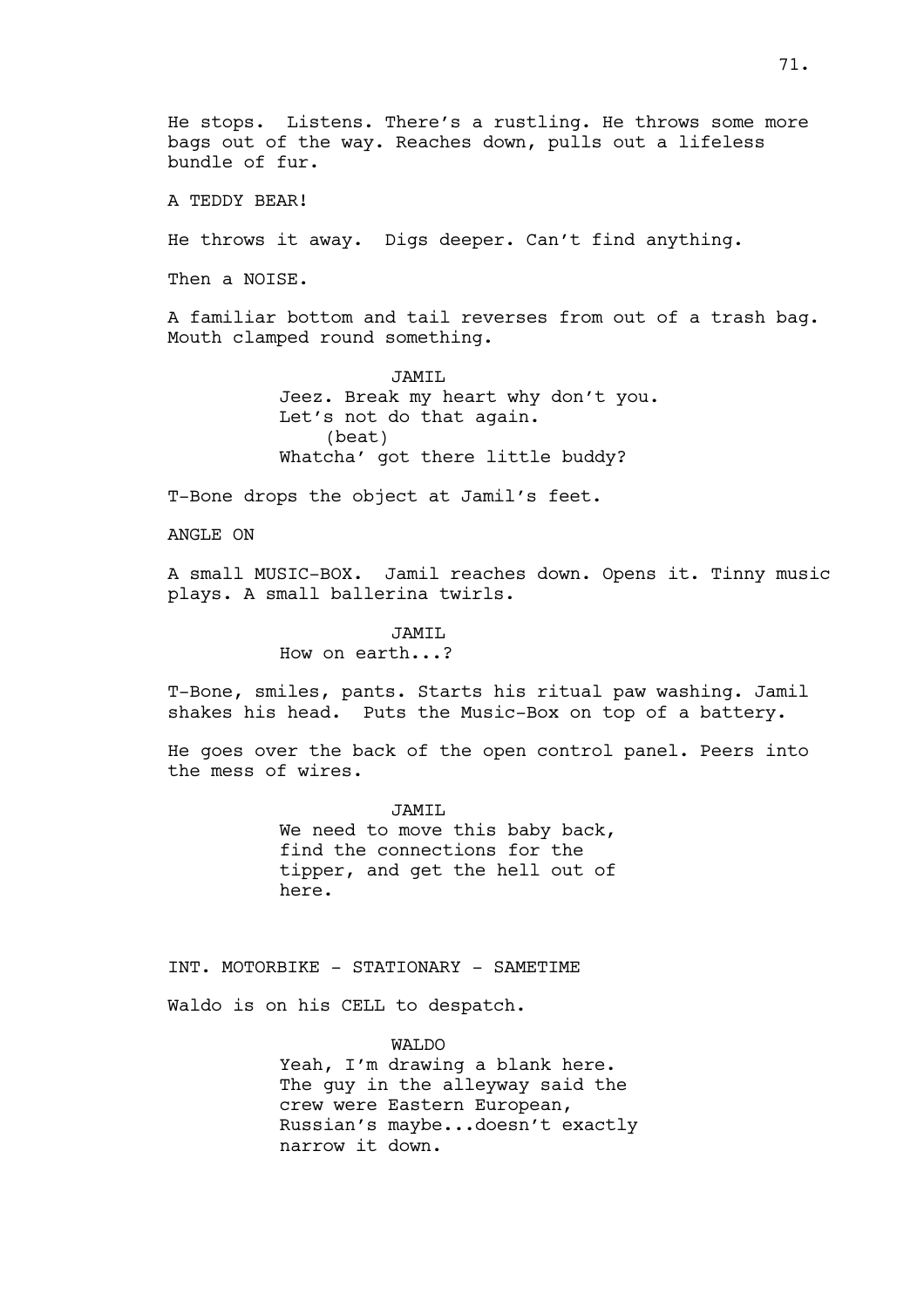He stops. Listens. There's a rustling. He throws some more bags out of the way. Reaches down, pulls out a lifeless bundle of fur.

A TEDDY BEAR!

He throws it away. Digs deeper. Can't find anything.

Then a NOISE.

A familiar bottom and tail reverses from out of a trash bag. Mouth clamped round something.

JAMIL

Jeez. Break my heart why don't you. Let's not do that again.

(beat)

Whatcha' got there little buddy?

T-Bone drops the object at Jamil's feet.

ANGLE ON

A small MUSIC-BOX. Jamil reaches down. Opens it. Tinny music plays. A small ballerina twirls.

JAMIL

How on earth...?

T-Bone, smiles, pants. Starts his ritual paw washing. Jamil shakes his head. Puts the Music-Box on top of a battery.

He goes over the back of the open control panel. Peers into the mess of wires.

JAMIL

We need to move this baby back, find the connections for the tipper, and get the hell out of here.

INT. MOTORBIKE - STATIONARY - SAMETIME

Waldo is on his CELL to despatch.

WALDO

Yeah, I'm drawing a blank here. The guy in the alleyway said the crew were Eastern European, Russian's maybe...doesn't exactly narrow it down.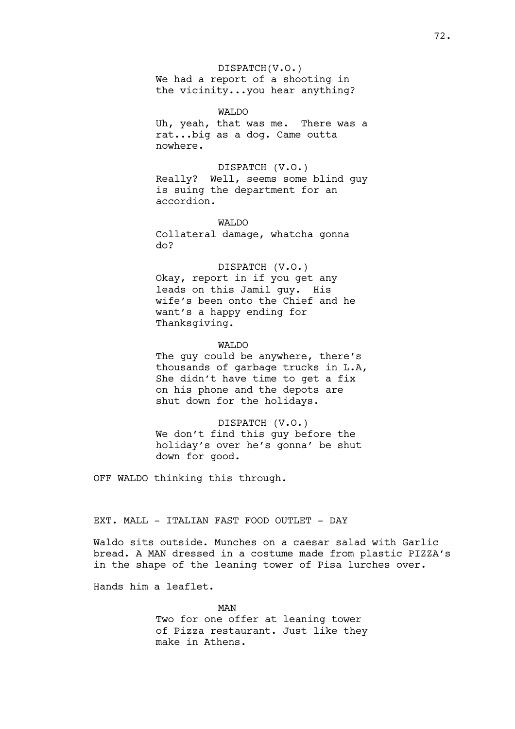DISPATCH(V.O.)
We had a report of a shooting in the vicinity...you hear anything?

WALDO
Uh, yeah, that was me. There was a rat...big as a dog. Came outta nowhere.

DISPATCH (V.O.)
Really? Well, seems some blind guy is suing the department for an accordion.

WALDO
Collateral damage, whatcha gonna do?

DISPATCH (V.O.)
Okay, report in if you get any leads on this Jamil guy. His wife's been onto the Chief and he want's a happy ending for Thanksgiving.

WALDO
The guy could be anywhere, there's thousands of garbage trucks in L.A, She didn't have time to get a fix on his phone and the depots are shut down for the holidays.

DISPATCH (V.O.)
We don't find this guy before the holiday's over he's gonna' be shut down for good.

OFF WALDO thinking this through.

EXT. MALL - ITALIAN FAST FOOD OUTLET - DAY

Waldo sits outside. Munches on a caesar salad with Garlic bread. A MAN dressed in a costume made from plastic PIZZA's in the shape of the leaning tower of Pisa lurches over.

Hands him a leaflet.

MAN
Two for one offer at leaning tower of Pizza restaurant. Just like they make in Athens.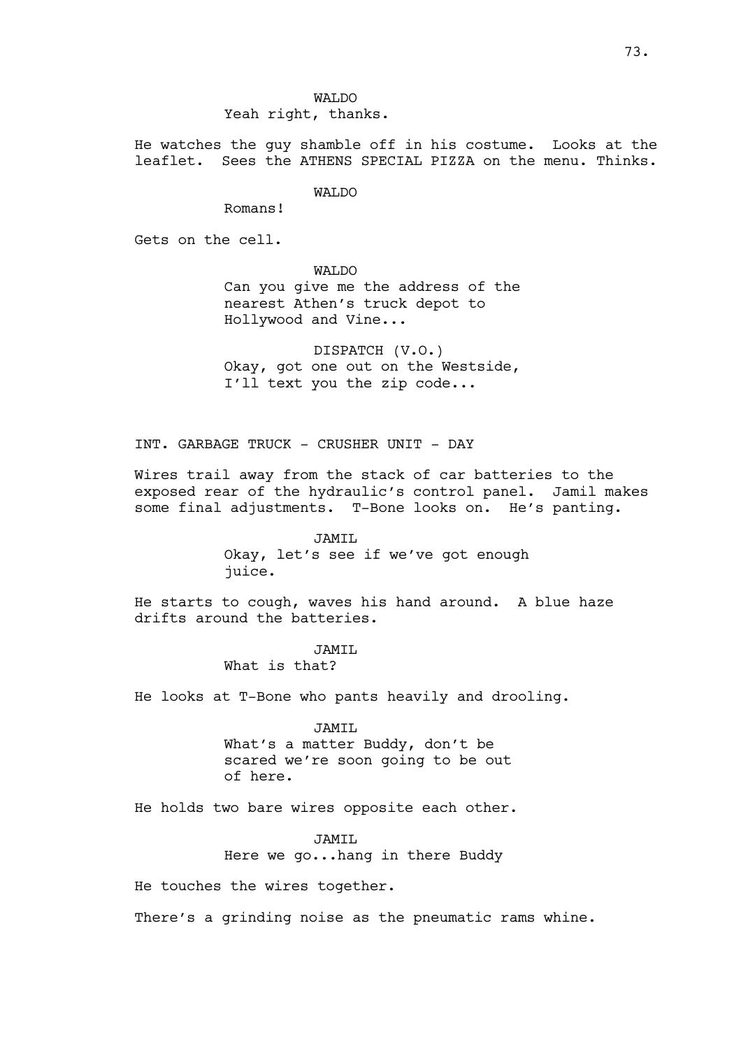WALDO

Yeah right, thanks.

He watches the guy shamble off in his costume. Looks at the leaflet. Sees the ATHENS SPECIAL PIZZA on the menu. Thinks.

WALDO

Romans!

Gets on the cell.

WALDO

Can you give me the address of the nearest Athen's truck depot to Hollywood and Vine...

DISPATCH (V.O.)

Okay, got one out on the Westside, I'll text you the zip code...

INT. GARBAGE TRUCK - CRUSHER UNIT - DAY

Wires trail away from the stack of car batteries to the exposed rear of the hydraulic's control panel. Jamil makes some final adjustments. T-Bone looks on. He's panting.

JAMIL

Okay, let's see if we've got enough juice.

He starts to cough, waves his hand around. A blue haze drifts around the batteries.

JAMIL

What is that?

He looks at T-Bone who pants heavily and drooling.

JAMIL

What's a matter Buddy, don't be scared we're soon going to be out of here.

He holds two bare wires opposite each other.

JAMIL

Here we go...hang in there Buddy

He touches the wires together.

There's a grinding noise as the pneumatic rams whine.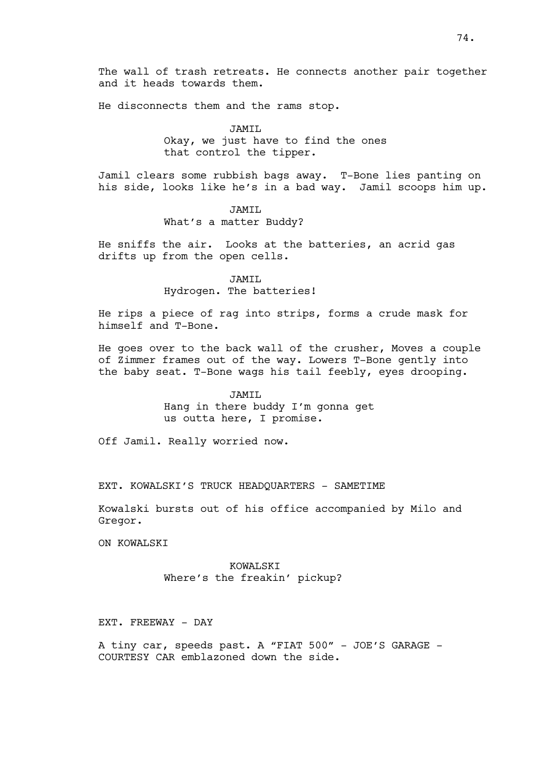The wall of trash retreats. He connects another pair together and it heads towards them.

He disconnects them and the rams stop.

JAMIL
Okay, we just have to find the ones that control the tipper.

Jamil clears some rubbish bags away. T-Bone lies panting on his side, looks like he's in a bad way. Jamil scoops him up.

JAMIL
What's a matter Buddy?

He sniffs the air. Looks at the batteries, an acrid gas drifts up from the open cells.

JAMIL
Hydrogen. The batteries!

He rips a piece of rag into strips, forms a crude mask for himself and T-Bone.

He goes over to the back wall of the crusher, Moves a couple of Zimmer frames out of the way. Lowers T-Bone gently into the baby seat. T-Bone wags his tail feebly, eyes drooping.

JAMIL
Hang in there buddy I'm gonna get us outta here, I promise.

Off Jamil. Really worried now.

EXT. KOWALSKI'S TRUCK HEADQUARTERS - SAMETIME

Kowalski bursts out of his office accompanied by Milo and Gregor.

ON KOWALSKI

KOWALSKI
Where's the freakin' pickup?

EXT. FREEWAY - DAY

A tiny car, speeds past. A "FIAT 500" - JOE'S GARAGE - COURTESY CAR emblazoned down the side.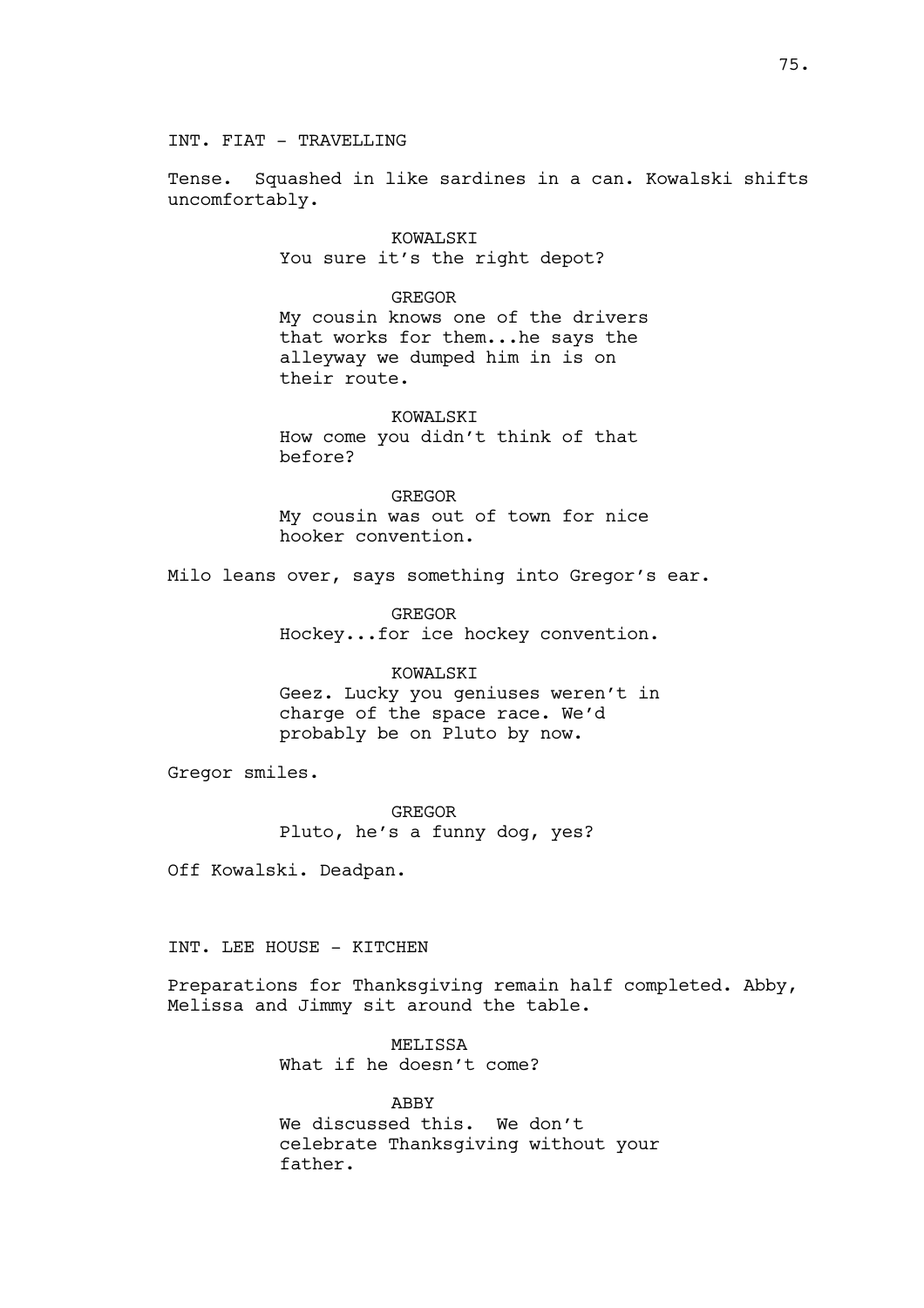INT. FIAT - TRAVELLING

Tense. Squashed in like sardines in a can. Kowalski shifts uncomfortably.

KOWALSKI
You sure it's the right depot?

GREGOR
My cousin knows one of the drivers that works for them...he says the alleyway we dumped him in is on their route.

KOWALSKI
How come you didn't think of that before?

GREGOR
My cousin was out of town for nice hooker convention.

Milo leans over, says something into Gregor's ear.

GREGOR
Hockey...for ice hockey convention.

KOWALSKI
Geez. Lucky you geniuses weren't in charge of the space race. We'd probably be on Pluto by now.

Gregor smiles.

GREGOR
Pluto, he's a funny dog, yes?

Off Kowalski. Deadpan.

INT. LEE HOUSE - KITCHEN

Preparations for Thanksgiving remain half completed. Abby, Melissa and Jimmy sit around the table.

MELISSA
What if he doesn't come?

ABBY
We discussed this. We don't celebrate Thanksgiving without your father.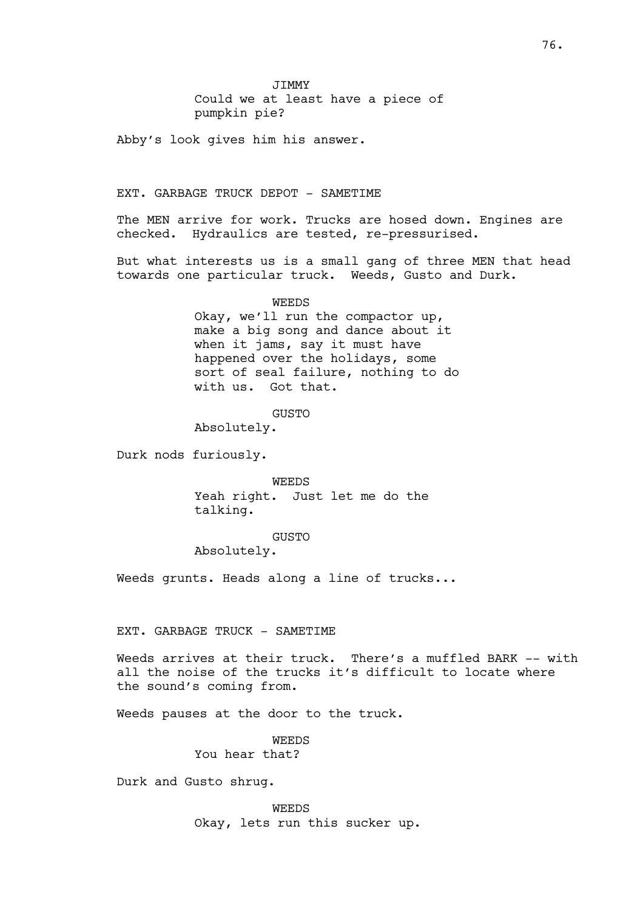JIMMY

Could we at least have a piece of pumpkin pie?

Abby's look gives him his answer.

EXT. GARBAGE TRUCK DEPOT - SAMETIME

The MEN arrive for work. Trucks are hosed down. Engines are checked. Hydraulics are tested, re-pressurised.

But what interests us is a small gang of three MEN that head towards one particular truck. Weeds, Gusto and Durk.

WEEDS

Okay, we'll run the compactor up, make a big song and dance about it when it jams, say it must have happened over the holidays, some sort of seal failure, nothing to do with us. Got that.

GUSTO

Absolutely.

Durk nods furiously.

WEEDS

Yeah right. Just let me do the talking.

GUSTO

Absolutely.

Weeds grunts. Heads along a line of trucks...

EXT. GARBAGE TRUCK - SAMETIME

Weeds arrives at their truck. There's a muffled BARK -- with all the noise of the trucks it's difficult to locate where the sound's coming from.

Weeds pauses at the door to the truck.

WEEDS

You hear that?

Durk and Gusto shrug.

WEEDS

Okay, lets run this sucker up.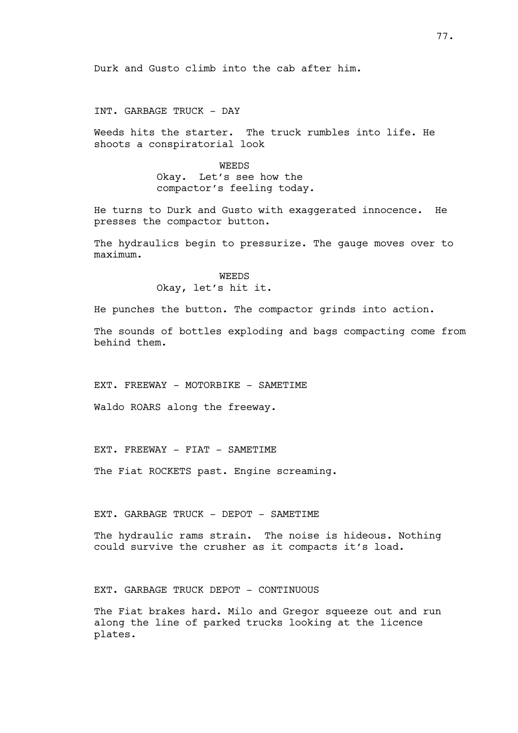Durk and Gusto climb into the cab after him.

INT. GARBAGE TRUCK - DAY

Weeds hits the starter. The truck rumbles into life. He shoots a conspiratorial look

WEEDS
Okay. Let's see how the compactor's feeling today.

He turns to Durk and Gusto with exaggerated innocence. He presses the compactor button.

The hydraulics begin to pressurize. The gauge moves over to maximum.

WEEDS
Okay, let's hit it.

He punches the button. The compactor grinds into action.

The sounds of bottles exploding and bags compacting come from behind them.

EXT. FREEWAY - MOTORBIKE - SAMETIME

Waldo ROARS along the freeway.

EXT. FREEWAY - FIAT - SAMETIME

The Fiat ROCKETS past. Engine screaming.

EXT. GARBAGE TRUCK - DEPOT - SAMETIME

The hydraulic rams strain. The noise is hideous. Nothing could survive the crusher as it compacts it's load.

EXT. GARBAGE TRUCK DEPOT - CONTINUOUS

The Fiat brakes hard. Milo and Gregor squeeze out and run along the line of parked trucks looking at the licence plates.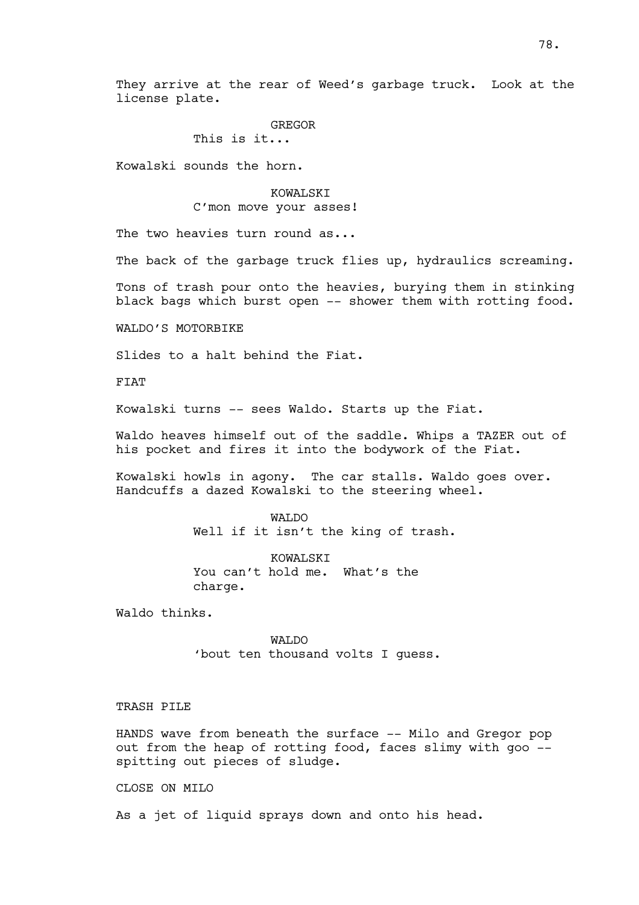They arrive at the rear of Weed's garbage truck. Look at the license plate.

GREGOR
This is it...

Kowalski sounds the horn.

KOWALSKI
C'mon move your asses!

The two heavies turn round as...

The back of the garbage truck flies up, hydraulics screaming.

Tons of trash pour onto the heavies, burying them in stinking black bags which burst open -- shower them with rotting food.

WALDO'S MOTORBIKE

Slides to a halt behind the Fiat.

FIAT

Kowalski turns -- sees Waldo. Starts up the Fiat.

Waldo heaves himself out of the saddle. Whips a TAZER out of his pocket and fires it into the bodywork of the Fiat.

Kowalski howls in agony. The car stalls. Waldo goes over. Handcuffs a dazed Kowalski to the steering wheel.

WALDO
Well if it isn't the king of trash.

KOWALSKI
You can't hold me. What's the charge.

Waldo thinks.

WALDO
'bout ten thousand volts I guess.

TRASH PILE

HANDS wave from beneath the surface -- Milo and Gregor pop out from the heap of rotting food, faces slimy with goo -- spitting out pieces of sludge.

CLOSE ON MILO

As a jet of liquid sprays down and onto his head.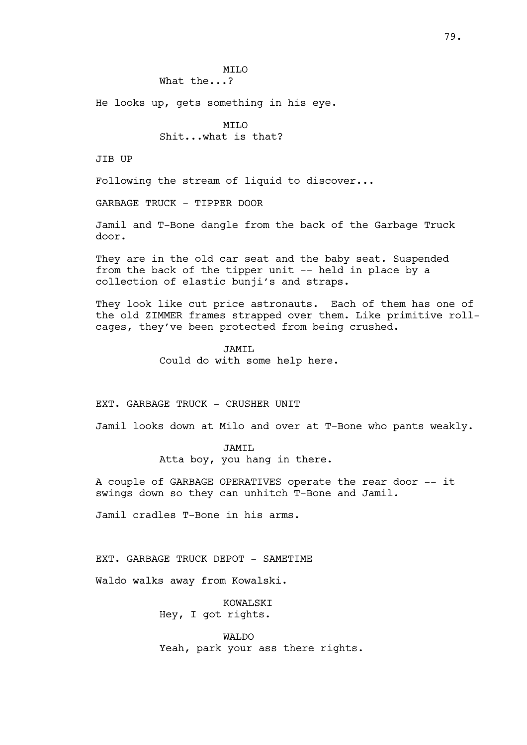MILO
What the...?

He looks up, gets something in his eye.

MILO
Shit...what is that?

JIB UP

Following the stream of liquid to discover...

GARBAGE TRUCK - TIPPER DOOR

Jamil and T-Bone dangle from the back of the Garbage Truck door.

They are in the old car seat and the baby seat. Suspended from the back of the tipper unit -- held in place by a collection of elastic bunji's and straps.

They look like cut price astronauts. Each of them has one of the old ZIMMER frames strapped over them. Like primitive roll-cages, they've been protected from being crushed.

JAMIL
Could do with some help here.

EXT. GARBAGE TRUCK - CRUSHER UNIT

Jamil looks down at Milo and over at T-Bone who pants weakly.

JAMIL
Atta boy, you hang in there.

A couple of GARBAGE OPERATIVES operate the rear door -- it swings down so they can unhitch T-Bone and Jamil.

Jamil cradles T-Bone in his arms.

EXT. GARBAGE TRUCK DEPOT - SAMETIME

Waldo walks away from Kowalski.

KOWALSKI
Hey, I got rights.

WALDO
Yeah, park your ass there rights.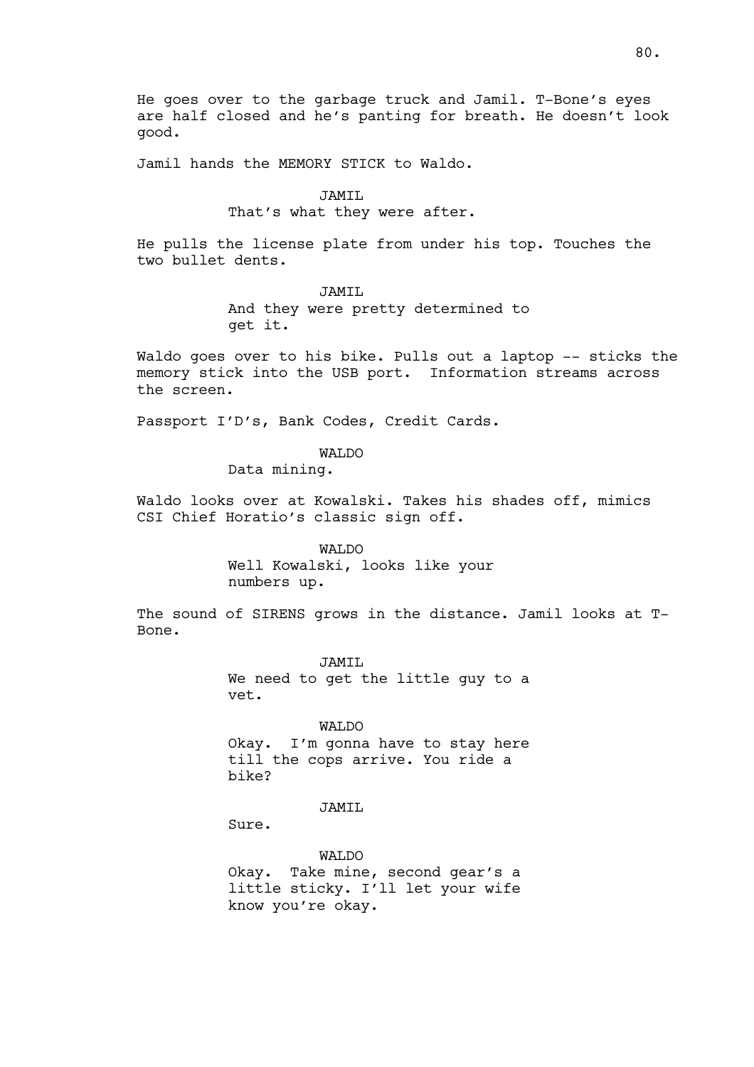He goes over to the garbage truck and Jamil. T-Bone's eyes are half closed and he's panting for breath. He doesn't look good.

Jamil hands the MEMORY STICK to Waldo.

JAMIL
That's what they were after.

He pulls the license plate from under his top. Touches the two bullet dents.

JAMIL
And they were pretty determined to get it.

Waldo goes over to his bike. Pulls out a laptop -- sticks the memory stick into the USB port. Information streams across the screen.

Passport I'D's, Bank Codes, Credit Cards.

WALDO
Data mining.

Waldo looks over at Kowalski. Takes his shades off, mimics CSI Chief Horatio's classic sign off.

WALDO
Well Kowalski, looks like your numbers up.

The sound of SIRENS grows in the distance. Jamil looks at T-Bone.

JAMIL
We need to get the little guy to a vet.

WALDO
Okay. I'm gonna have to stay here till the cops arrive. You ride a bike?

JAMIL
Sure.

WALDO
Okay. Take mine, second gear's a little sticky. I'll let your wife know you're okay.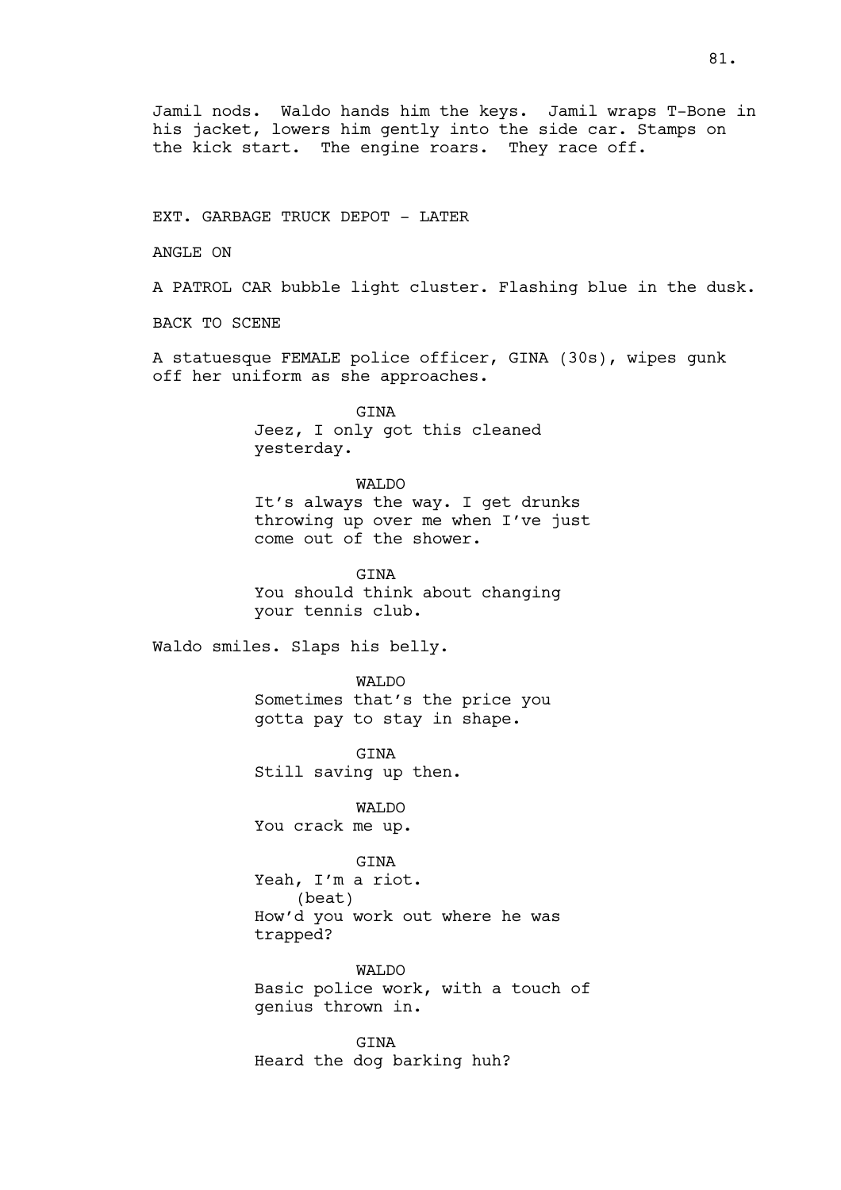Jamil nods. Waldo hands him the keys. Jamil wraps T-Bone in his jacket, lowers him gently into the side car. Stamps on the kick start. The engine roars. They race off.

EXT. GARBAGE TRUCK DEPOT - LATER

ANGLE ON

A PATROL CAR bubble light cluster. Flashing blue in the dusk.

BACK TO SCENE

A statuesque FEMALE police officer, GINA (30s), wipes gunk off her uniform as she approaches.

GINA
Jeez, I only got this cleaned yesterday.

WALDO
It's always the way. I get drunks throwing up over me when I've just come out of the shower.

GINA
You should think about changing your tennis club.

Waldo smiles. Slaps his belly.

WALDO
Sometimes that's the price you gotta pay to stay in shape.

GINA
Still saving up then.

WALDO
You crack me up.

GINA
Yeah, I'm a riot.
(beat)
How'd you work out where he was trapped?

WALDO
Basic police work, with a touch of genius thrown in.

GINA
Heard the dog barking huh?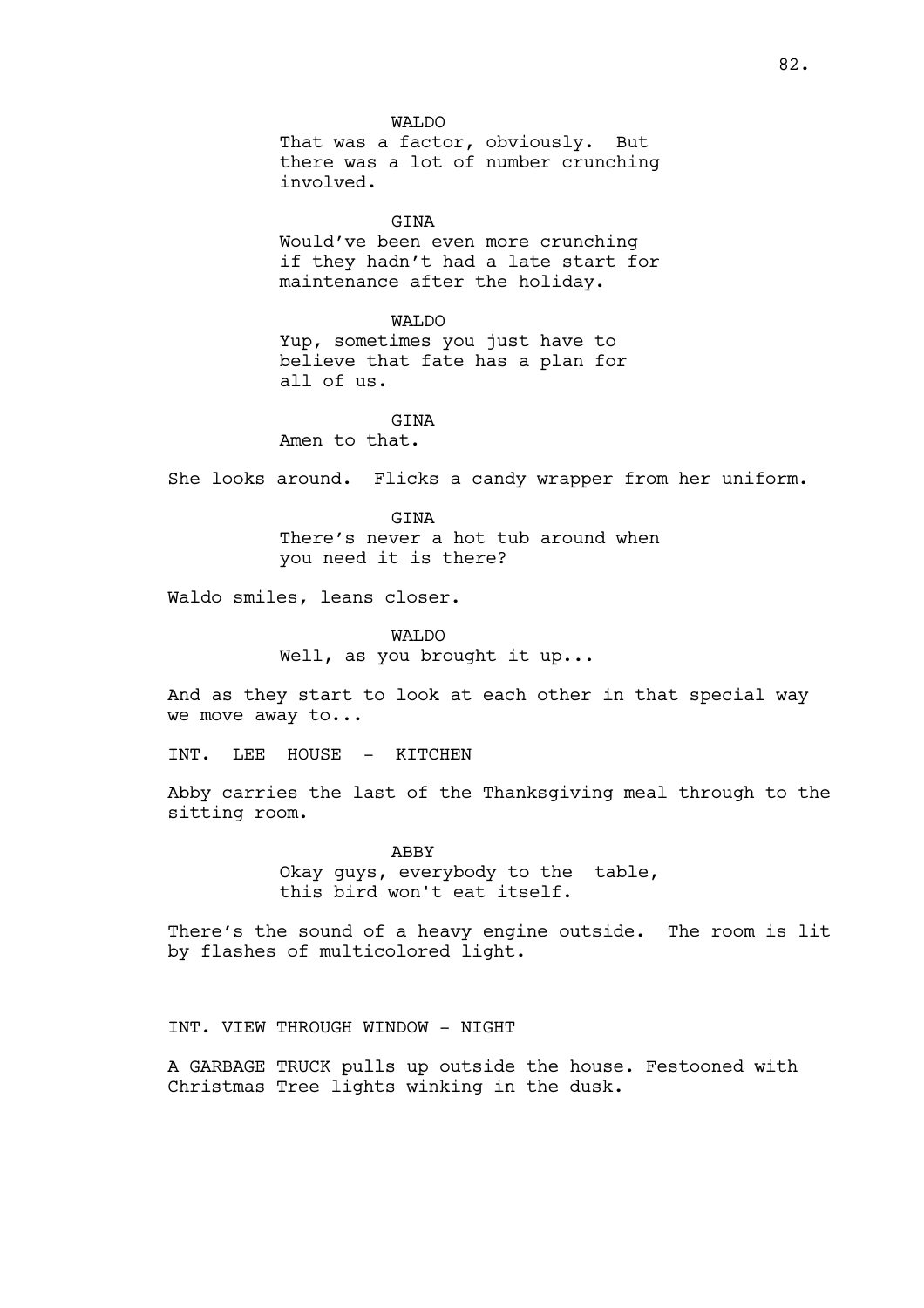WALDO

That was a factor, obviously. But there was a lot of number crunching involved.

GINA

Would've been even more crunching if they hadn't had a late start for maintenance after the holiday.

WALDO

Yup, sometimes you just have to believe that fate has a plan for all of us.

GINA

Amen to that.

She looks around. Flicks a candy wrapper from her uniform.

GINA

There's never a hot tub around when you need it is there?

Waldo smiles, leans closer.

WALDO

Well, as you brought it up...

And as they start to look at each other in that special way we move away to...

INT. LEE HOUSE - KITCHEN

Abby carries the last of the Thanksgiving meal through to the sitting room.

ABBY

Okay guys, everybody to the table, this bird won't eat itself.

There's the sound of a heavy engine outside. The room is lit by flashes of multicolored light.

INT. VIEW THROUGH WINDOW - NIGHT

A GARBAGE TRUCK pulls up outside the house. Festooned with Christmas Tree lights winking in the dusk.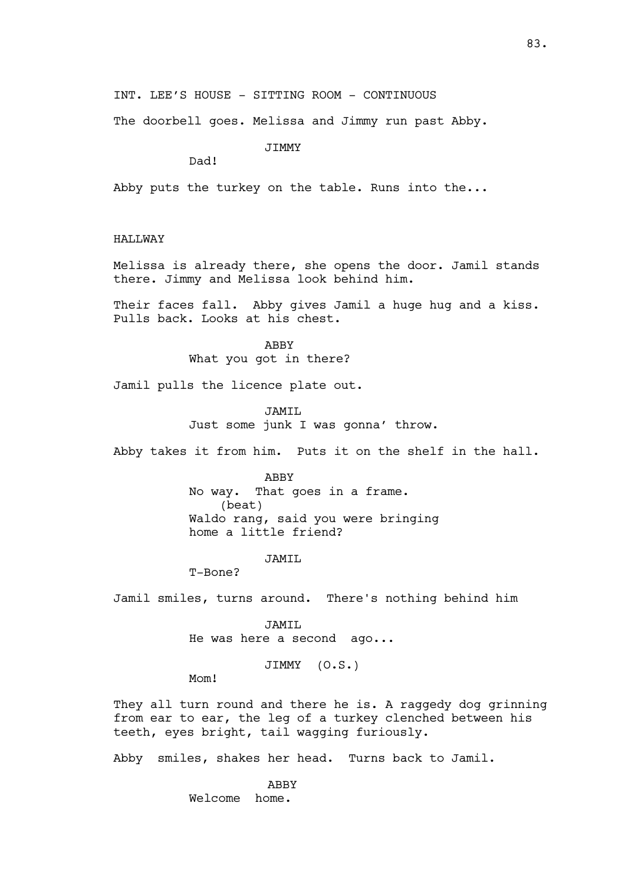INT. LEE'S HOUSE - SITTING ROOM - CONTINUOUS

The doorbell goes. Melissa and Jimmy run past Abby.

JIMMY
Dad!

Abby puts the turkey on the table. Runs into the...

HALLWAY

Melissa is already there, she opens the door. Jamil stands there. Jimmy and Melissa look behind him.

Their faces fall. Abby gives Jamil a huge hug and a kiss. Pulls back. Looks at his chest.

ABBY
What you got in there?

Jamil pulls the licence plate out.

JAMIL
Just some junk I was gonna' throw.

Abby takes it from him. Puts it on the shelf in the hall.

ABBY
No way. That goes in a frame.
(beat)
Waldo rang, said you were bringing home a little friend?

JAMIL
T-Bone?

Jamil smiles, turns around. There's nothing behind him

JAMIL
He was here a second ago...

JIMMY (O.S.)
Mom!

They all turn round and there he is. A raggedy dog grinning from ear to ear, the leg of a turkey clenched between his teeth, eyes bright, tail wagging furiously.

Abby smiles, shakes her head. Turns back to Jamil.

ABBY
Welcome home.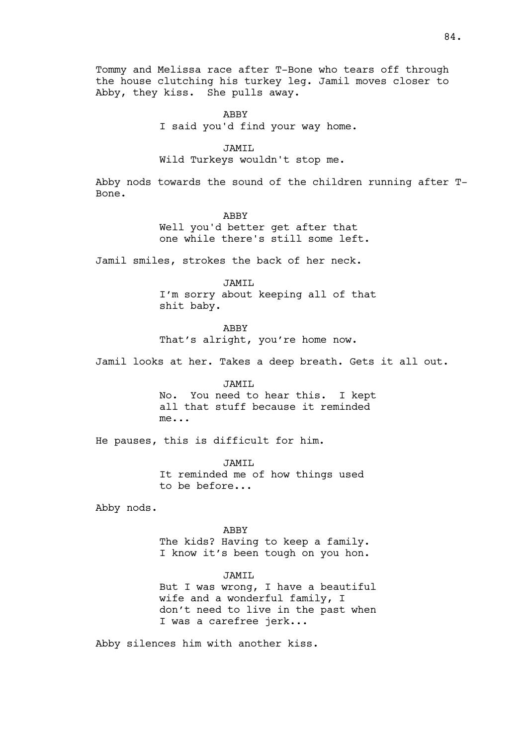Tommy and Melissa race after T-Bone who tears off through the house clutching his turkey leg. Jamil moves closer to Abby, they kiss. She pulls away.

ABBY
I said you'd find your way home.

JAMIL
Wild Turkeys wouldn't stop me.

Abby nods towards the sound of the children running after T-Bone.

ABBY
Well you'd better get after that one while there's still some left.

Jamil smiles, strokes the back of her neck.

JAMIL
I'm sorry about keeping all of that shit baby.

ABBY
That's alright, you're home now.

Jamil looks at her. Takes a deep breath. Gets it all out.

JAMIL
No. You need to hear this. I kept all that stuff because it reminded me...

He pauses, this is difficult for him.

JAMIL
It reminded me of how things used to be before...

Abby nods.

ABBY
The kids? Having to keep a family. I know it's been tough on you hon.

JAMIL
But I was wrong, I have a beautiful wife and a wonderful family, I don't need to live in the past when I was a carefree jerk...

Abby silences him with another kiss.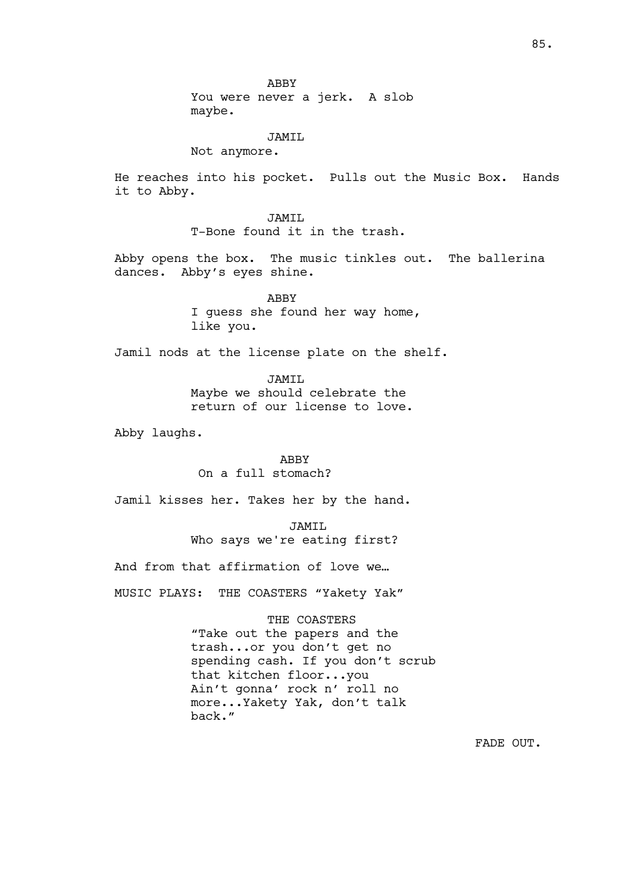ABBY
You were never a jerk. A slob maybe.

JAMIL
Not anymore.

He reaches into his pocket. Pulls out the Music Box. Hands it to Abby.

JAMIL
T-Bone found it in the trash.

Abby opens the box. The music tinkles out. The ballerina dances. Abby's eyes shine.

ABBY
I guess she found her way home, like you.

Jamil nods at the license plate on the shelf.

JAMIL
Maybe we should celebrate the return of our license to love.

Abby laughs.

ABBY
On a full stomach?

Jamil kisses her. Takes her by the hand.

JAMIL
Who says we're eating first?

And from that affirmation of love we…

MUSIC PLAYS: THE COASTERS "Yakety Yak"

THE COASTERS
"Take out the papers and the trash...or you don't get no spending cash. If you don't scrub that kitchen floor...you Ain't gonna' rock n' roll no more...Yakety Yak, don't talk back."

FADE OUT.